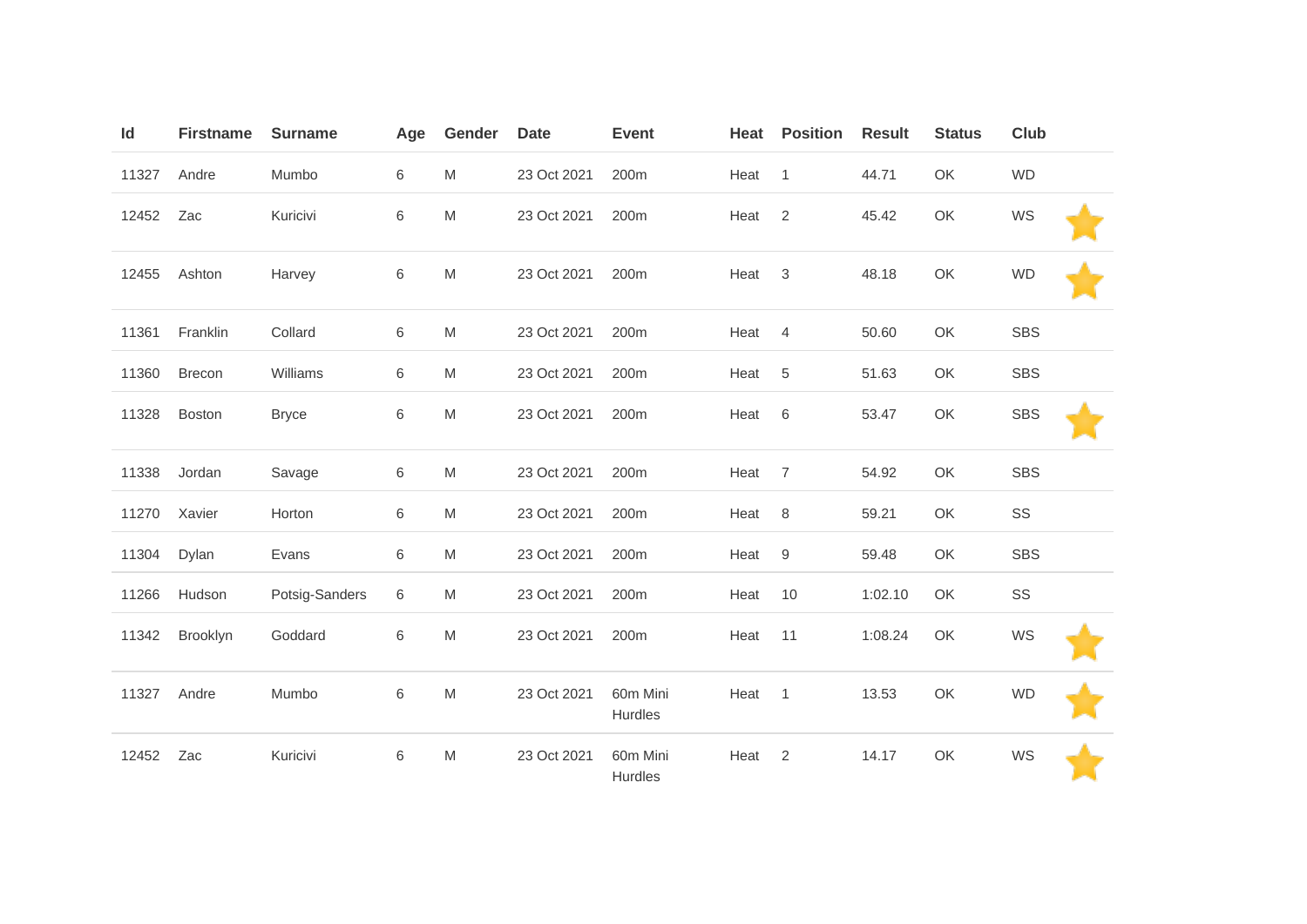| Id | Firstname | Surname | Age | Gender | Date | Event | Heat | Position | Result | Status | Club | |
|---|---|---|---|---|---|---|---|---|---|---|---|---|
| 11327 | Andre | Mumbo | 6 | M | 23 Oct 2021 | 200m | Heat | 1 | 44.71 | OK | WD | |
| 12452 | Zac | Kuricivi | 6 | M | 23 Oct 2021 | 200m | Heat | 2 | 45.42 | OK | WS | ⭐ |
| 12455 | Ashton | Harvey | 6 | M | 23 Oct 2021 | 200m | Heat | 3 | 48.18 | OK | WD | ⭐ |
| 11361 | Franklin | Collard | 6 | M | 23 Oct 2021 | 200m | Heat | 4 | 50.60 | OK | SBS | |
| 11360 | Brecon | Williams | 6 | M | 23 Oct 2021 | 200m | Heat | 5 | 51.63 | OK | SBS | |
| 11328 | Boston | Bryce | 6 | M | 23 Oct 2021 | 200m | Heat | 6 | 53.47 | OK | SBS | ⭐ |
| 11338 | Jordan | Savage | 6 | M | 23 Oct 2021 | 200m | Heat | 7 | 54.92 | OK | SBS | |
| 11270 | Xavier | Horton | 6 | M | 23 Oct 2021 | 200m | Heat | 8 | 59.21 | OK | SS | |
| 11304 | Dylan | Evans | 6 | M | 23 Oct 2021 | 200m | Heat | 9 | 59.48 | OK | SBS | |
| 11266 | Hudson | Potsig-Sanders | 6 | M | 23 Oct 2021 | 200m | Heat | 10 | 1:02.10 | OK | SS | |
| 11342 | Brooklyn | Goddard | 6 | M | 23 Oct 2021 | 200m | Heat | 11 | 1:08.24 | OK | WS | ⭐ |
| 11327 | Andre | Mumbo | 6 | M | 23 Oct 2021 | 60m Mini Hurdles | Heat | 1 | 13.53 | OK | WD | ⭐ |
| 12452 | Zac | Kuricivi | 6 | M | 23 Oct 2021 | 60m Mini Hurdles | Heat | 2 | 14.17 | OK | WS | ⭐ |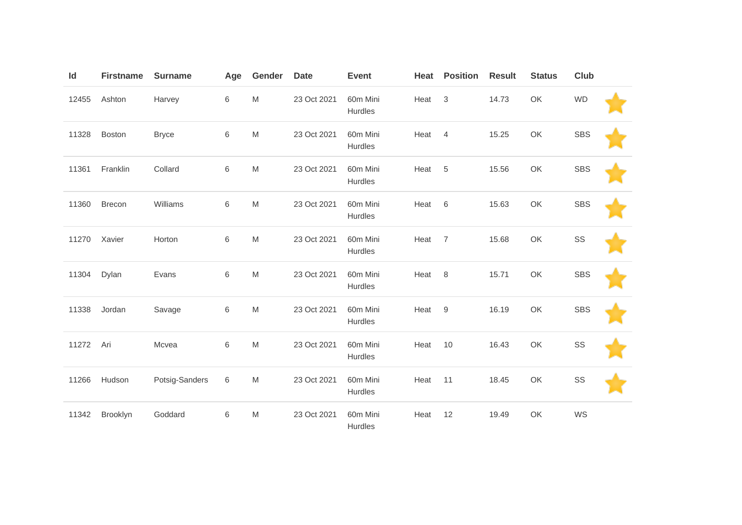| Id | Firstname | Surname | Age | Gender | Date | Event | Heat | Position | Result | Status | Club | |
|---|---|---|---|---|---|---|---|---|---|---|---|---|
| 12455 | Ashton | Harvey | 6 | M | 23 Oct 2021 | 60m Mini Hurdles | Heat | 3 | 14.73 | OK | WD | ⭐ |
| 11328 | Boston | Bryce | 6 | M | 23 Oct 2021 | 60m Mini Hurdles | Heat | 4 | 15.25 | OK | SBS | ⭐ |
| 11361 | Franklin | Collard | 6 | M | 23 Oct 2021 | 60m Mini Hurdles | Heat | 5 | 15.56 | OK | SBS | ⭐ |
| 11360 | Brecon | Williams | 6 | M | 23 Oct 2021 | 60m Mini Hurdles | Heat | 6 | 15.63 | OK | SBS | ⭐ |
| 11270 | Xavier | Horton | 6 | M | 23 Oct 2021 | 60m Mini Hurdles | Heat | 7 | 15.68 | OK | SS | ⭐ |
| 11304 | Dylan | Evans | 6 | M | 23 Oct 2021 | 60m Mini Hurdles | Heat | 8 | 15.71 | OK | SBS | ⭐ |
| 11338 | Jordan | Savage | 6 | M | 23 Oct 2021 | 60m Mini Hurdles | Heat | 9 | 16.19 | OK | SBS | ⭐ |
| 11272 | Ari | Mcvea | 6 | M | 23 Oct 2021 | 60m Mini Hurdles | Heat | 10 | 16.43 | OK | SS | ⭐ |
| 11266 | Hudson | Potsig-Sanders | 6 | M | 23 Oct 2021 | 60m Mini Hurdles | Heat | 11 | 18.45 | OK | SS | ⭐ |
| 11342 | Brooklyn | Goddard | 6 | M | 23 Oct 2021 | 60m Mini Hurdles | Heat | 12 | 19.49 | OK | WS | |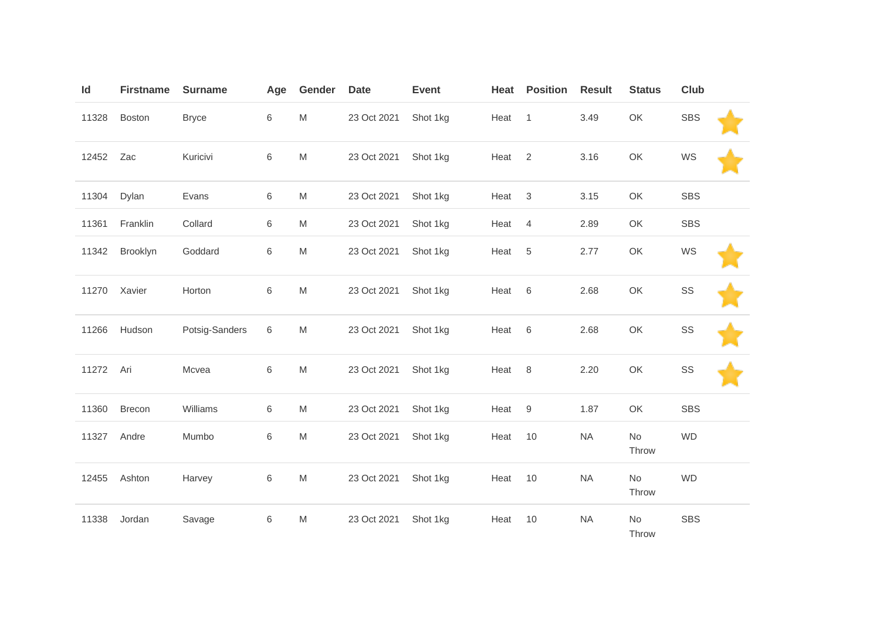| Id | Firstname | Surname | Age | Gender | Date | Event | Heat | Position | Result | Status | Club | |
|---|---|---|---|---|---|---|---|---|---|---|---|---|
| 11328 | Boston | Bryce | 6 | M | 23 Oct 2021 | Shot 1kg | Heat | 1 | 3.49 | OK | SBS | |
| 12452 | Zac | Kuricivi | 6 | M | 23 Oct 2021 | Shot 1kg | Heat | 2 | 3.16 | OK | WS | |
| 11304 | Dylan | Evans | 6 | M | 23 Oct 2021 | Shot 1kg | Heat | 3 | 3.15 | OK | SBS | |
| 11361 | Franklin | Collard | 6 | M | 23 Oct 2021 | Shot 1kg | Heat | 4 | 2.89 | OK | SBS | |
| 11342 | Brooklyn | Goddard | 6 | M | 23 Oct 2021 | Shot 1kg | Heat | 5 | 2.77 | OK | WS | |
| 11270 | Xavier | Horton | 6 | M | 23 Oct 2021 | Shot 1kg | Heat | 6 | 2.68 | OK | SS | |
| 11266 | Hudson | Potsig-Sanders | 6 | M | 23 Oct 2021 | Shot 1kg | Heat | 6 | 2.68 | OK | SS | |
| 11272 | Ari | Mcvea | 6 | M | 23 Oct 2021 | Shot 1kg | Heat | 8 | 2.20 | OK | SS | |
| 11360 | Brecon | Williams | 6 | M | 23 Oct 2021 | Shot 1kg | Heat | 9 | 1.87 | OK | SBS | |
| 11327 | Andre | Mumbo | 6 | M | 23 Oct 2021 | Shot 1kg | Heat | 10 | NA | No Throw | WD | |
| 12455 | Ashton | Harvey | 6 | M | 23 Oct 2021 | Shot 1kg | Heat | 10 | NA | No Throw | WD | |
| 11338 | Jordan | Savage | 6 | M | 23 Oct 2021 | Shot 1kg | Heat | 10 | NA | No Throw | SBS | |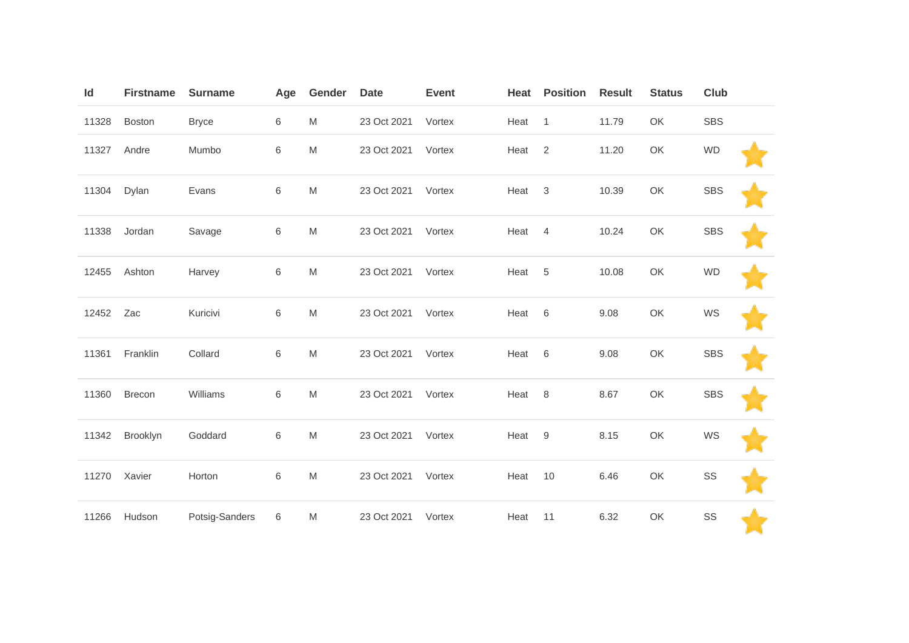| Id | Firstname | Surname | Age | Gender | Date | Event | Heat | Position | Result | Status | Club | |
|---|---|---|---|---|---|---|---|---|---|---|---|---|
| 11328 | Boston | Bryce | 6 | M | 23 Oct 2021 | Vortex | Heat | 1 | 11.79 | OK | SBS | |
| 11327 | Andre | Mumbo | 6 | M | 23 Oct 2021 | Vortex | Heat | 2 | 11.20 | OK | WD | |
| 11304 | Dylan | Evans | 6 | M | 23 Oct 2021 | Vortex | Heat | 3 | 10.39 | OK | SBS | |
| 11338 | Jordan | Savage | 6 | M | 23 Oct 2021 | Vortex | Heat | 4 | 10.24 | OK | SBS | |
| 12455 | Ashton | Harvey | 6 | M | 23 Oct 2021 | Vortex | Heat | 5 | 10.08 | OK | WD | |
| 12452 | Zac | Kuricivi | 6 | M | 23 Oct 2021 | Vortex | Heat | 6 | 9.08 | OK | WS | |
| 11361 | Franklin | Collard | 6 | M | 23 Oct 2021 | Vortex | Heat | 6 | 9.08 | OK | SBS | |
| 11360 | Brecon | Williams | 6 | M | 23 Oct 2021 | Vortex | Heat | 8 | 8.67 | OK | SBS | |
| 11342 | Brooklyn | Goddard | 6 | M | 23 Oct 2021 | Vortex | Heat | 9 | 8.15 | OK | WS | |
| 11270 | Xavier | Horton | 6 | M | 23 Oct 2021 | Vortex | Heat | 10 | 6.46 | OK | SS | |
| 11266 | Hudson | Potsig-Sanders | 6 | M | 23 Oct 2021 | Vortex | Heat | 11 | 6.32 | OK | SS | |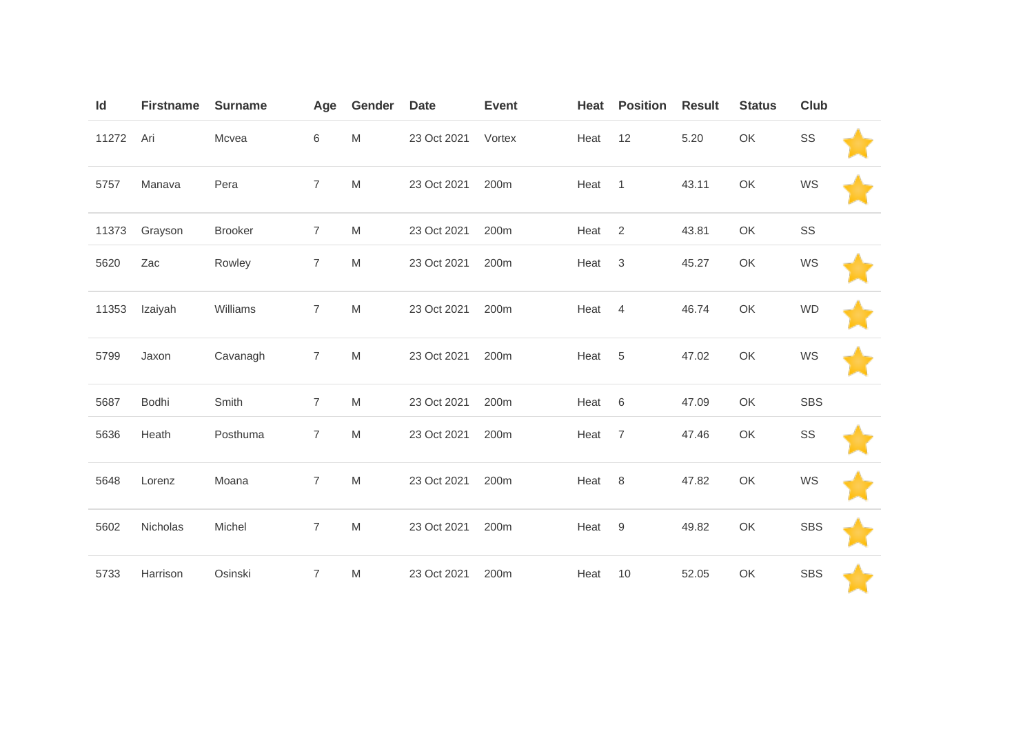| Id | Firstname | Surname | Age | Gender | Date | Event | Heat | Position | Result | Status | Club | |
|---|---|---|---|---|---|---|---|---|---|---|---|---|
| 11272 | Ari | Mcvea | 6 | M | 23 Oct 2021 | Vortex | Heat | 12 | 5.20 | OK | SS | ⭐ |
| 5757 | Manava | Pera | 7 | M | 23 Oct 2021 | 200m | Heat | 1 | 43.11 | OK | WS | ⭐ |
| 11373 | Grayson | Brooker | 7 | M | 23 Oct 2021 | 200m | Heat | 2 | 43.81 | OK | SS | |
| 5620 | Zac | Rowley | 7 | M | 23 Oct 2021 | 200m | Heat | 3 | 45.27 | OK | WS | ⭐ |
| 11353 | Izaiyah | Williams | 7 | M | 23 Oct 2021 | 200m | Heat | 4 | 46.74 | OK | WD | ⭐ |
| 5799 | Jaxon | Cavanagh | 7 | M | 23 Oct 2021 | 200m | Heat | 5 | 47.02 | OK | WS | ⭐ |
| 5687 | Bodhi | Smith | 7 | M | 23 Oct 2021 | 200m | Heat | 6 | 47.09 | OK | SBS | |
| 5636 | Heath | Posthuma | 7 | M | 23 Oct 2021 | 200m | Heat | 7 | 47.46 | OK | SS | ⭐ |
| 5648 | Lorenz | Moana | 7 | M | 23 Oct 2021 | 200m | Heat | 8 | 47.82 | OK | WS | ⭐ |
| 5602 | Nicholas | Michel | 7 | M | 23 Oct 2021 | 200m | Heat | 9 | 49.82 | OK | SBS | ⭐ |
| 5733 | Harrison | Osinski | 7 | M | 23 Oct 2021 | 200m | Heat | 10 | 52.05 | OK | SBS | ⭐ |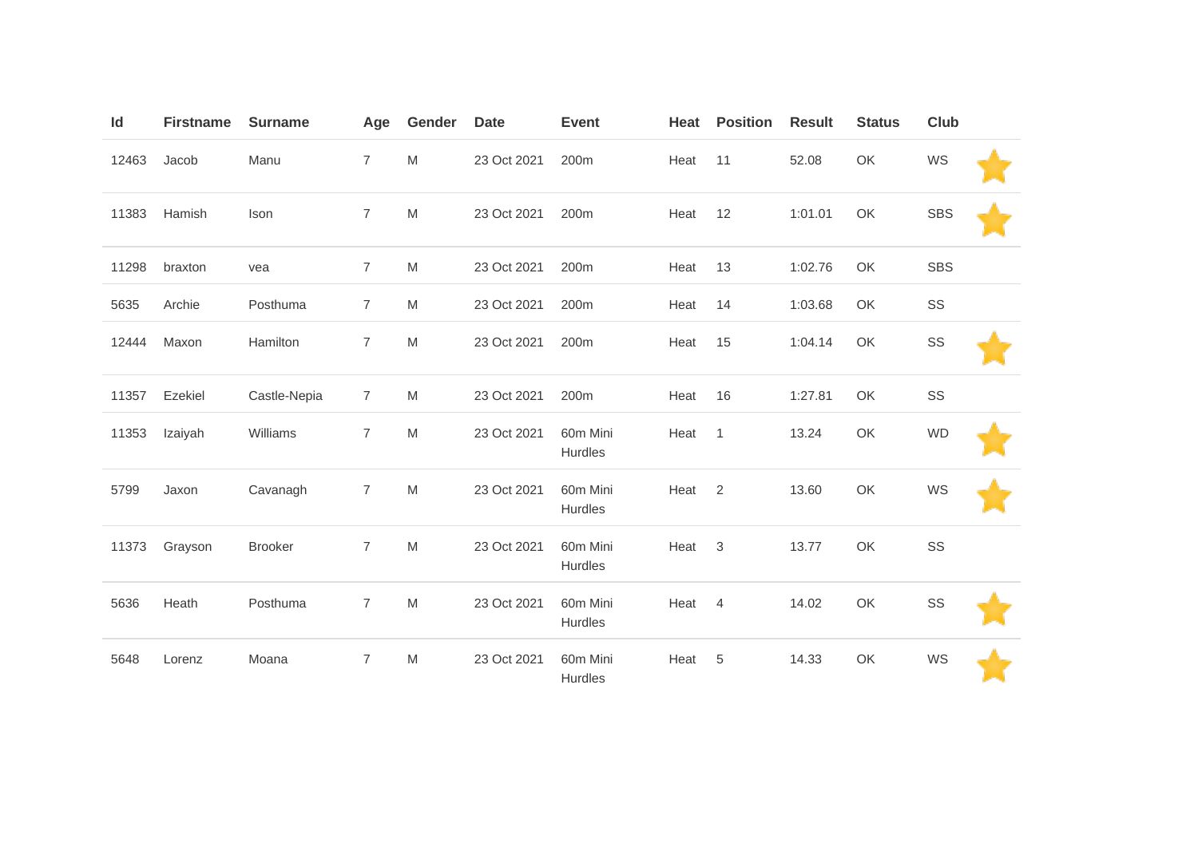| Id | Firstname | Surname | Age | Gender | Date | Event | Heat | Position | Result | Status | Club | |
|---|---|---|---|---|---|---|---|---|---|---|---|---|
| 12463 | Jacob | Manu | 7 | M | 23 Oct 2021 | 200m | Heat | 11 | 52.08 | OK | WS | ⭐ |
| 11383 | Hamish | Ison | 7 | M | 23 Oct 2021 | 200m | Heat | 12 | 1:01.01 | OK | SBS | ⭐ |
| 11298 | braxton | vea | 7 | M | 23 Oct 2021 | 200m | Heat | 13 | 1:02.76 | OK | SBS | |
| 5635 | Archie | Posthuma | 7 | M | 23 Oct 2021 | 200m | Heat | 14 | 1:03.68 | OK | SS | |
| 12444 | Maxon | Hamilton | 7 | M | 23 Oct 2021 | 200m | Heat | 15 | 1:04.14 | OK | SS | ⭐ |
| 11357 | Ezekiel | Castle-Nepia | 7 | M | 23 Oct 2021 | 200m | Heat | 16 | 1:27.81 | OK | SS | |
| 11353 | Izaiyah | Williams | 7 | M | 23 Oct 2021 | 60m Mini Hurdles | Heat | 1 | 13.24 | OK | WD | ⭐ |
| 5799 | Jaxon | Cavanagh | 7 | M | 23 Oct 2021 | 60m Mini Hurdles | Heat | 2 | 13.60 | OK | WS | ⭐ |
| 11373 | Grayson | Brooker | 7 | M | 23 Oct 2021 | 60m Mini Hurdles | Heat | 3 | 13.77 | OK | SS | |
| 5636 | Heath | Posthuma | 7 | M | 23 Oct 2021 | 60m Mini Hurdles | Heat | 4 | 14.02 | OK | SS | ⭐ |
| 5648 | Lorenz | Moana | 7 | M | 23 Oct 2021 | 60m Mini Hurdles | Heat | 5 | 14.33 | OK | WS | ⭐ |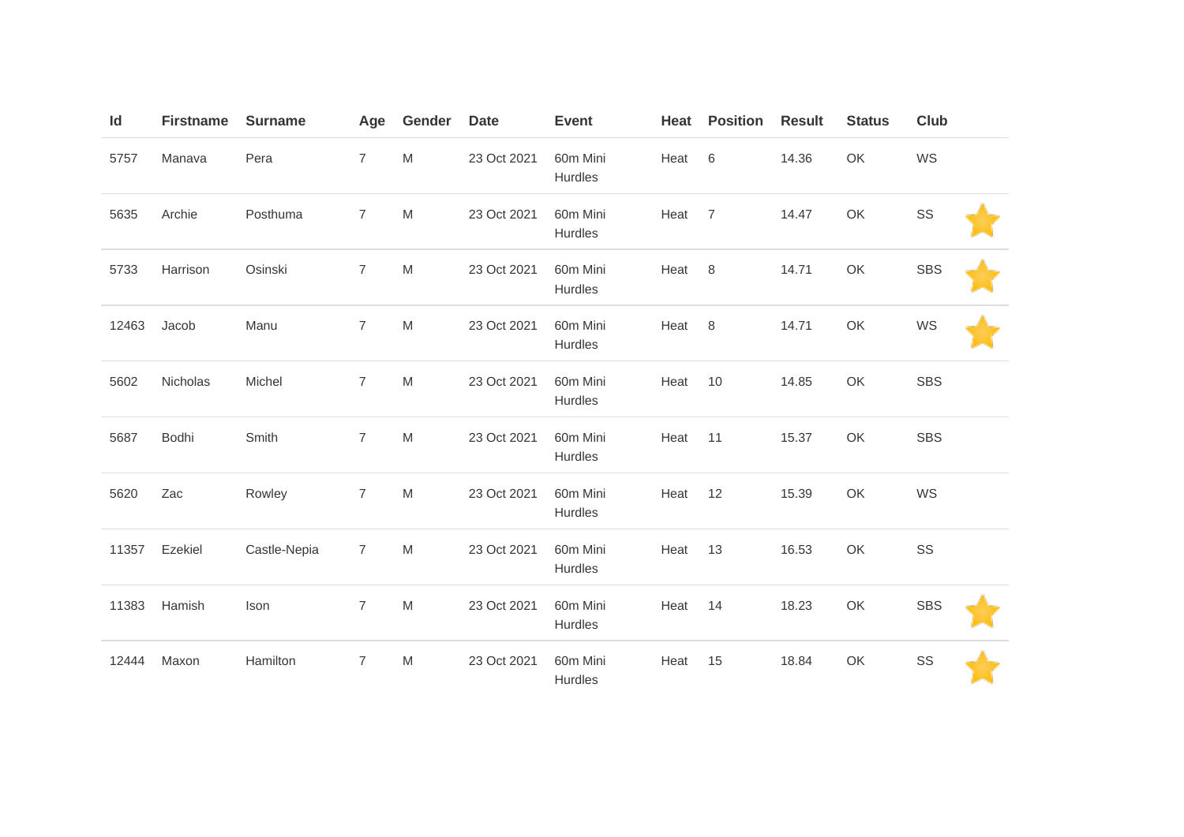| Id | Firstname | Surname | Age | Gender | Date | Event | Heat | Position | Result | Status | Club |  |
| --- | --- | --- | --- | --- | --- | --- | --- | --- | --- | --- | --- | --- |
| 5757 | Manava | Pera | 7 | M | 23 Oct 2021 | 60m Mini Hurdles | Heat | 6 | 14.36 | OK | WS |  |
| 5635 | Archie | Posthuma | 7 | M | 23 Oct 2021 | 60m Mini Hurdles | Heat | 7 | 14.47 | OK | SS | ⭐ |
| 5733 | Harrison | Osinski | 7 | M | 23 Oct 2021 | 60m Mini Hurdles | Heat | 8 | 14.71 | OK | SBS | ⭐ |
| 12463 | Jacob | Manu | 7 | M | 23 Oct 2021 | 60m Mini Hurdles | Heat | 8 | 14.71 | OK | WS | ⭐ |
| 5602 | Nicholas | Michel | 7 | M | 23 Oct 2021 | 60m Mini Hurdles | Heat | 10 | 14.85 | OK | SBS |  |
| 5687 | Bodhi | Smith | 7 | M | 23 Oct 2021 | 60m Mini Hurdles | Heat | 11 | 15.37 | OK | SBS |  |
| 5620 | Zac | Rowley | 7 | M | 23 Oct 2021 | 60m Mini Hurdles | Heat | 12 | 15.39 | OK | WS |  |
| 11357 | Ezekiel | Castle-Nepia | 7 | M | 23 Oct 2021 | 60m Mini Hurdles | Heat | 13 | 16.53 | OK | SS |  |
| 11383 | Hamish | Ison | 7 | M | 23 Oct 2021 | 60m Mini Hurdles | Heat | 14 | 18.23 | OK | SBS | ⭐ |
| 12444 | Maxon | Hamilton | 7 | M | 23 Oct 2021 | 60m Mini Hurdles | Heat | 15 | 18.84 | OK | SS | ⭐ |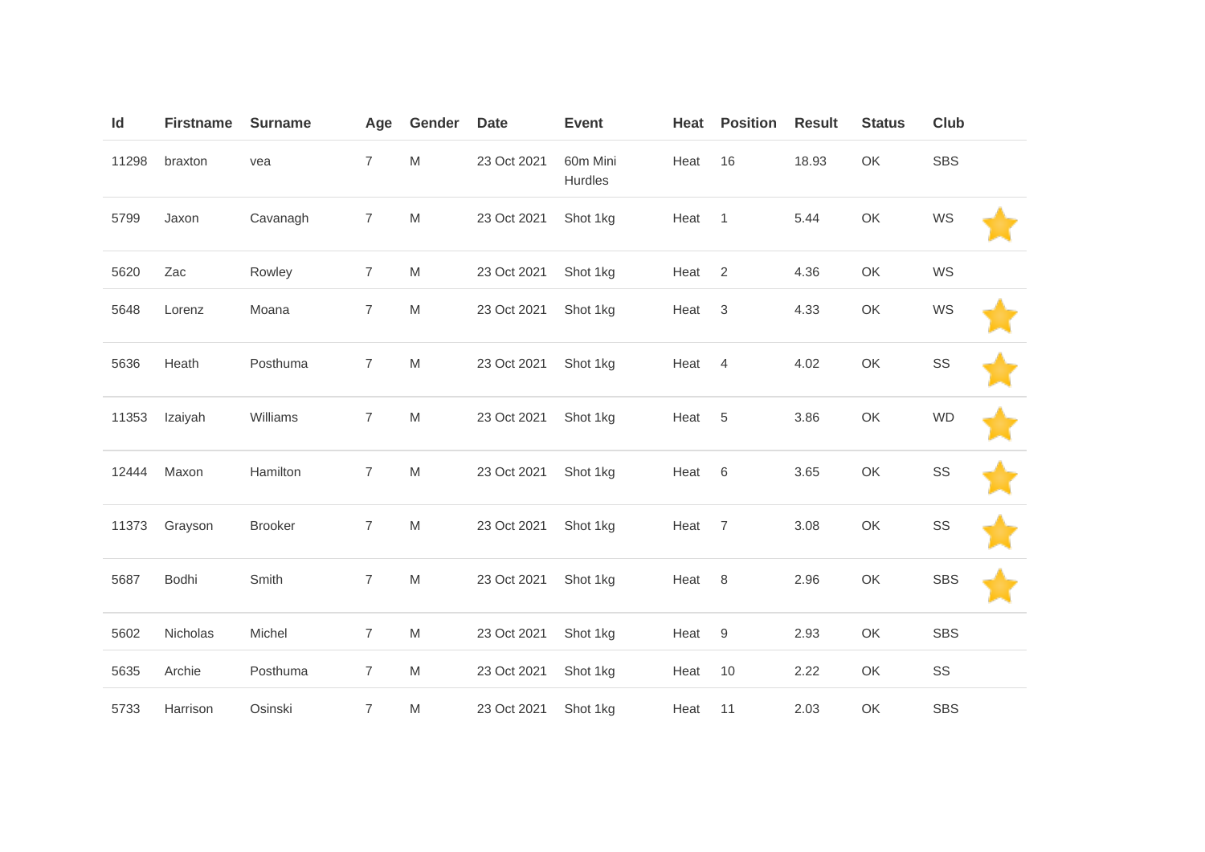| Id | Firstname | Surname | Age | Gender | Date | Event | Heat | Position | Result | Status | Club | |
|---|---|---|---|---|---|---|---|---|---|---|---|---|
| 11298 | braxton | vea | 7 | M | 23 Oct 2021 | 60m Mini Hurdles | Heat | 16 | 18.93 | OK | SBS | |
| 5799 | Jaxon | Cavanagh | 7 | M | 23 Oct 2021 | Shot 1kg | Heat | 1 | 5.44 | OK | WS | ⭐ |
| 5620 | Zac | Rowley | 7 | M | 23 Oct 2021 | Shot 1kg | Heat | 2 | 4.36 | OK | WS | |
| 5648 | Lorenz | Moana | 7 | M | 23 Oct 2021 | Shot 1kg | Heat | 3 | 4.33 | OK | WS | ⭐ |
| 5636 | Heath | Posthuma | 7 | M | 23 Oct 2021 | Shot 1kg | Heat | 4 | 4.02 | OK | SS | ⭐ |
| 11353 | Izaiyah | Williams | 7 | M | 23 Oct 2021 | Shot 1kg | Heat | 5 | 3.86 | OK | WD | ⭐ |
| 12444 | Maxon | Hamilton | 7 | M | 23 Oct 2021 | Shot 1kg | Heat | 6 | 3.65 | OK | SS | ⭐ |
| 11373 | Grayson | Brooker | 7 | M | 23 Oct 2021 | Shot 1kg | Heat | 7 | 3.08 | OK | SS | ⭐ |
| 5687 | Bodhi | Smith | 7 | M | 23 Oct 2021 | Shot 1kg | Heat | 8 | 2.96 | OK | SBS | ⭐ |
| 5602 | Nicholas | Michel | 7 | M | 23 Oct 2021 | Shot 1kg | Heat | 9 | 2.93 | OK | SBS | |
| 5635 | Archie | Posthuma | 7 | M | 23 Oct 2021 | Shot 1kg | Heat | 10 | 2.22 | OK | SS | |
| 5733 | Harrison | Osinski | 7 | M | 23 Oct 2021 | Shot 1kg | Heat | 11 | 2.03 | OK | SBS | |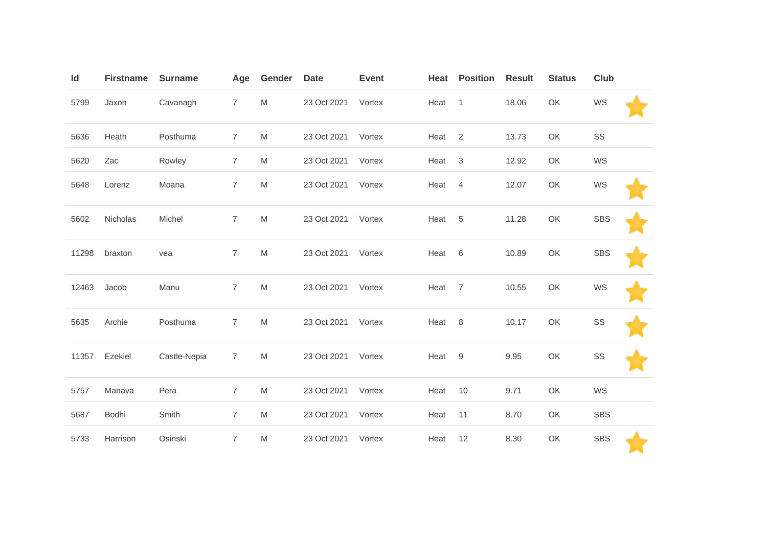| Id | Firstname | Surname | Age | Gender | Date | Event | Heat | Position | Result | Status | Club | |
|---|---|---|---|---|---|---|---|---|---|---|---|---|
| 5799 | Jaxon | Cavanagh | 7 | M | 23 Oct 2021 | Vortex | Heat | 1 | 18.06 | OK | WS | ⭐ |
| 5636 | Heath | Posthuma | 7 | M | 23 Oct 2021 | Vortex | Heat | 2 | 13.73 | OK | SS | |
| 5620 | Zac | Rowley | 7 | M | 23 Oct 2021 | Vortex | Heat | 3 | 12.92 | OK | WS | |
| 5648 | Lorenz | Moana | 7 | M | 23 Oct 2021 | Vortex | Heat | 4 | 12.07 | OK | WS | ⭐ |
| 5602 | Nicholas | Michel | 7 | M | 23 Oct 2021 | Vortex | Heat | 5 | 11.28 | OK | SBS | ⭐ |
| 11298 | braxton | vea | 7 | M | 23 Oct 2021 | Vortex | Heat | 6 | 10.89 | OK | SBS | ⭐ |
| 12463 | Jacob | Manu | 7 | M | 23 Oct 2021 | Vortex | Heat | 7 | 10.55 | OK | WS | ⭐ |
| 5635 | Archie | Posthuma | 7 | M | 23 Oct 2021 | Vortex | Heat | 8 | 10.17 | OK | SS | ⭐ |
| 11357 | Ezekiel | Castle-Nepia | 7 | M | 23 Oct 2021 | Vortex | Heat | 9 | 9.95 | OK | SS | ⭐ |
| 5757 | Manava | Pera | 7 | M | 23 Oct 2021 | Vortex | Heat | 10 | 9.71 | OK | WS | |
| 5687 | Bodhi | Smith | 7 | M | 23 Oct 2021 | Vortex | Heat | 11 | 8.70 | OK | SBS | |
| 5733 | Harrison | Osinski | 7 | M | 23 Oct 2021 | Vortex | Heat | 12 | 8.30 | OK | SBS | ⭐ |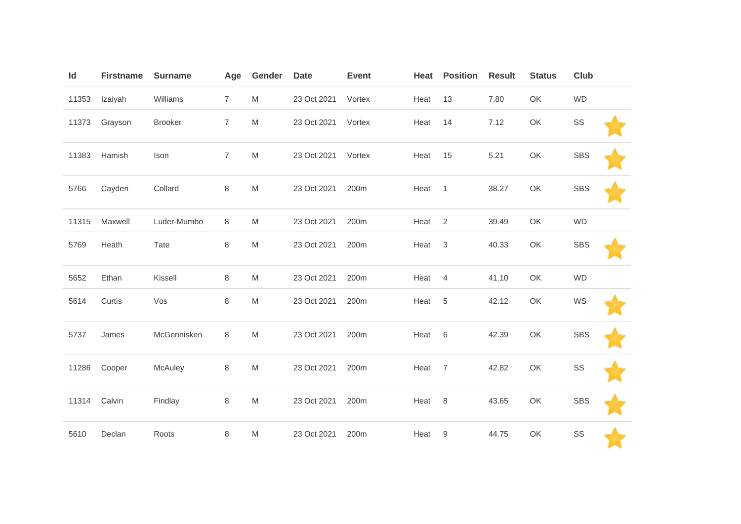| Id | Firstname | Surname | Age | Gender | Date | Event | Heat | Position | Result | Status | Club | |
|---|---|---|---|---|---|---|---|---|---|---|---|---|
| 11353 | Izaiyah | Williams | 7 | M | 23 Oct 2021 | Vortex | Heat | 13 | 7.80 | OK | WD | |
| 11373 | Grayson | Brooker | 7 | M | 23 Oct 2021 | Vortex | Heat | 14 | 7.12 | OK | SS | ⭐ |
| 11383 | Hamish | Ison | 7 | M | 23 Oct 2021 | Vortex | Heat | 15 | 5.21 | OK | SBS | ⭐ |
| 5766 | Cayden | Collard | 8 | M | 23 Oct 2021 | 200m | Heat | 1 | 38.27 | OK | SBS | ⭐ |
| 11315 | Maxwell | Luder-Mumbo | 8 | M | 23 Oct 2021 | 200m | Heat | 2 | 39.49 | OK | WD | |
| 5769 | Heath | Tate | 8 | M | 23 Oct 2021 | 200m | Heat | 3 | 40.33 | OK | SBS | ⭐ |
| 5652 | Ethan | Kissell | 8 | M | 23 Oct 2021 | 200m | Heat | 4 | 41.10 | OK | WD | |
| 5614 | Curtis | Vos | 8 | M | 23 Oct 2021 | 200m | Heat | 5 | 42.12 | OK | WS | ⭐ |
| 5737 | James | McGennisken | 8 | M | 23 Oct 2021 | 200m | Heat | 6 | 42.39 | OK | SBS | ⭐ |
| 11286 | Cooper | McAuley | 8 | M | 23 Oct 2021 | 200m | Heat | 7 | 42.82 | OK | SS | ⭐ |
| 11314 | Calvin | Findlay | 8 | M | 23 Oct 2021 | 200m | Heat | 8 | 43.65 | OK | SBS | ⭐ |
| 5610 | Declan | Roots | 8 | M | 23 Oct 2021 | 200m | Heat | 9 | 44.75 | OK | SS | ⭐ |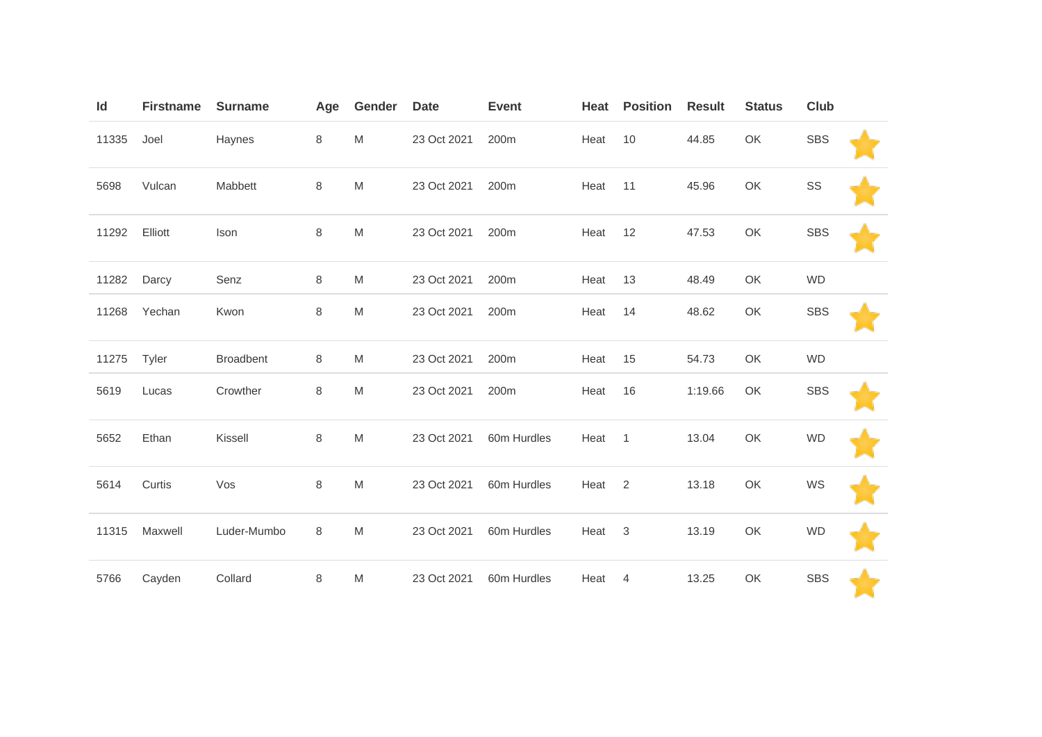| Id | Firstname | Surname | Age | Gender | Date | Event | Heat | Position | Result | Status | Club | |
|---|---|---|---|---|---|---|---|---|---|---|---|---|
| 11335 | Joel | Haynes | 8 | M | 23 Oct 2021 | 200m | Heat | 10 | 44.85 | OK | SBS | ⭐ |
| 5698 | Vulcan | Mabbett | 8 | M | 23 Oct 2021 | 200m | Heat | 11 | 45.96 | OK | SS | ⭐ |
| 11292 | Elliott | Ison | 8 | M | 23 Oct 2021 | 200m | Heat | 12 | 47.53 | OK | SBS | ⭐ |
| 11282 | Darcy | Senz | 8 | M | 23 Oct 2021 | 200m | Heat | 13 | 48.49 | OK | WD | |
| 11268 | Yechan | Kwon | 8 | M | 23 Oct 2021 | 200m | Heat | 14 | 48.62 | OK | SBS | ⭐ |
| 11275 | Tyler | Broadbent | 8 | M | 23 Oct 2021 | 200m | Heat | 15 | 54.73 | OK | WD | |
| 5619 | Lucas | Crowther | 8 | M | 23 Oct 2021 | 200m | Heat | 16 | 1:19.66 | OK | SBS | ⭐ |
| 5652 | Ethan | Kissell | 8 | M | 23 Oct 2021 | 60m Hurdles | Heat | 1 | 13.04 | OK | WD | ⭐ |
| 5614 | Curtis | Vos | 8 | M | 23 Oct 2021 | 60m Hurdles | Heat | 2 | 13.18 | OK | WS | ⭐ |
| 11315 | Maxwell | Luder-Mumbo | 8 | M | 23 Oct 2021 | 60m Hurdles | Heat | 3 | 13.19 | OK | WD | ⭐ |
| 5766 | Cayden | Collard | 8 | M | 23 Oct 2021 | 60m Hurdles | Heat | 4 | 13.25 | OK | SBS | ⭐ |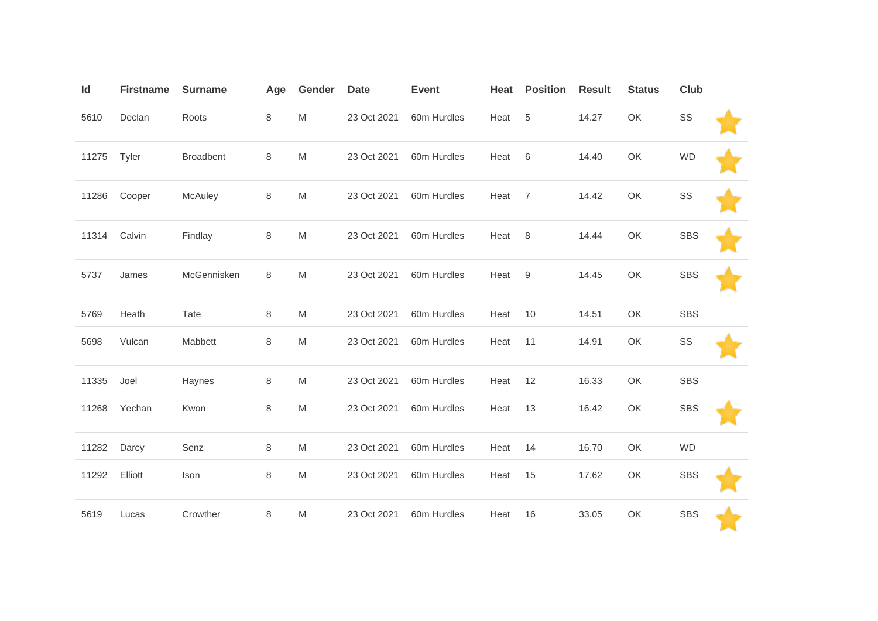| Id | Firstname | Surname | Age | Gender | Date | Event | Heat | Position | Result | Status | Club | |
|---|---|---|---|---|---|---|---|---|---|---|---|---|
| 5610 | Declan | Roots | 8 | M | 23 Oct 2021 | 60m Hurdles | Heat | 5 | 14.27 | OK | SS | ⭐ |
| 11275 | Tyler | Broadbent | 8 | M | 23 Oct 2021 | 60m Hurdles | Heat | 6 | 14.40 | OK | WD | ⭐ |
| 11286 | Cooper | McAuley | 8 | M | 23 Oct 2021 | 60m Hurdles | Heat | 7 | 14.42 | OK | SS | ⭐ |
| 11314 | Calvin | Findlay | 8 | M | 23 Oct 2021 | 60m Hurdles | Heat | 8 | 14.44 | OK | SBS | ⭐ |
| 5737 | James | McGennisken | 8 | M | 23 Oct 2021 | 60m Hurdles | Heat | 9 | 14.45 | OK | SBS | ⭐ |
| 5769 | Heath | Tate | 8 | M | 23 Oct 2021 | 60m Hurdles | Heat | 10 | 14.51 | OK | SBS | |
| 5698 | Vulcan | Mabbett | 8 | M | 23 Oct 2021 | 60m Hurdles | Heat | 11 | 14.91 | OK | SS | ⭐ |
| 11335 | Joel | Haynes | 8 | M | 23 Oct 2021 | 60m Hurdles | Heat | 12 | 16.33 | OK | SBS | |
| 11268 | Yechan | Kwon | 8 | M | 23 Oct 2021 | 60m Hurdles | Heat | 13 | 16.42 | OK | SBS | ⭐ |
| 11282 | Darcy | Senz | 8 | M | 23 Oct 2021 | 60m Hurdles | Heat | 14 | 16.70 | OK | WD | |
| 11292 | Elliott | Ison | 8 | M | 23 Oct 2021 | 60m Hurdles | Heat | 15 | 17.62 | OK | SBS | ⭐ |
| 5619 | Lucas | Crowther | 8 | M | 23 Oct 2021 | 60m Hurdles | Heat | 16 | 33.05 | OK | SBS | ⭐ |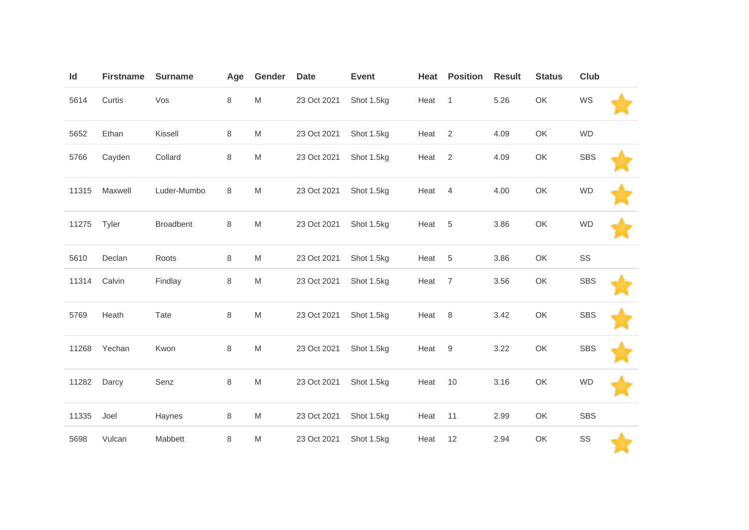| Id | Firstname | Surname | Age | Gender | Date | Event | Heat | Position | Result | Status | Club | |
|---|---|---|---|---|---|---|---|---|---|---|---|---|
| 5614 | Curtis | Vos | 8 | M | 23 Oct 2021 | Shot 1.5kg | Heat | 1 | 5.26 | OK | WS | ⭐ |
| 5652 | Ethan | Kissell | 8 | M | 23 Oct 2021 | Shot 1.5kg | Heat | 2 | 4.09 | OK | WD | |
| 5766 | Cayden | Collard | 8 | M | 23 Oct 2021 | Shot 1.5kg | Heat | 2 | 4.09 | OK | SBS | ⭐ |
| 11315 | Maxwell | Luder-Mumbo | 8 | M | 23 Oct 2021 | Shot 1.5kg | Heat | 4 | 4.00 | OK | WD | ⭐ |
| 11275 | Tyler | Broadbent | 8 | M | 23 Oct 2021 | Shot 1.5kg | Heat | 5 | 3.86 | OK | WD | ⭐ |
| 5610 | Declan | Roots | 8 | M | 23 Oct 2021 | Shot 1.5kg | Heat | 5 | 3.86 | OK | SS | |
| 11314 | Calvin | Findlay | 8 | M | 23 Oct 2021 | Shot 1.5kg | Heat | 7 | 3.56 | OK | SBS | ⭐ |
| 5769 | Heath | Tate | 8 | M | 23 Oct 2021 | Shot 1.5kg | Heat | 8 | 3.42 | OK | SBS | ⭐ |
| 11268 | Yechan | Kwon | 8 | M | 23 Oct 2021 | Shot 1.5kg | Heat | 9 | 3.22 | OK | SBS | ⭐ |
| 11282 | Darcy | Senz | 8 | M | 23 Oct 2021 | Shot 1.5kg | Heat | 10 | 3.16 | OK | WD | ⭐ |
| 11335 | Joel | Haynes | 8 | M | 23 Oct 2021 | Shot 1.5kg | Heat | 11 | 2.99 | OK | SBS | |
| 5698 | Vulcan | Mabbett | 8 | M | 23 Oct 2021 | Shot 1.5kg | Heat | 12 | 2.94 | OK | SS | ⭐ |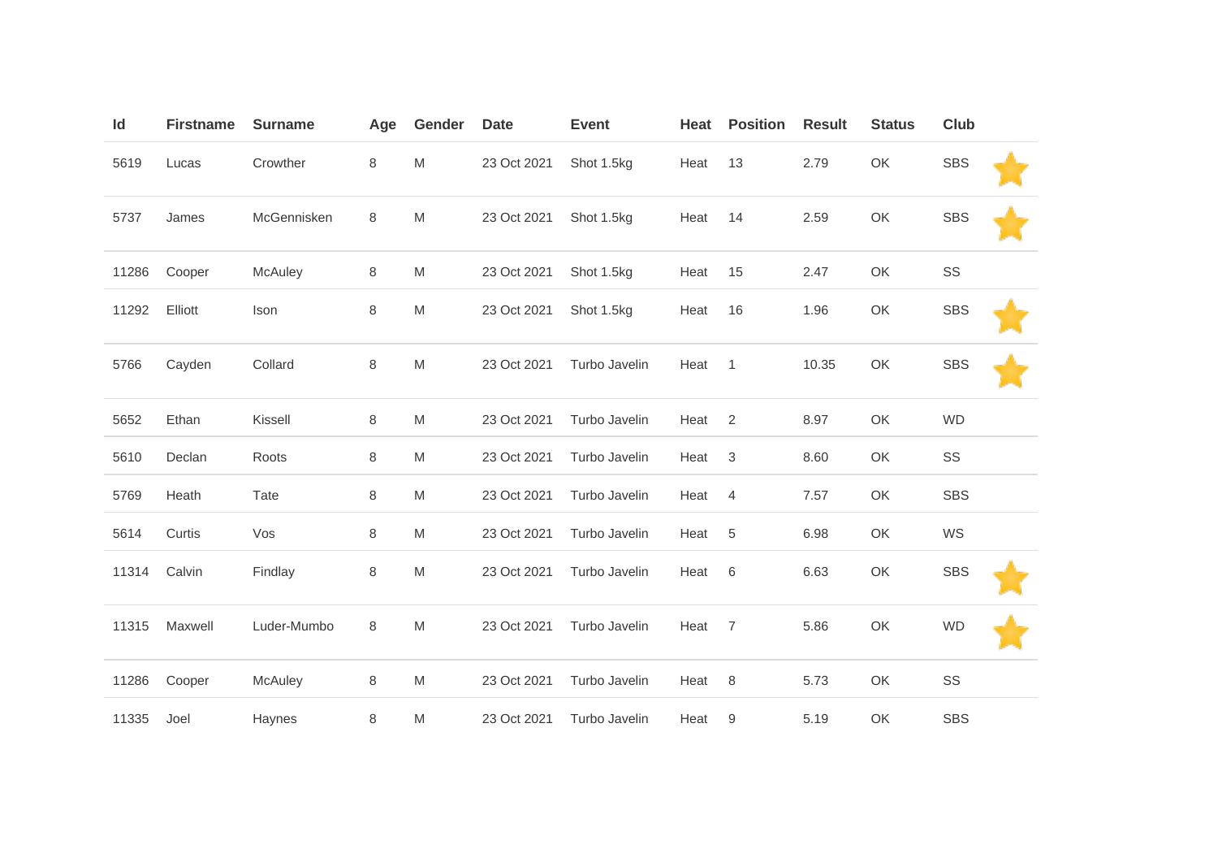| Id | Firstname | Surname | Age | Gender | Date | Event | Heat | Position | Result | Status | Club | |
|---|---|---|---|---|---|---|---|---|---|---|---|---|
| 5619 | Lucas | Crowther | 8 | M | 23 Oct 2021 | Shot 1.5kg | Heat | 13 | 2.79 | OK | SBS | ⭐ |
| 5737 | James | McGennisken | 8 | M | 23 Oct 2021 | Shot 1.5kg | Heat | 14 | 2.59 | OK | SBS | ⭐ |
| 11286 | Cooper | McAuley | 8 | M | 23 Oct 2021 | Shot 1.5kg | Heat | 15 | 2.47 | OK | SS | |
| 11292 | Elliott | Ison | 8 | M | 23 Oct 2021 | Shot 1.5kg | Heat | 16 | 1.96 | OK | SBS | ⭐ |
| 5766 | Cayden | Collard | 8 | M | 23 Oct 2021 | Turbo Javelin | Heat | 1 | 10.35 | OK | SBS | ⭐ |
| 5652 | Ethan | Kissell | 8 | M | 23 Oct 2021 | Turbo Javelin | Heat | 2 | 8.97 | OK | WD | |
| 5610 | Declan | Roots | 8 | M | 23 Oct 2021 | Turbo Javelin | Heat | 3 | 8.60 | OK | SS | |
| 5769 | Heath | Tate | 8 | M | 23 Oct 2021 | Turbo Javelin | Heat | 4 | 7.57 | OK | SBS | |
| 5614 | Curtis | Vos | 8 | M | 23 Oct 2021 | Turbo Javelin | Heat | 5 | 6.98 | OK | WS | |
| 11314 | Calvin | Findlay | 8 | M | 23 Oct 2021 | Turbo Javelin | Heat | 6 | 6.63 | OK | SBS | ⭐ |
| 11315 | Maxwell | Luder-Mumbo | 8 | M | 23 Oct 2021 | Turbo Javelin | Heat | 7 | 5.86 | OK | WD | ⭐ |
| 11286 | Cooper | McAuley | 8 | M | 23 Oct 2021 | Turbo Javelin | Heat | 8 | 5.73 | OK | SS | |
| 11335 | Joel | Haynes | 8 | M | 23 Oct 2021 | Turbo Javelin | Heat | 9 | 5.19 | OK | SBS | |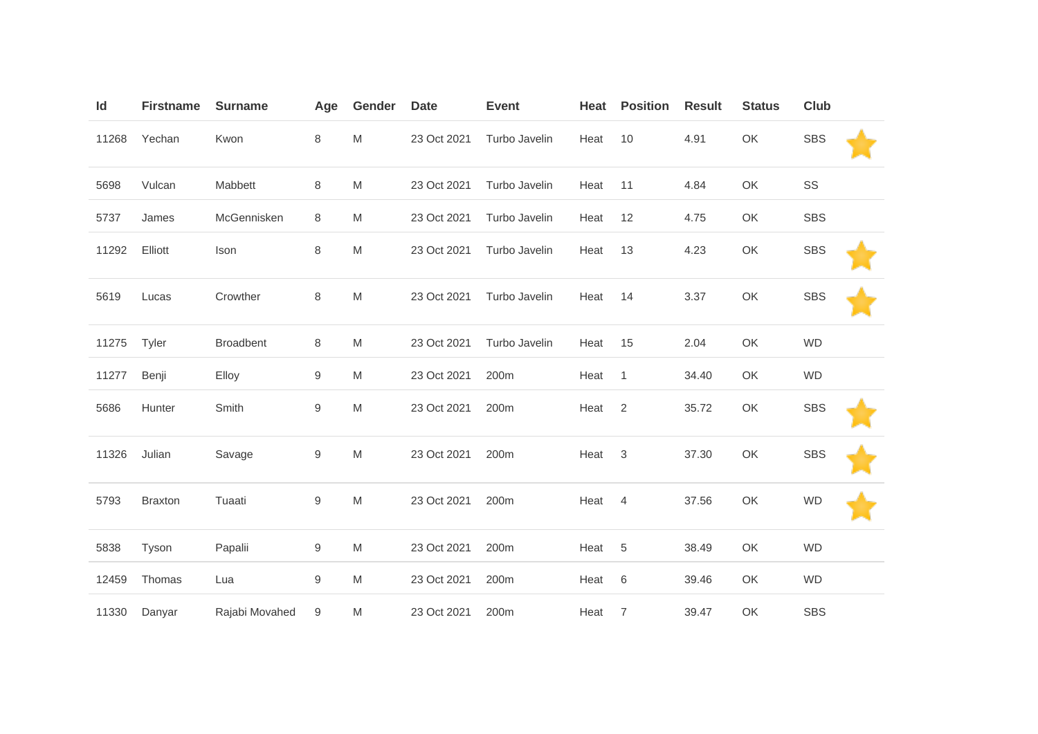| Id | Firstname | Surname | Age | Gender | Date | Event | Heat | Position | Result | Status | Club | |
|---|---|---|---|---|---|---|---|---|---|---|---|---|
| 11268 | Yechan | Kwon | 8 | M | 23 Oct 2021 | Turbo Javelin | Heat | 10 | 4.91 | OK | SBS | ⭐ |
| 5698 | Vulcan | Mabbett | 8 | M | 23 Oct 2021 | Turbo Javelin | Heat | 11 | 4.84 | OK | SS | |
| 5737 | James | McGennisken | 8 | M | 23 Oct 2021 | Turbo Javelin | Heat | 12 | 4.75 | OK | SBS | |
| 11292 | Elliott | Ison | 8 | M | 23 Oct 2021 | Turbo Javelin | Heat | 13 | 4.23 | OK | SBS | ⭐ |
| 5619 | Lucas | Crowther | 8 | M | 23 Oct 2021 | Turbo Javelin | Heat | 14 | 3.37 | OK | SBS | ⭐ |
| 11275 | Tyler | Broadbent | 8 | M | 23 Oct 2021 | Turbo Javelin | Heat | 15 | 2.04 | OK | WD | |
| 11277 | Benji | Elloy | 9 | M | 23 Oct 2021 | 200m | Heat | 1 | 34.40 | OK | WD | |
| 5686 | Hunter | Smith | 9 | M | 23 Oct 2021 | 200m | Heat | 2 | 35.72 | OK | SBS | ⭐ |
| 11326 | Julian | Savage | 9 | M | 23 Oct 2021 | 200m | Heat | 3 | 37.30 | OK | SBS | ⭐ |
| 5793 | Braxton | Tuaati | 9 | M | 23 Oct 2021 | 200m | Heat | 4 | 37.56 | OK | WD | ⭐ |
| 5838 | Tyson | Papalii | 9 | M | 23 Oct 2021 | 200m | Heat | 5 | 38.49 | OK | WD | |
| 12459 | Thomas | Lua | 9 | M | 23 Oct 2021 | 200m | Heat | 6 | 39.46 | OK | WD | |
| 11330 | Danyar | Rajabi Movahed | 9 | M | 23 Oct 2021 | 200m | Heat | 7 | 39.47 | OK | SBS | |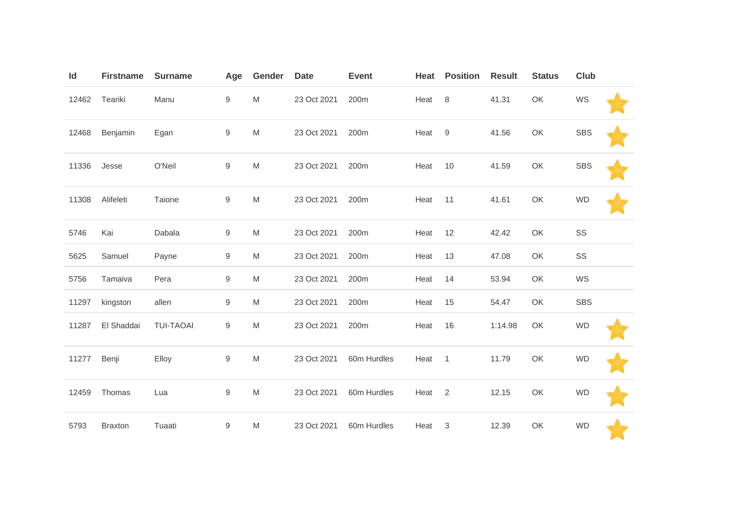| Id | Firstname | Surname | Age | Gender | Date | Event | Heat | Position | Result | Status | Club | |
|---|---|---|---|---|---|---|---|---|---|---|---|---|
| 12462 | Teariki | Manu | 9 | M | 23 Oct 2021 | 200m | Heat | 8 | 41.31 | OK | WS | ⭐ |
| 12468 | Benjamin | Egan | 9 | M | 23 Oct 2021 | 200m | Heat | 9 | 41.56 | OK | SBS | ⭐ |
| 11336 | Jesse | O'Neil | 9 | M | 23 Oct 2021 | 200m | Heat | 10 | 41.59 | OK | SBS | ⭐ |
| 11308 | Alifeleti | Taione | 9 | M | 23 Oct 2021 | 200m | Heat | 11 | 41.61 | OK | WD | ⭐ |
| 5746 | Kai | Dabala | 9 | M | 23 Oct 2021 | 200m | Heat | 12 | 42.42 | OK | SS | |
| 5625 | Samuel | Payne | 9 | M | 23 Oct 2021 | 200m | Heat | 13 | 47.08 | OK | SS | |
| 5756 | Tamaiva | Pera | 9 | M | 23 Oct 2021 | 200m | Heat | 14 | 53.94 | OK | WS | |
| 11297 | kingston | allen | 9 | M | 23 Oct 2021 | 200m | Heat | 15 | 54.47 | OK | SBS | |
| 11287 | El Shaddai | TUI-TAOAI | 9 | M | 23 Oct 2021 | 200m | Heat | 16 | 1:14.98 | OK | WD | ⭐ |
| 11277 | Benji | Elloy | 9 | M | 23 Oct 2021 | 60m Hurdles | Heat | 1 | 11.79 | OK | WD | ⭐ |
| 12459 | Thomas | Lua | 9 | M | 23 Oct 2021 | 60m Hurdles | Heat | 2 | 12.15 | OK | WD | ⭐ |
| 5793 | Braxton | Tuaati | 9 | M | 23 Oct 2021 | 60m Hurdles | Heat | 3 | 12.39 | OK | WD | ⭐ |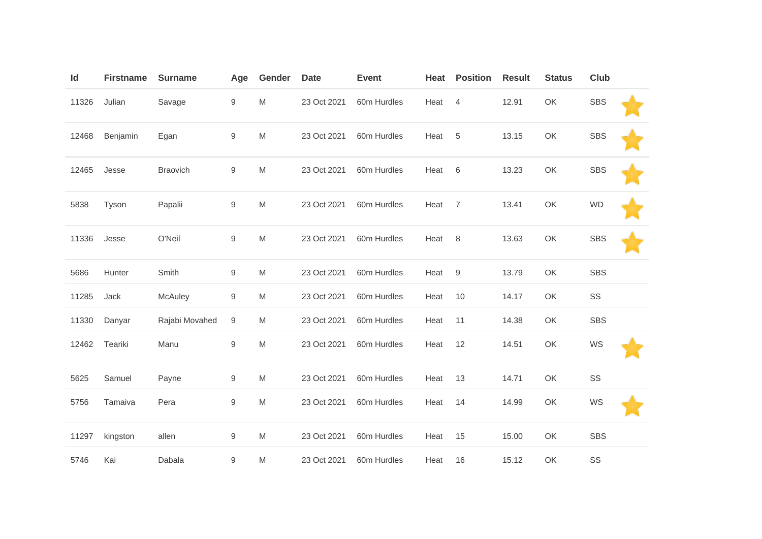| Id | Firstname | Surname | Age | Gender | Date | Event | Heat | Position | Result | Status | Club | |
|---|---|---|---|---|---|---|---|---|---|---|---|---|
| 11326 | Julian | Savage | 9 | M | 23 Oct 2021 | 60m Hurdles | Heat | 4 | 12.91 | OK | SBS | ⭐ |
| 12468 | Benjamin | Egan | 9 | M | 23 Oct 2021 | 60m Hurdles | Heat | 5 | 13.15 | OK | SBS | ⭐ |
| 12465 | Jesse | Braovich | 9 | M | 23 Oct 2021 | 60m Hurdles | Heat | 6 | 13.23 | OK | SBS | ⭐ |
| 5838 | Tyson | Papalii | 9 | M | 23 Oct 2021 | 60m Hurdles | Heat | 7 | 13.41 | OK | WD | ⭐ |
| 11336 | Jesse | O'Neil | 9 | M | 23 Oct 2021 | 60m Hurdles | Heat | 8 | 13.63 | OK | SBS | ⭐ |
| 5686 | Hunter | Smith | 9 | M | 23 Oct 2021 | 60m Hurdles | Heat | 9 | 13.79 | OK | SBS | |
| 11285 | Jack | McAuley | 9 | M | 23 Oct 2021 | 60m Hurdles | Heat | 10 | 14.17 | OK | SS | |
| 11330 | Danyar | Rajabi Movahed | 9 | M | 23 Oct 2021 | 60m Hurdles | Heat | 11 | 14.38 | OK | SBS | |
| 12462 | Teariki | Manu | 9 | M | 23 Oct 2021 | 60m Hurdles | Heat | 12 | 14.51 | OK | WS | ⭐ |
| 5625 | Samuel | Payne | 9 | M | 23 Oct 2021 | 60m Hurdles | Heat | 13 | 14.71 | OK | SS | |
| 5756 | Tamaiva | Pera | 9 | M | 23 Oct 2021 | 60m Hurdles | Heat | 14 | 14.99 | OK | WS | ⭐ |
| 11297 | kingston | allen | 9 | M | 23 Oct 2021 | 60m Hurdles | Heat | 15 | 15.00 | OK | SBS | |
| 5746 | Kai | Dabala | 9 | M | 23 Oct 2021 | 60m Hurdles | Heat | 16 | 15.12 | OK | SS | |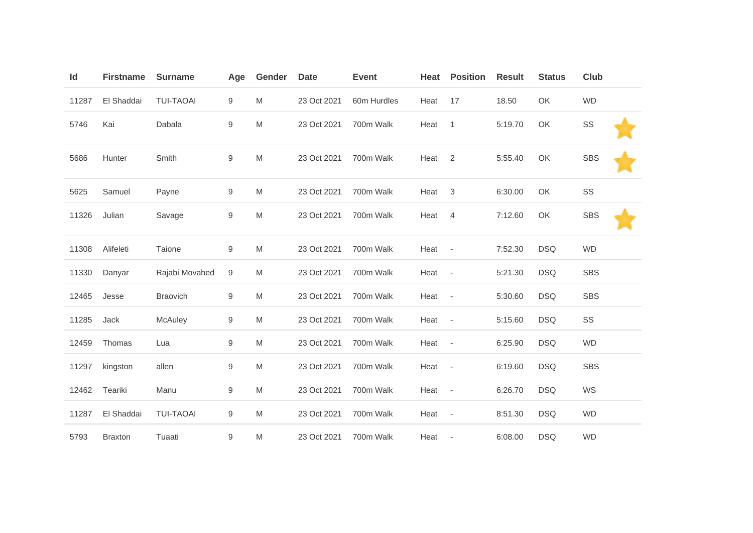| Id | Firstname | Surname | Age | Gender | Date | Event | Heat | Position | Result | Status | Club | |
|---|---|---|---|---|---|---|---|---|---|---|---|---|
| 11287 | El Shaddai | TUI-TAOAI | 9 | M | 23 Oct 2021 | 60m Hurdles | Heat | 17 | 18.50 | OK | WD | |
| 5746 | Kai | Dabala | 9 | M | 23 Oct 2021 | 700m Walk | Heat | 1 | 5:19.70 | OK | SS | ⭐ |
| 5686 | Hunter | Smith | 9 | M | 23 Oct 2021 | 700m Walk | Heat | 2 | 5:55.40 | OK | SBS | ⭐ |
| 5625 | Samuel | Payne | 9 | M | 23 Oct 2021 | 700m Walk | Heat | 3 | 6:30.00 | OK | SS | |
| 11326 | Julian | Savage | 9 | M | 23 Oct 2021 | 700m Walk | Heat | 4 | 7:12.60 | OK | SBS | ⭐ |
| 11308 | Alifeleti | Taione | 9 | M | 23 Oct 2021 | 700m Walk | Heat | - | 7:52.30 | DSQ | WD | |
| 11330 | Danyar | Rajabi Movahed | 9 | M | 23 Oct 2021 | 700m Walk | Heat | - | 5:21.30 | DSQ | SBS | |
| 12465 | Jesse | Braovich | 9 | M | 23 Oct 2021 | 700m Walk | Heat | - | 5:30.60 | DSQ | SBS | |
| 11285 | Jack | McAuley | 9 | M | 23 Oct 2021 | 700m Walk | Heat | - | 5:15.60 | DSQ | SS | |
| 12459 | Thomas | Lua | 9 | M | 23 Oct 2021 | 700m Walk | Heat | - | 6:25.90 | DSQ | WD | |
| 11297 | kingston | allen | 9 | M | 23 Oct 2021 | 700m Walk | Heat | - | 6:19.60 | DSQ | SBS | |
| 12462 | Teariki | Manu | 9 | M | 23 Oct 2021 | 700m Walk | Heat | - | 6:26.70 | DSQ | WS | |
| 11287 | El Shaddai | TUI-TAOAI | 9 | M | 23 Oct 2021 | 700m Walk | Heat | - | 8:51.30 | DSQ | WD | |
| 5793 | Braxton | Tuaati | 9 | M | 23 Oct 2021 | 700m Walk | Heat | - | 6:08.00 | DSQ | WD | |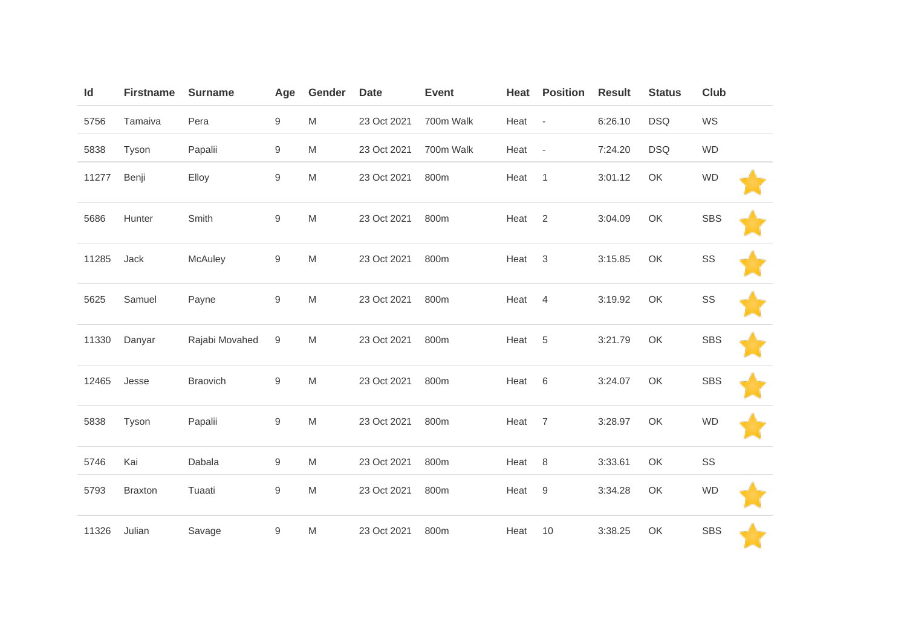| Id | Firstname | Surname | Age | Gender | Date | Event | Heat | Position | Result | Status | Club | |
|---|---|---|---|---|---|---|---|---|---|---|---|---|
| 5756 | Tamaiva | Pera | 9 | M | 23 Oct 2021 | 700m Walk | Heat | - | 6:26.10 | DSQ | WS | |
| 5838 | Tyson | Papalii | 9 | M | 23 Oct 2021 | 700m Walk | Heat | - | 7:24.20 | DSQ | WD | |
| 11277 | Benji | Elloy | 9 | M | 23 Oct 2021 | 800m | Heat | 1 | 3:01.12 | OK | WD | ⭐ |
| 5686 | Hunter | Smith | 9 | M | 23 Oct 2021 | 800m | Heat | 2 | 3:04.09 | OK | SBS | ⭐ |
| 11285 | Jack | McAuley | 9 | M | 23 Oct 2021 | 800m | Heat | 3 | 3:15.85 | OK | SS | ⭐ |
| 5625 | Samuel | Payne | 9 | M | 23 Oct 2021 | 800m | Heat | 4 | 3:19.92 | OK | SS | ⭐ |
| 11330 | Danyar | Rajabi Movahed | 9 | M | 23 Oct 2021 | 800m | Heat | 5 | 3:21.79 | OK | SBS | ⭐ |
| 12465 | Jesse | Braovich | 9 | M | 23 Oct 2021 | 800m | Heat | 6 | 3:24.07 | OK | SBS | ⭐ |
| 5838 | Tyson | Papalii | 9 | M | 23 Oct 2021 | 800m | Heat | 7 | 3:28.97 | OK | WD | ⭐ |
| 5746 | Kai | Dabala | 9 | M | 23 Oct 2021 | 800m | Heat | 8 | 3:33.61 | OK | SS | |
| 5793 | Braxton | Tuaati | 9 | M | 23 Oct 2021 | 800m | Heat | 9 | 3:34.28 | OK | WD | ⭐ |
| 11326 | Julian | Savage | 9 | M | 23 Oct 2021 | 800m | Heat | 10 | 3:38.25 | OK | SBS | ⭐ |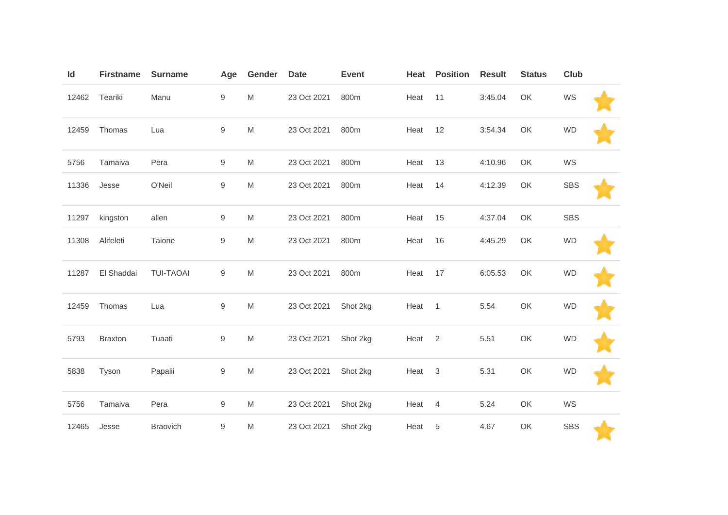| Id | Firstname | Surname | Age | Gender | Date | Event | Heat | Position | Result | Status | Club | |
|---|---|---|---|---|---|---|---|---|---|---|---|---|
| 12462 | Teariki | Manu | 9 | M | 23 Oct 2021 | 800m | Heat | 11 | 3:45.04 | OK | WS | ⭐ |
| 12459 | Thomas | Lua | 9 | M | 23 Oct 2021 | 800m | Heat | 12 | 3:54.34 | OK | WD | ⭐ |
| 5756 | Tamaiva | Pera | 9 | M | 23 Oct 2021 | 800m | Heat | 13 | 4:10.96 | OK | WS | |
| 11336 | Jesse | O'Neil | 9 | M | 23 Oct 2021 | 800m | Heat | 14 | 4:12.39 | OK | SBS | ⭐ |
| 11297 | kingston | allen | 9 | M | 23 Oct 2021 | 800m | Heat | 15 | 4:37.04 | OK | SBS | |
| 11308 | Alifeleti | Taione | 9 | M | 23 Oct 2021 | 800m | Heat | 16 | 4:45.29 | OK | WD | ⭐ |
| 11287 | El Shaddai | TUI-TAOAI | 9 | M | 23 Oct 2021 | 800m | Heat | 17 | 6:05.53 | OK | WD | ⭐ |
| 12459 | Thomas | Lua | 9 | M | 23 Oct 2021 | Shot 2kg | Heat | 1 | 5.54 | OK | WD | ⭐ |
| 5793 | Braxton | Tuaati | 9 | M | 23 Oct 2021 | Shot 2kg | Heat | 2 | 5.51 | OK | WD | ⭐ |
| 5838 | Tyson | Papalii | 9 | M | 23 Oct 2021 | Shot 2kg | Heat | 3 | 5.31 | OK | WD | ⭐ |
| 5756 | Tamaiva | Pera | 9 | M | 23 Oct 2021 | Shot 2kg | Heat | 4 | 5.24 | OK | WS | |
| 12465 | Jesse | Braovich | 9 | M | 23 Oct 2021 | Shot 2kg | Heat | 5 | 4.67 | OK | SBS | ⭐ |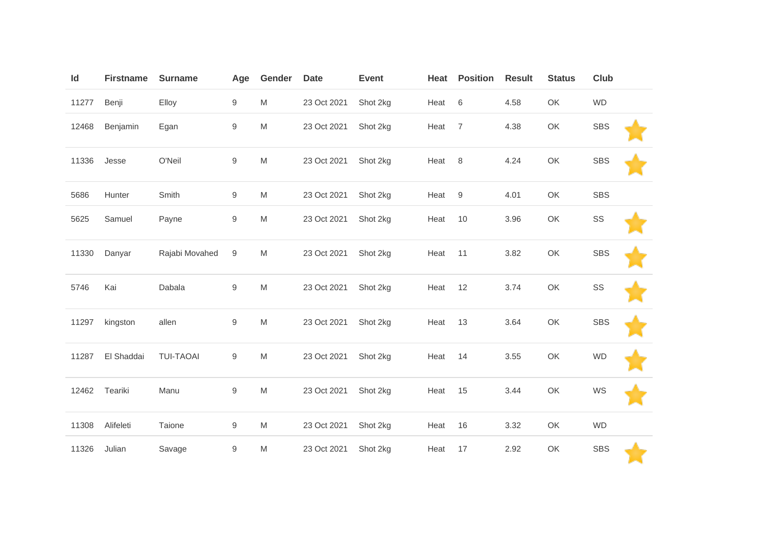| Id | Firstname | Surname | Age | Gender | Date | Event | Heat | Position | Result | Status | Club | |
|---|---|---|---|---|---|---|---|---|---|---|---|---|
| 11277 | Benji | Elloy | 9 | M | 23 Oct 2021 | Shot 2kg | Heat | 6 | 4.58 | OK | WD | |
| 12468 | Benjamin | Egan | 9 | M | 23 Oct 2021 | Shot 2kg | Heat | 7 | 4.38 | OK | SBS | ⭐ |
| 11336 | Jesse | O'Neil | 9 | M | 23 Oct 2021 | Shot 2kg | Heat | 8 | 4.24 | OK | SBS | ⭐ |
| 5686 | Hunter | Smith | 9 | M | 23 Oct 2021 | Shot 2kg | Heat | 9 | 4.01 | OK | SBS | |
| 5625 | Samuel | Payne | 9 | M | 23 Oct 2021 | Shot 2kg | Heat | 10 | 3.96 | OK | SS | ⭐ |
| 11330 | Danyar | Rajabi Movahed | 9 | M | 23 Oct 2021 | Shot 2kg | Heat | 11 | 3.82 | OK | SBS | ⭐ |
| 5746 | Kai | Dabala | 9 | M | 23 Oct 2021 | Shot 2kg | Heat | 12 | 3.74 | OK | SS | ⭐ |
| 11297 | kingston | allen | 9 | M | 23 Oct 2021 | Shot 2kg | Heat | 13 | 3.64 | OK | SBS | ⭐ |
| 11287 | El Shaddai | TUI-TAOAI | 9 | M | 23 Oct 2021 | Shot 2kg | Heat | 14 | 3.55 | OK | WD | ⭐ |
| 12462 | Teariki | Manu | 9 | M | 23 Oct 2021 | Shot 2kg | Heat | 15 | 3.44 | OK | WS | ⭐ |
| 11308 | Alifeleti | Taione | 9 | M | 23 Oct 2021 | Shot 2kg | Heat | 16 | 3.32 | OK | WD | |
| 11326 | Julian | Savage | 9 | M | 23 Oct 2021 | Shot 2kg | Heat | 17 | 2.92 | OK | SBS | ⭐ |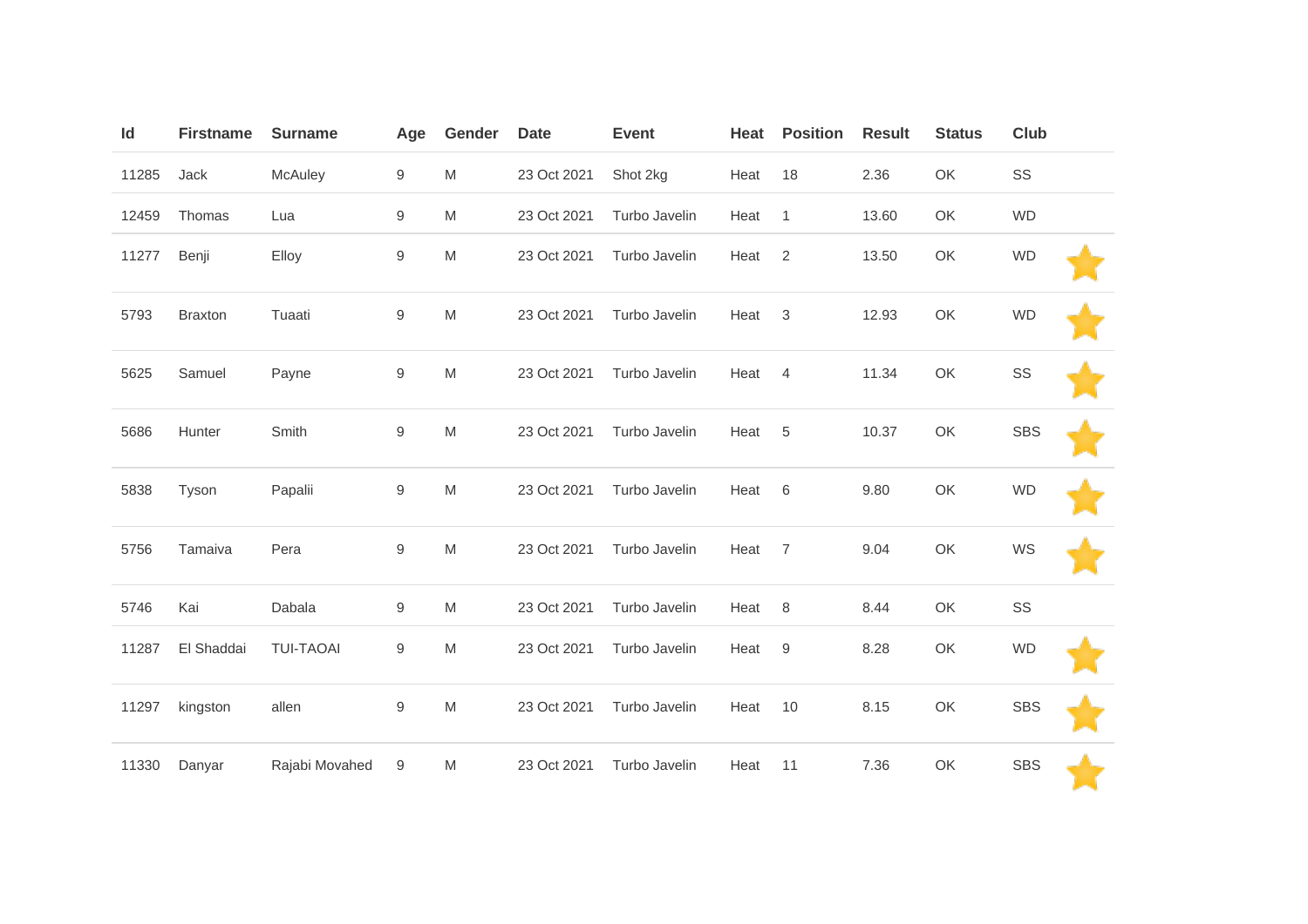| Id | Firstname | Surname | Age | Gender | Date | Event | Heat | Position | Result | Status | Club | |
|---|---|---|---|---|---|---|---|---|---|---|---|---|
| 11285 | Jack | McAuley | 9 | M | 23 Oct 2021 | Shot 2kg | Heat | 18 | 2.36 | OK | SS | |
| 12459 | Thomas | Lua | 9 | M | 23 Oct 2021 | Turbo Javelin | Heat | 1 | 13.60 | OK | WD | |
| 11277 | Benji | Elloy | 9 | M | 23 Oct 2021 | Turbo Javelin | Heat | 2 | 13.50 | OK | WD | ⭐ |
| 5793 | Braxton | Tuaati | 9 | M | 23 Oct 2021 | Turbo Javelin | Heat | 3 | 12.93 | OK | WD | ⭐ |
| 5625 | Samuel | Payne | 9 | M | 23 Oct 2021 | Turbo Javelin | Heat | 4 | 11.34 | OK | SS | ⭐ |
| 5686 | Hunter | Smith | 9 | M | 23 Oct 2021 | Turbo Javelin | Heat | 5 | 10.37 | OK | SBS | ⭐ |
| 5838 | Tyson | Papalii | 9 | M | 23 Oct 2021 | Turbo Javelin | Heat | 6 | 9.80 | OK | WD | ⭐ |
| 5756 | Tamaiva | Pera | 9 | M | 23 Oct 2021 | Turbo Javelin | Heat | 7 | 9.04 | OK | WS | ⭐ |
| 5746 | Kai | Dabala | 9 | M | 23 Oct 2021 | Turbo Javelin | Heat | 8 | 8.44 | OK | SS | |
| 11287 | El Shaddai | TUI-TAOAI | 9 | M | 23 Oct 2021 | Turbo Javelin | Heat | 9 | 8.28 | OK | WD | ⭐ |
| 11297 | kingston | allen | 9 | M | 23 Oct 2021 | Turbo Javelin | Heat | 10 | 8.15 | OK | SBS | ⭐ |
| 11330 | Danyar | Rajabi Movahed | 9 | M | 23 Oct 2021 | Turbo Javelin | Heat | 11 | 7.36 | OK | SBS | ⭐ |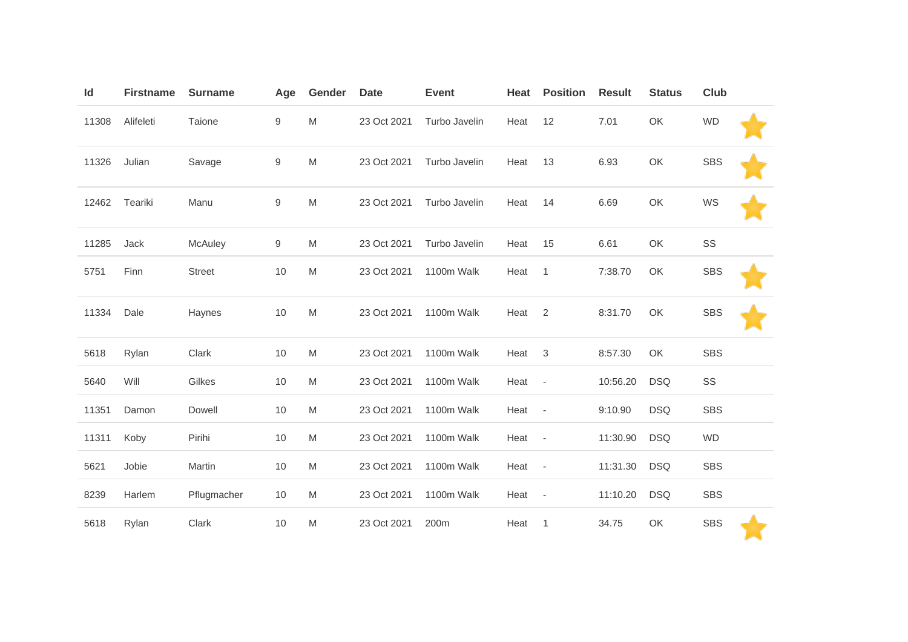| Id | Firstname | Surname | Age | Gender | Date | Event | Heat | Position | Result | Status | Club | |
|---|---|---|---|---|---|---|---|---|---|---|---|---|
| 11308 | Alifeleti | Taione | 9 | M | 23 Oct 2021 | Turbo Javelin | Heat | 12 | 7.01 | OK | WD | ⭐ |
| 11326 | Julian | Savage | 9 | M | 23 Oct 2021 | Turbo Javelin | Heat | 13 | 6.93 | OK | SBS | ⭐ |
| 12462 | Teariki | Manu | 9 | M | 23 Oct 2021 | Turbo Javelin | Heat | 14 | 6.69 | OK | WS | ⭐ |
| 11285 | Jack | McAuley | 9 | M | 23 Oct 2021 | Turbo Javelin | Heat | 15 | 6.61 | OK | SS | |
| 5751 | Finn | Street | 10 | M | 23 Oct 2021 | 1100m Walk | Heat | 1 | 7:38.70 | OK | SBS | ⭐ |
| 11334 | Dale | Haynes | 10 | M | 23 Oct 2021 | 1100m Walk | Heat | 2 | 8:31.70 | OK | SBS | ⭐ |
| 5618 | Rylan | Clark | 10 | M | 23 Oct 2021 | 1100m Walk | Heat | 3 | 8:57.30 | OK | SBS | |
| 5640 | Will | Gilkes | 10 | M | 23 Oct 2021 | 1100m Walk | Heat | - | 10:56.20 | DSQ | SS | |
| 11351 | Damon | Dowell | 10 | M | 23 Oct 2021 | 1100m Walk | Heat | - | 9:10.90 | DSQ | SBS | |
| 11311 | Koby | Pirihi | 10 | M | 23 Oct 2021 | 1100m Walk | Heat | - | 11:30.90 | DSQ | WD | |
| 5621 | Jobie | Martin | 10 | M | 23 Oct 2021 | 1100m Walk | Heat | - | 11:31.30 | DSQ | SBS | |
| 8239 | Harlem | Pflugmacher | 10 | M | 23 Oct 2021 | 1100m Walk | Heat | - | 11:10.20 | DSQ | SBS | |
| 5618 | Rylan | Clark | 10 | M | 23 Oct 2021 | 200m | Heat | 1 | 34.75 | OK | SBS | ⭐ |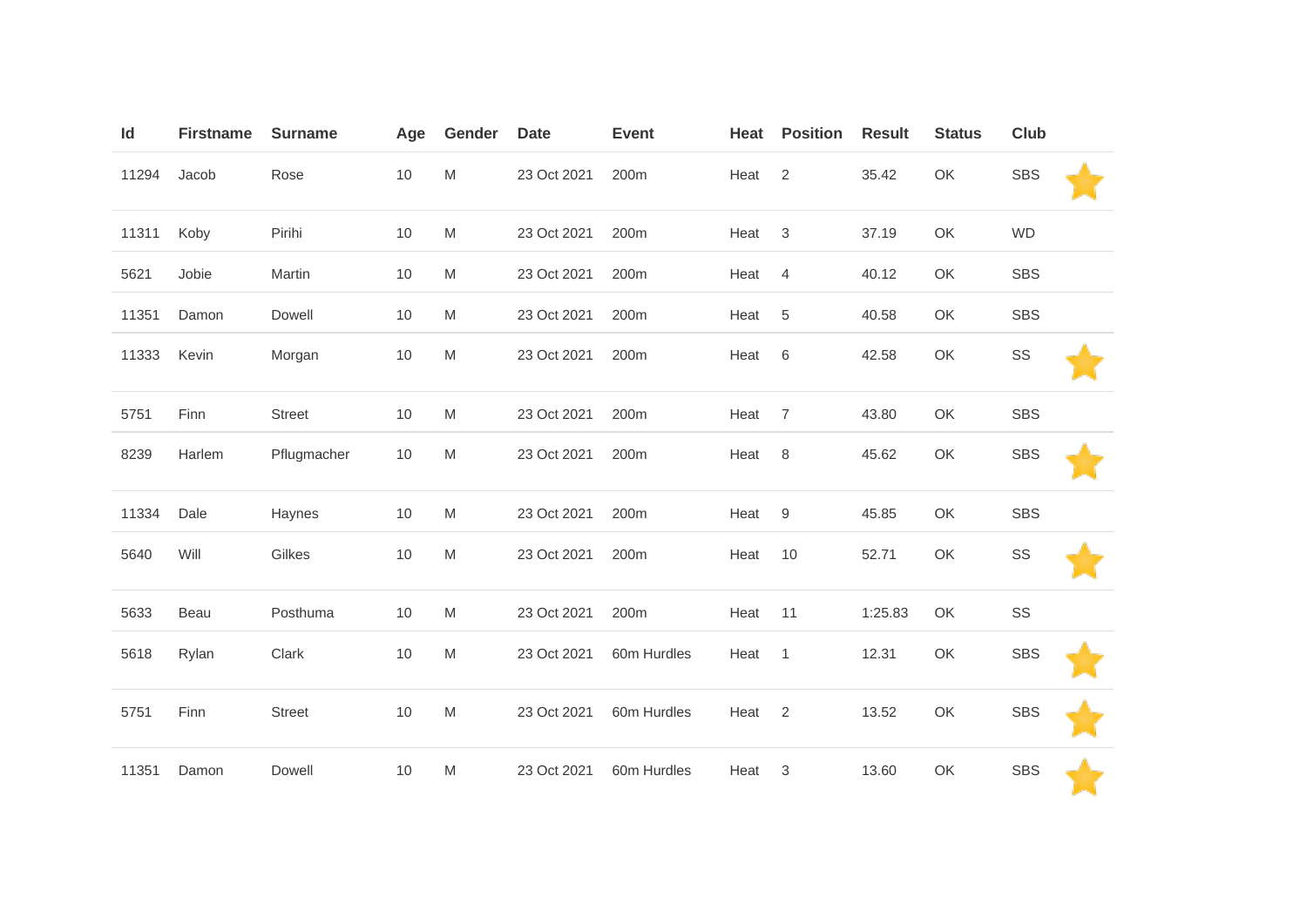| Id | Firstname | Surname | Age | Gender | Date | Event | Heat | Position | Result | Status | Club | |
|---|---|---|---|---|---|---|---|---|---|---|---|---|
| 11294 | Jacob | Rose | 10 | M | 23 Oct 2021 | 200m | Heat | 2 | 35.42 | OK | SBS | ⭐ |
| 11311 | Koby | Pirihi | 10 | M | 23 Oct 2021 | 200m | Heat | 3 | 37.19 | OK | WD | |
| 5621 | Jobie | Martin | 10 | M | 23 Oct 2021 | 200m | Heat | 4 | 40.12 | OK | SBS | |
| 11351 | Damon | Dowell | 10 | M | 23 Oct 2021 | 200m | Heat | 5 | 40.58 | OK | SBS | |
| 11333 | Kevin | Morgan | 10 | M | 23 Oct 2021 | 200m | Heat | 6 | 42.58 | OK | SS | ⭐ |
| 5751 | Finn | Street | 10 | M | 23 Oct 2021 | 200m | Heat | 7 | 43.80 | OK | SBS | |
| 8239 | Harlem | Pflugmacher | 10 | M | 23 Oct 2021 | 200m | Heat | 8 | 45.62 | OK | SBS | ⭐ |
| 11334 | Dale | Haynes | 10 | M | 23 Oct 2021 | 200m | Heat | 9 | 45.85 | OK | SBS | |
| 5640 | Will | Gilkes | 10 | M | 23 Oct 2021 | 200m | Heat | 10 | 52.71 | OK | SS | ⭐ |
| 5633 | Beau | Posthuma | 10 | M | 23 Oct 2021 | 200m | Heat | 11 | 1:25.83 | OK | SS | |
| 5618 | Rylan | Clark | 10 | M | 23 Oct 2021 | 60m Hurdles | Heat | 1 | 12.31 | OK | SBS | ⭐ |
| 5751 | Finn | Street | 10 | M | 23 Oct 2021 | 60m Hurdles | Heat | 2 | 13.52 | OK | SBS | ⭐ |
| 11351 | Damon | Dowell | 10 | M | 23 Oct 2021 | 60m Hurdles | Heat | 3 | 13.60 | OK | SBS | ⭐ |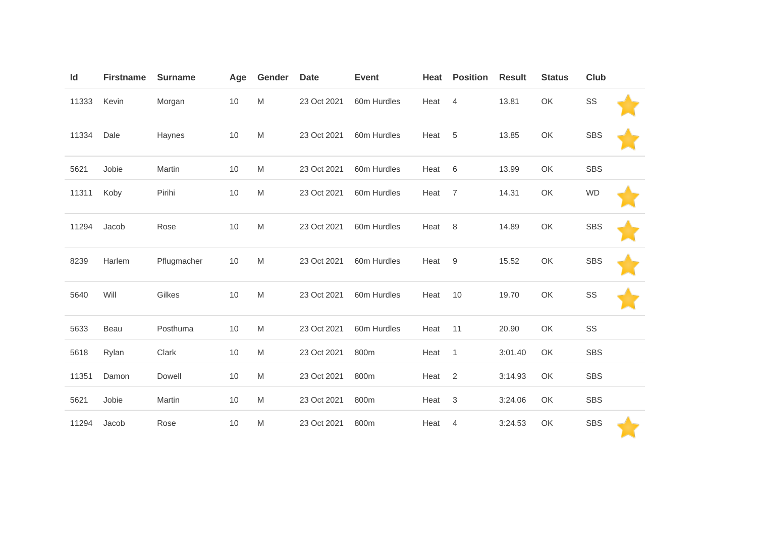| Id | Firstname | Surname | Age | Gender | Date | Event | Heat | Position | Result | Status | Club | |
|---|---|---|---|---|---|---|---|---|---|---|---|---|
| 11333 | Kevin | Morgan | 10 | M | 23 Oct 2021 | 60m Hurdles | Heat | 4 | 13.81 | OK | SS | ⭐ |
| 11334 | Dale | Haynes | 10 | M | 23 Oct 2021 | 60m Hurdles | Heat | 5 | 13.85 | OK | SBS | ⭐ |
| 5621 | Jobie | Martin | 10 | M | 23 Oct 2021 | 60m Hurdles | Heat | 6 | 13.99 | OK | SBS | |
| 11311 | Koby | Pirihi | 10 | M | 23 Oct 2021 | 60m Hurdles | Heat | 7 | 14.31 | OK | WD | ⭐ |
| 11294 | Jacob | Rose | 10 | M | 23 Oct 2021 | 60m Hurdles | Heat | 8 | 14.89 | OK | SBS | ⭐ |
| 8239 | Harlem | Pflugmacher | 10 | M | 23 Oct 2021 | 60m Hurdles | Heat | 9 | 15.52 | OK | SBS | ⭐ |
| 5640 | Will | Gilkes | 10 | M | 23 Oct 2021 | 60m Hurdles | Heat | 10 | 19.70 | OK | SS | ⭐ |
| 5633 | Beau | Posthuma | 10 | M | 23 Oct 2021 | 60m Hurdles | Heat | 11 | 20.90 | OK | SS | |
| 5618 | Rylan | Clark | 10 | M | 23 Oct 2021 | 800m | Heat | 1 | 3:01.40 | OK | SBS | |
| 11351 | Damon | Dowell | 10 | M | 23 Oct 2021 | 800m | Heat | 2 | 3:14.93 | OK | SBS | |
| 5621 | Jobie | Martin | 10 | M | 23 Oct 2021 | 800m | Heat | 3 | 3:24.06 | OK | SBS | |
| 11294 | Jacob | Rose | 10 | M | 23 Oct 2021 | 800m | Heat | 4 | 3:24.53 | OK | SBS | ⭐ |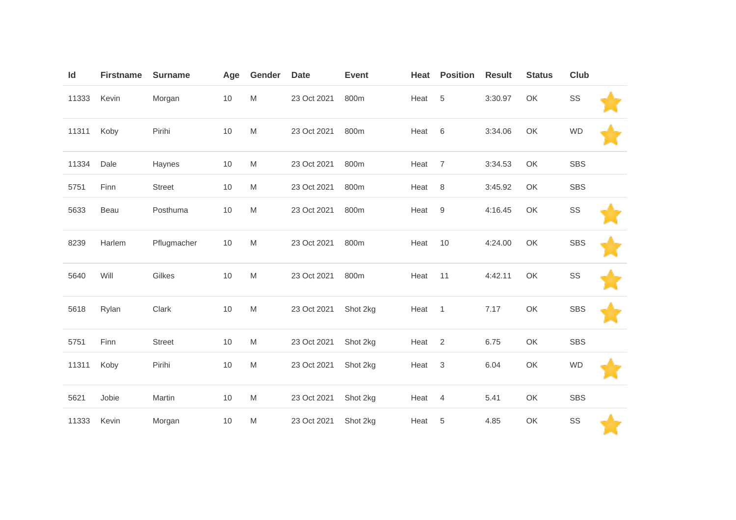| Id | Firstname | Surname | Age | Gender | Date | Event | Heat | Position | Result | Status | Club | |
|---|---|---|---|---|---|---|---|---|---|---|---|---|
| 11333 | Kevin | Morgan | 10 | M | 23 Oct 2021 | 800m | Heat | 5 | 3:30.97 | OK | SS | ⭐ |
| 11311 | Koby | Pirihi | 10 | M | 23 Oct 2021 | 800m | Heat | 6 | 3:34.06 | OK | WD | ⭐ |
| 11334 | Dale | Haynes | 10 | M | 23 Oct 2021 | 800m | Heat | 7 | 3:34.53 | OK | SBS | |
| 5751 | Finn | Street | 10 | M | 23 Oct 2021 | 800m | Heat | 8 | 3:45.92 | OK | SBS | |
| 5633 | Beau | Posthuma | 10 | M | 23 Oct 2021 | 800m | Heat | 9 | 4:16.45 | OK | SS | ⭐ |
| 8239 | Harlem | Pflugmacher | 10 | M | 23 Oct 2021 | 800m | Heat | 10 | 4:24.00 | OK | SBS | ⭐ |
| 5640 | Will | Gilkes | 10 | M | 23 Oct 2021 | 800m | Heat | 11 | 4:42.11 | OK | SS | ⭐ |
| 5618 | Rylan | Clark | 10 | M | 23 Oct 2021 | Shot 2kg | Heat | 1 | 7.17 | OK | SBS | ⭐ |
| 5751 | Finn | Street | 10 | M | 23 Oct 2021 | Shot 2kg | Heat | 2 | 6.75 | OK | SBS | |
| 11311 | Koby | Pirihi | 10 | M | 23 Oct 2021 | Shot 2kg | Heat | 3 | 6.04 | OK | WD | ⭐ |
| 5621 | Jobie | Martin | 10 | M | 23 Oct 2021 | Shot 2kg | Heat | 4 | 5.41 | OK | SBS | |
| 11333 | Kevin | Morgan | 10 | M | 23 Oct 2021 | Shot 2kg | Heat | 5 | 4.85 | OK | SS | ⭐ |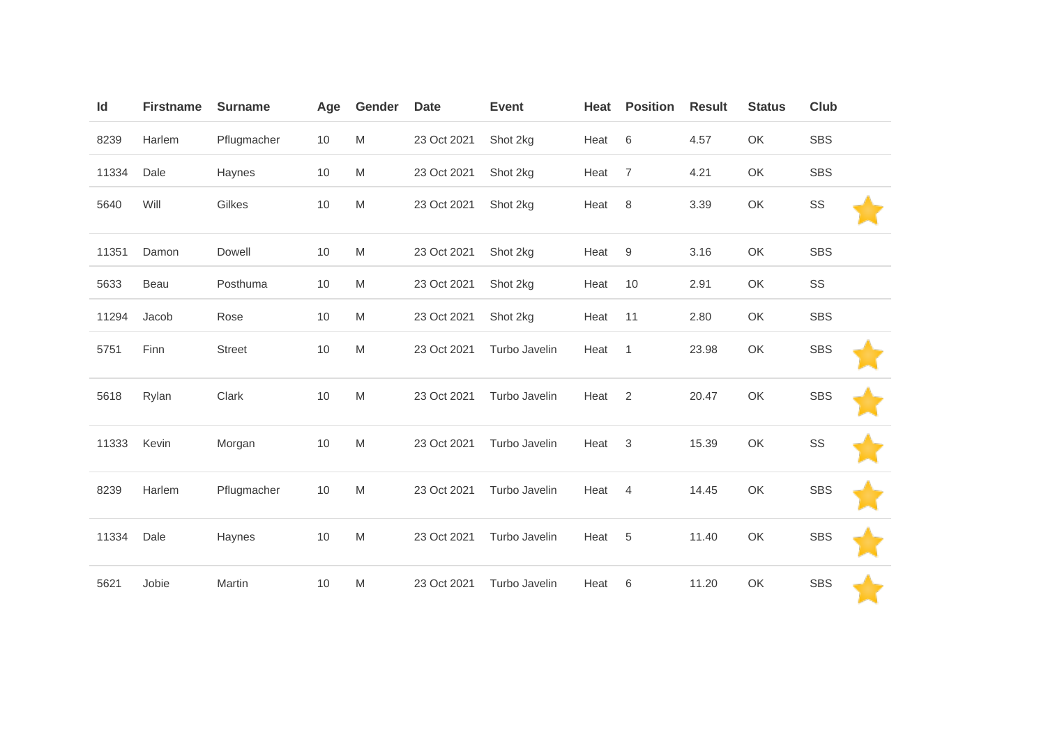| Id | Firstname | Surname | Age | Gender | Date | Event | Heat | Position | Result | Status | Club | |
|---|---|---|---|---|---|---|---|---|---|---|---|---|
| 8239 | Harlem | Pflugmacher | 10 | M | 23 Oct 2021 | Shot 2kg | Heat | 6 | 4.57 | OK | SBS | |
| 11334 | Dale | Haynes | 10 | M | 23 Oct 2021 | Shot 2kg | Heat | 7 | 4.21 | OK | SBS | |
| 5640 | Will | Gilkes | 10 | M | 23 Oct 2021 | Shot 2kg | Heat | 8 | 3.39 | OK | SS | ⭐ |
| 11351 | Damon | Dowell | 10 | M | 23 Oct 2021 | Shot 2kg | Heat | 9 | 3.16 | OK | SBS | |
| 5633 | Beau | Posthuma | 10 | M | 23 Oct 2021 | Shot 2kg | Heat | 10 | 2.91 | OK | SS | |
| 11294 | Jacob | Rose | 10 | M | 23 Oct 2021 | Shot 2kg | Heat | 11 | 2.80 | OK | SBS | |
| 5751 | Finn | Street | 10 | M | 23 Oct 2021 | Turbo Javelin | Heat | 1 | 23.98 | OK | SBS | ⭐ |
| 5618 | Rylan | Clark | 10 | M | 23 Oct 2021 | Turbo Javelin | Heat | 2 | 20.47 | OK | SBS | ⭐ |
| 11333 | Kevin | Morgan | 10 | M | 23 Oct 2021 | Turbo Javelin | Heat | 3 | 15.39 | OK | SS | ⭐ |
| 8239 | Harlem | Pflugmacher | 10 | M | 23 Oct 2021 | Turbo Javelin | Heat | 4 | 14.45 | OK | SBS | ⭐ |
| 11334 | Dale | Haynes | 10 | M | 23 Oct 2021 | Turbo Javelin | Heat | 5 | 11.40 | OK | SBS | ⭐ |
| 5621 | Jobie | Martin | 10 | M | 23 Oct 2021 | Turbo Javelin | Heat | 6 | 11.20 | OK | SBS | ⭐ |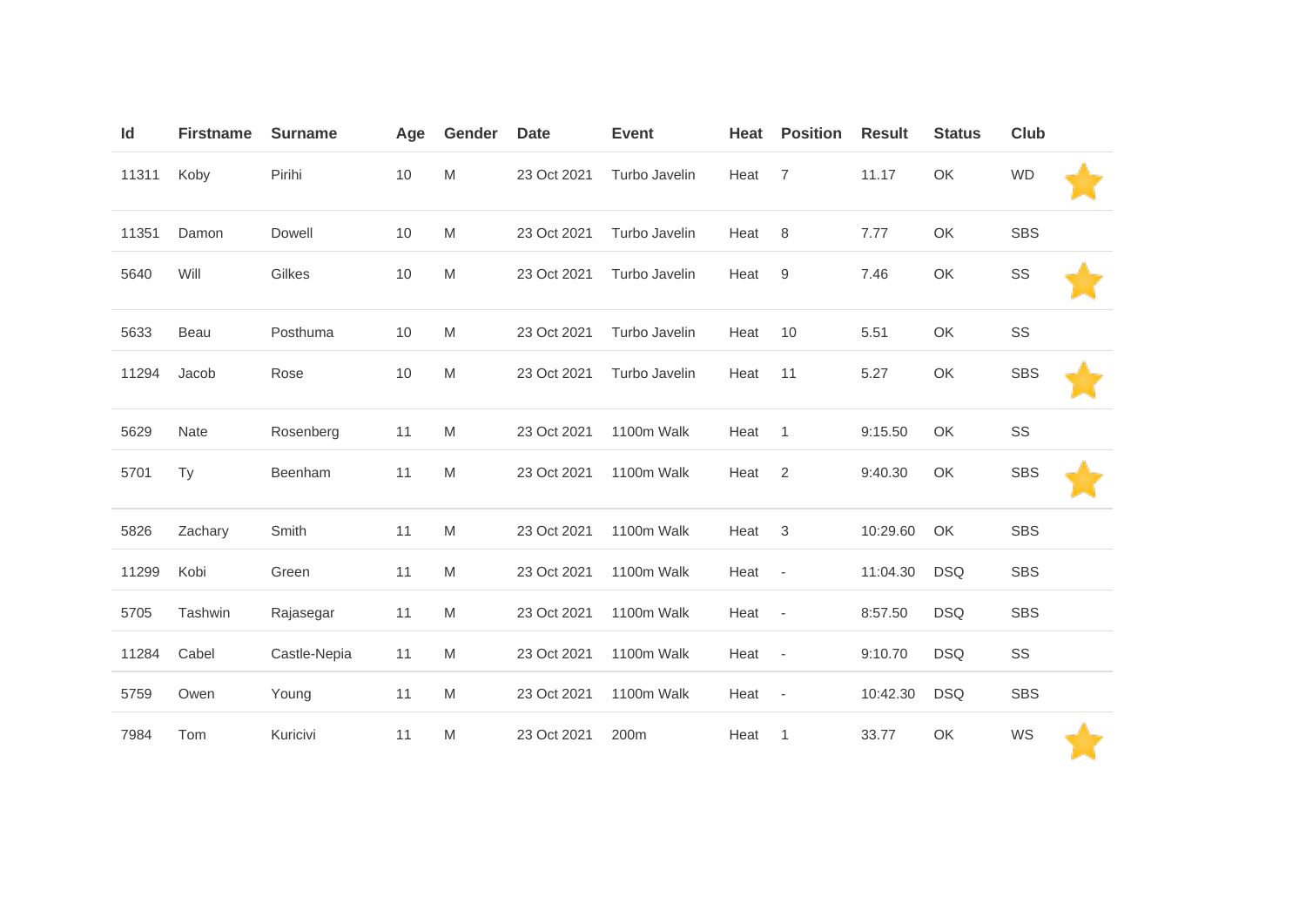| Id | Firstname | Surname | Age | Gender | Date | Event | Heat | Position | Result | Status | Club | |
|---|---|---|---|---|---|---|---|---|---|---|---|---|
| 11311 | Koby | Pirihi | 10 | M | 23 Oct 2021 | Turbo Javelin | Heat | 7 | 11.17 | OK | WD | ⭐ |
| 11351 | Damon | Dowell | 10 | M | 23 Oct 2021 | Turbo Javelin | Heat | 8 | 7.77 | OK | SBS | |
| 5640 | Will | Gilkes | 10 | M | 23 Oct 2021 | Turbo Javelin | Heat | 9 | 7.46 | OK | SS | ⭐ |
| 5633 | Beau | Posthuma | 10 | M | 23 Oct 2021 | Turbo Javelin | Heat | 10 | 5.51 | OK | SS | |
| 11294 | Jacob | Rose | 10 | M | 23 Oct 2021 | Turbo Javelin | Heat | 11 | 5.27 | OK | SBS | ⭐ |
| 5629 | Nate | Rosenberg | 11 | M | 23 Oct 2021 | 1100m Walk | Heat | 1 | 9:15.50 | OK | SS | |
| 5701 | Ty | Beenham | 11 | M | 23 Oct 2021 | 1100m Walk | Heat | 2 | 9:40.30 | OK | SBS | ⭐ |
| 5826 | Zachary | Smith | 11 | M | 23 Oct 2021 | 1100m Walk | Heat | 3 | 10:29.60 | OK | SBS | |
| 11299 | Kobi | Green | 11 | M | 23 Oct 2021 | 1100m Walk | Heat | - | 11:04.30 | DSQ | SBS | |
| 5705 | Tashwin | Rajasegar | 11 | M | 23 Oct 2021 | 1100m Walk | Heat | - | 8:57.50 | DSQ | SBS | |
| 11284 | Cabel | Castle-Nepia | 11 | M | 23 Oct 2021 | 1100m Walk | Heat | - | 9:10.70 | DSQ | SS | |
| 5759 | Owen | Young | 11 | M | 23 Oct 2021 | 1100m Walk | Heat | - | 10:42.30 | DSQ | SBS | |
| 7984 | Tom | Kuricivi | 11 | M | 23 Oct 2021 | 200m | Heat | 1 | 33.77 | OK | WS | ⭐ |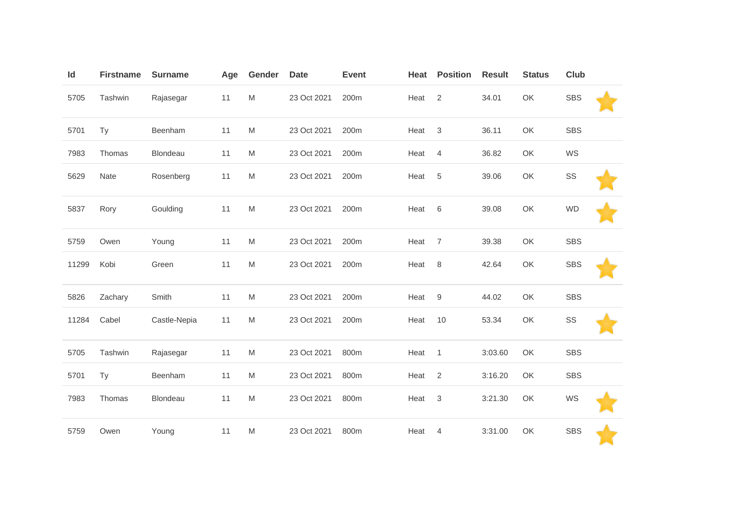| Id | Firstname | Surname | Age | Gender | Date | Event | Heat | Position | Result | Status | Club |
|---|---|---|---|---|---|---|---|---|---|---|---|
| 5705 | Tashwin | Rajasegar | 11 | M | 23 Oct 2021 | 200m | Heat | 2 | 34.01 | OK | SBS |
| 5701 | Ty | Beenham | 11 | M | 23 Oct 2021 | 200m | Heat | 3 | 36.11 | OK | SBS |
| 7983 | Thomas | Blondeau | 11 | M | 23 Oct 2021 | 200m | Heat | 4 | 36.82 | OK | WS |
| 5629 | Nate | Rosenberg | 11 | M | 23 Oct 2021 | 200m | Heat | 5 | 39.06 | OK | SS |
| 5837 | Rory | Goulding | 11 | M | 23 Oct 2021 | 200m | Heat | 6 | 39.08 | OK | WD |
| 5759 | Owen | Young | 11 | M | 23 Oct 2021 | 200m | Heat | 7 | 39.38 | OK | SBS |
| 11299 | Kobi | Green | 11 | M | 23 Oct 2021 | 200m | Heat | 8 | 42.64 | OK | SBS |
| 5826 | Zachary | Smith | 11 | M | 23 Oct 2021 | 200m | Heat | 9 | 44.02 | OK | SBS |
| 11284 | Cabel | Castle-Nepia | 11 | M | 23 Oct 2021 | 200m | Heat | 10 | 53.34 | OK | SS |
| 5705 | Tashwin | Rajasegar | 11 | M | 23 Oct 2021 | 800m | Heat | 1 | 3:03.60 | OK | SBS |
| 5701 | Ty | Beenham | 11 | M | 23 Oct 2021 | 800m | Heat | 2 | 3:16.20 | OK | SBS |
| 7983 | Thomas | Blondeau | 11 | M | 23 Oct 2021 | 800m | Heat | 3 | 3:21.30 | OK | WS |
| 5759 | Owen | Young | 11 | M | 23 Oct 2021 | 800m | Heat | 4 | 3:31.00 | OK | SBS |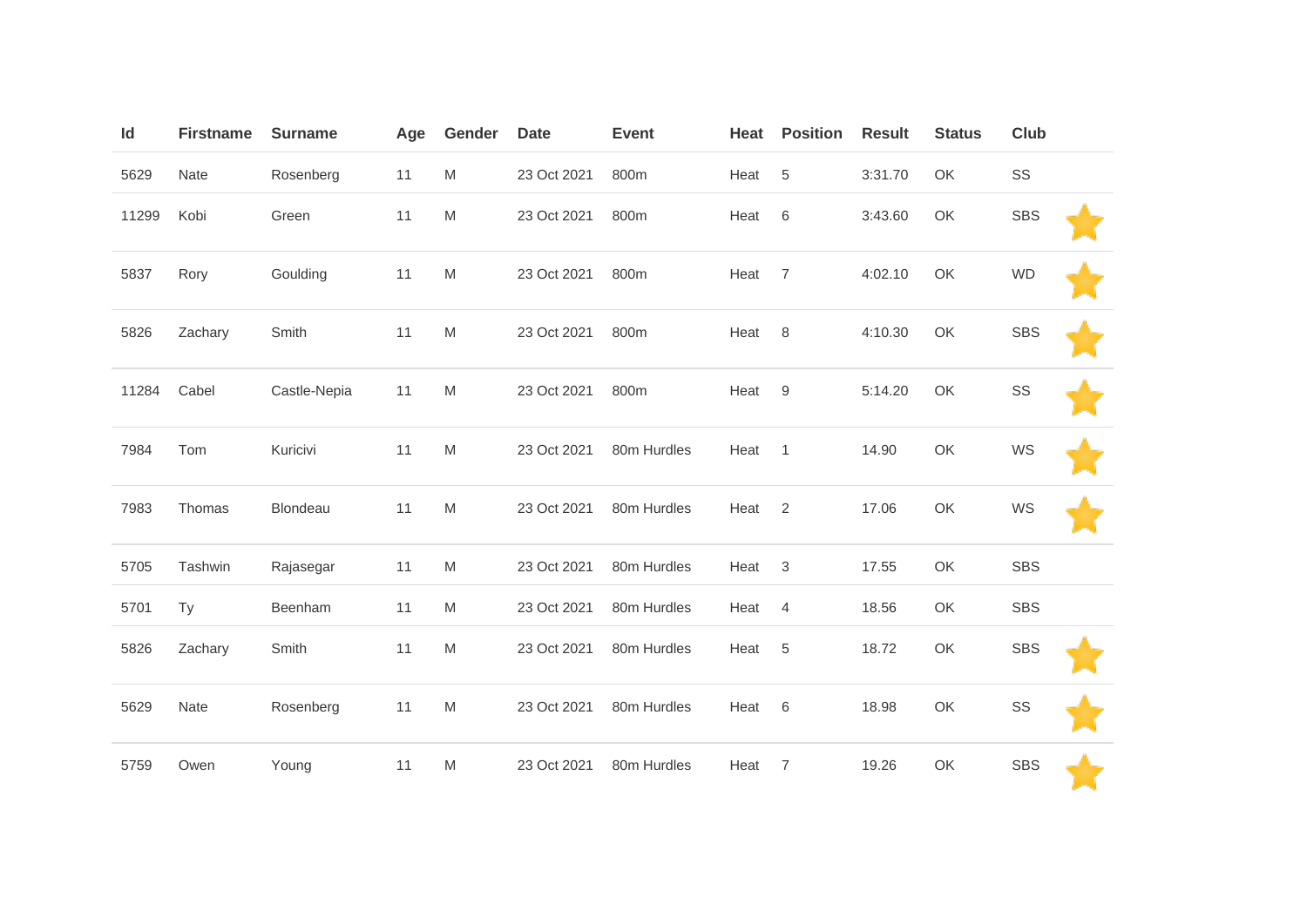| Id | Firstname | Surname | Age | Gender | Date | Event | Heat | Position | Result | Status | Club | |
|---|---|---|---|---|---|---|---|---|---|---|---|---|
| 5629 | Nate | Rosenberg | 11 | M | 23 Oct 2021 | 800m | Heat | 5 | 3:31.70 | OK | SS | |
| 11299 | Kobi | Green | 11 | M | 23 Oct 2021 | 800m | Heat | 6 | 3:43.60 | OK | SBS | ⭐ |
| 5837 | Rory | Goulding | 11 | M | 23 Oct 2021 | 800m | Heat | 7 | 4:02.10 | OK | WD | ⭐ |
| 5826 | Zachary | Smith | 11 | M | 23 Oct 2021 | 800m | Heat | 8 | 4:10.30 | OK | SBS | ⭐ |
| 11284 | Cabel | Castle-Nepia | 11 | M | 23 Oct 2021 | 800m | Heat | 9 | 5:14.20 | OK | SS | ⭐ |
| 7984 | Tom | Kuricivi | 11 | M | 23 Oct 2021 | 80m Hurdles | Heat | 1 | 14.90 | OK | WS | ⭐ |
| 7983 | Thomas | Blondeau | 11 | M | 23 Oct 2021 | 80m Hurdles | Heat | 2 | 17.06 | OK | WS | ⭐ |
| 5705 | Tashwin | Rajasegar | 11 | M | 23 Oct 2021 | 80m Hurdles | Heat | 3 | 17.55 | OK | SBS | |
| 5701 | Ty | Beenham | 11 | M | 23 Oct 2021 | 80m Hurdles | Heat | 4 | 18.56 | OK | SBS | |
| 5826 | Zachary | Smith | 11 | M | 23 Oct 2021 | 80m Hurdles | Heat | 5 | 18.72 | OK | SBS | ⭐ |
| 5629 | Nate | Rosenberg | 11 | M | 23 Oct 2021 | 80m Hurdles | Heat | 6 | 18.98 | OK | SS | ⭐ |
| 5759 | Owen | Young | 11 | M | 23 Oct 2021 | 80m Hurdles | Heat | 7 | 19.26 | OK | SBS | ⭐ |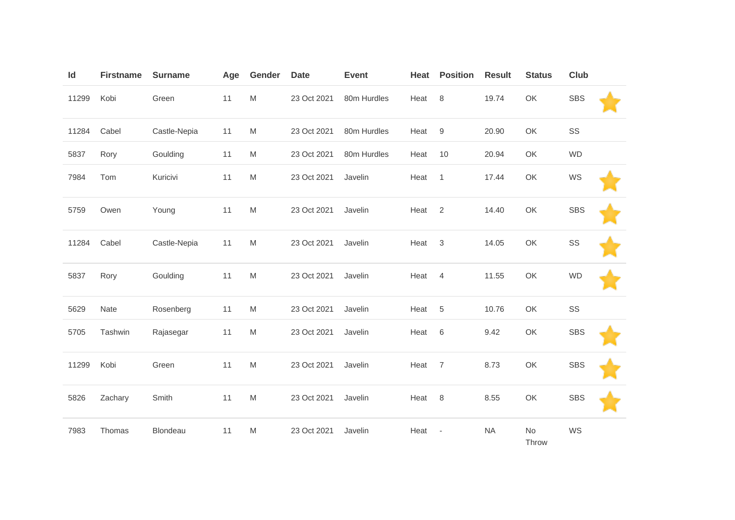| Id | Firstname | Surname | Age | Gender | Date | Event | Heat | Position | Result | Status | Club | |
|---|---|---|---|---|---|---|---|---|---|---|---|---|
| 11299 | Kobi | Green | 11 | M | 23 Oct 2021 | 80m Hurdles | Heat | 8 | 19.74 | OK | SBS | ⭐ |
| 11284 | Cabel | Castle-Nepia | 11 | M | 23 Oct 2021 | 80m Hurdles | Heat | 9 | 20.90 | OK | SS | |
| 5837 | Rory | Goulding | 11 | M | 23 Oct 2021 | 80m Hurdles | Heat | 10 | 20.94 | OK | WD | |
| 7984 | Tom | Kuricivi | 11 | M | 23 Oct 2021 | Javelin | Heat | 1 | 17.44 | OK | WS | ⭐ |
| 5759 | Owen | Young | 11 | M | 23 Oct 2021 | Javelin | Heat | 2 | 14.40 | OK | SBS | ⭐ |
| 11284 | Cabel | Castle-Nepia | 11 | M | 23 Oct 2021 | Javelin | Heat | 3 | 14.05 | OK | SS | ⭐ |
| 5837 | Rory | Goulding | 11 | M | 23 Oct 2021 | Javelin | Heat | 4 | 11.55 | OK | WD | ⭐ |
| 5629 | Nate | Rosenberg | 11 | M | 23 Oct 2021 | Javelin | Heat | 5 | 10.76 | OK | SS | |
| 5705 | Tashwin | Rajasegar | 11 | M | 23 Oct 2021 | Javelin | Heat | 6 | 9.42 | OK | SBS | ⭐ |
| 11299 | Kobi | Green | 11 | M | 23 Oct 2021 | Javelin | Heat | 7 | 8.73 | OK | SBS | ⭐ |
| 5826 | Zachary | Smith | 11 | M | 23 Oct 2021 | Javelin | Heat | 8 | 8.55 | OK | SBS | ⭐ |
| 7983 | Thomas | Blondeau | 11 | M | 23 Oct 2021 | Javelin | Heat | - | NA | No Throw | WS | |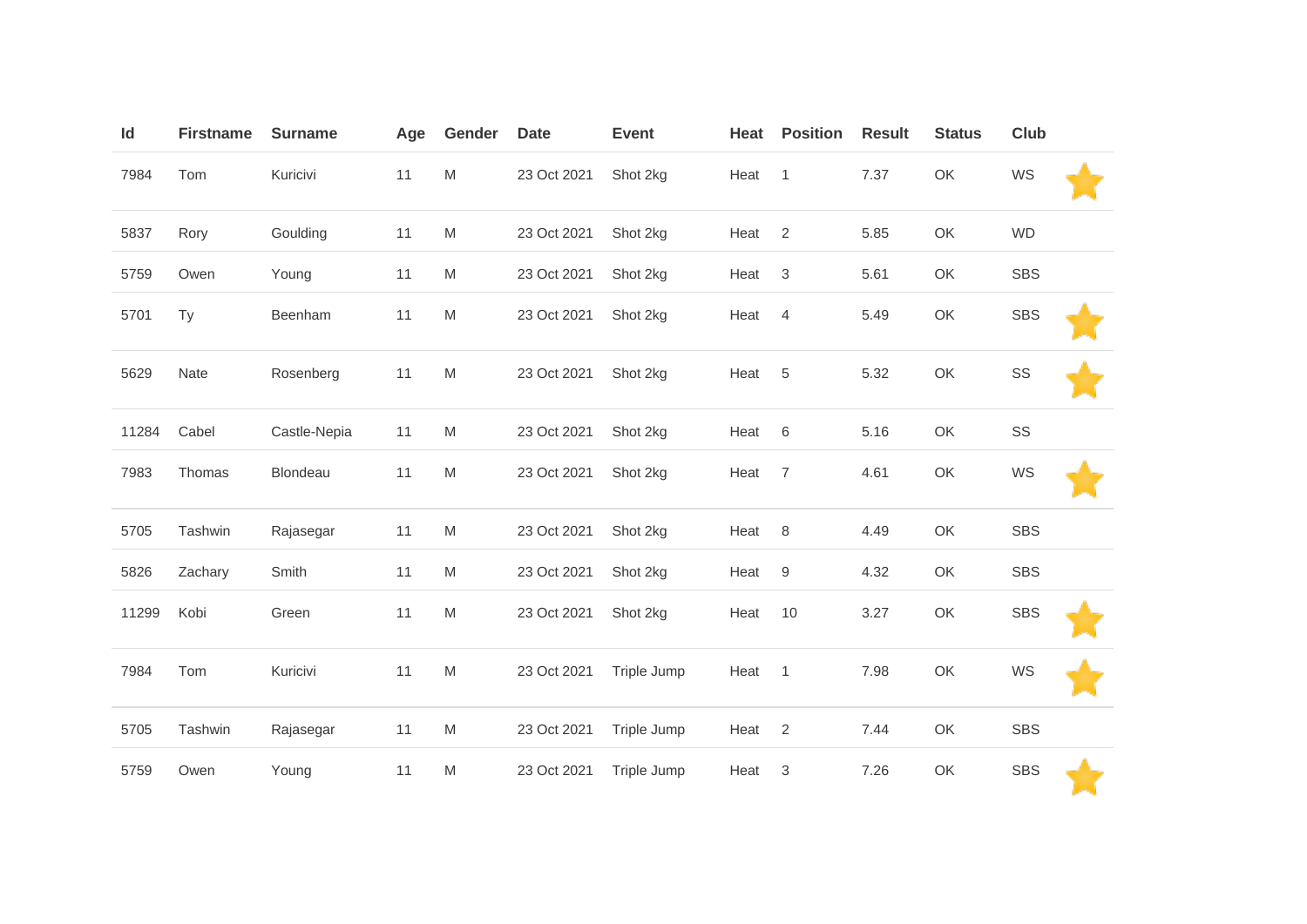| Id | Firstname | Surname | Age | Gender | Date | Event | Heat | Position | Result | Status | Club |
|---|---|---|---|---|---|---|---|---|---|---|---|
| 7984 | Tom | Kuricivi | 11 | M | 23 Oct 2021 | Shot 2kg | Heat | 1 | 7.37 | OK | WS |
| 5837 | Rory | Goulding | 11 | M | 23 Oct 2021 | Shot 2kg | Heat | 2 | 5.85 | OK | WD |
| 5759 | Owen | Young | 11 | M | 23 Oct 2021 | Shot 2kg | Heat | 3 | 5.61 | OK | SBS |
| 5701 | Ty | Beenham | 11 | M | 23 Oct 2021 | Shot 2kg | Heat | 4 | 5.49 | OK | SBS |
| 5629 | Nate | Rosenberg | 11 | M | 23 Oct 2021 | Shot 2kg | Heat | 5 | 5.32 | OK | SS |
| 11284 | Cabel | Castle-Nepia | 11 | M | 23 Oct 2021 | Shot 2kg | Heat | 6 | 5.16 | OK | SS |
| 7983 | Thomas | Blondeau | 11 | M | 23 Oct 2021 | Shot 2kg | Heat | 7 | 4.61 | OK | WS |
| 5705 | Tashwin | Rajasegar | 11 | M | 23 Oct 2021 | Shot 2kg | Heat | 8 | 4.49 | OK | SBS |
| 5826 | Zachary | Smith | 11 | M | 23 Oct 2021 | Shot 2kg | Heat | 9 | 4.32 | OK | SBS |
| 11299 | Kobi | Green | 11 | M | 23 Oct 2021 | Shot 2kg | Heat | 10 | 3.27 | OK | SBS |
| 7984 | Tom | Kuricivi | 11 | M | 23 Oct 2021 | Triple Jump | Heat | 1 | 7.98 | OK | WS |
| 5705 | Tashwin | Rajasegar | 11 | M | 23 Oct 2021 | Triple Jump | Heat | 2 | 7.44 | OK | SBS |
| 5759 | Owen | Young | 11 | M | 23 Oct 2021 | Triple Jump | Heat | 3 | 7.26 | OK | SBS |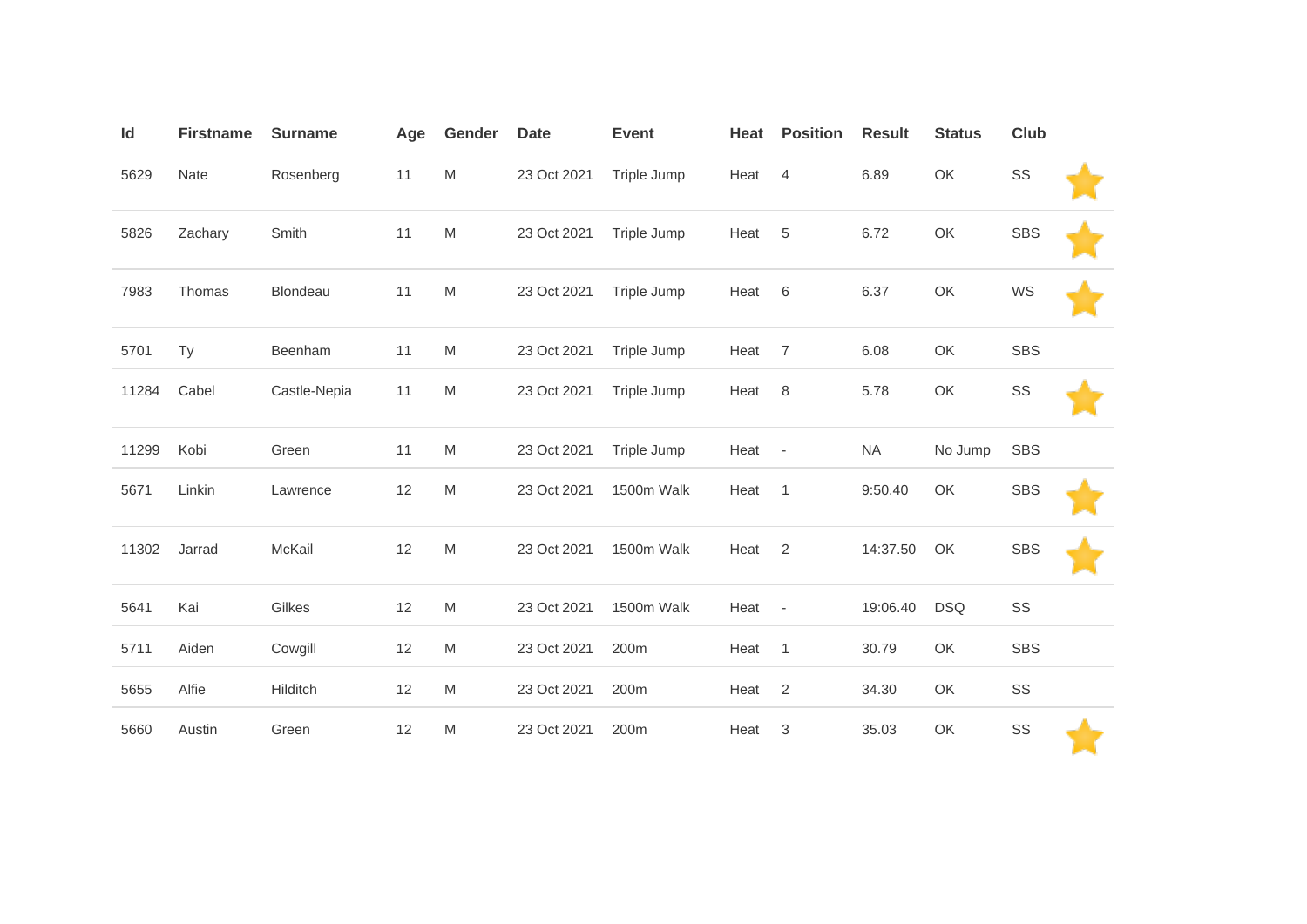| Id | Firstname | Surname | Age | Gender | Date | Event | Heat | Position | Result | Status | Club | |
|---|---|---|---|---|---|---|---|---|---|---|---|---|
| 5629 | Nate | Rosenberg | 11 | M | 23 Oct 2021 | Triple Jump | Heat | 4 | 6.89 | OK | SS | ⭐ |
| 5826 | Zachary | Smith | 11 | M | 23 Oct 2021 | Triple Jump | Heat | 5 | 6.72 | OK | SBS | ⭐ |
| 7983 | Thomas | Blondeau | 11 | M | 23 Oct 2021 | Triple Jump | Heat | 6 | 6.37 | OK | WS | ⭐ |
| 5701 | Ty | Beenham | 11 | M | 23 Oct 2021 | Triple Jump | Heat | 7 | 6.08 | OK | SBS | |
| 11284 | Cabel | Castle-Nepia | 11 | M | 23 Oct 2021 | Triple Jump | Heat | 8 | 5.78 | OK | SS | ⭐ |
| 11299 | Kobi | Green | 11 | M | 23 Oct 2021 | Triple Jump | Heat | - | NA | No Jump | SBS | |
| 5671 | Linkin | Lawrence | 12 | M | 23 Oct 2021 | 1500m Walk | Heat | 1 | 9:50.40 | OK | SBS | ⭐ |
| 11302 | Jarrad | McKail | 12 | M | 23 Oct 2021 | 1500m Walk | Heat | 2 | 14:37.50 | OK | SBS | ⭐ |
| 5641 | Kai | Gilkes | 12 | M | 23 Oct 2021 | 1500m Walk | Heat | - | 19:06.40 | DSQ | SS | |
| 5711 | Aiden | Cowgill | 12 | M | 23 Oct 2021 | 200m | Heat | 1 | 30.79 | OK | SBS | |
| 5655 | Alfie | Hilditch | 12 | M | 23 Oct 2021 | 200m | Heat | 2 | 34.30 | OK | SS | |
| 5660 | Austin | Green | 12 | M | 23 Oct 2021 | 200m | Heat | 3 | 35.03 | OK | SS | ⭐ |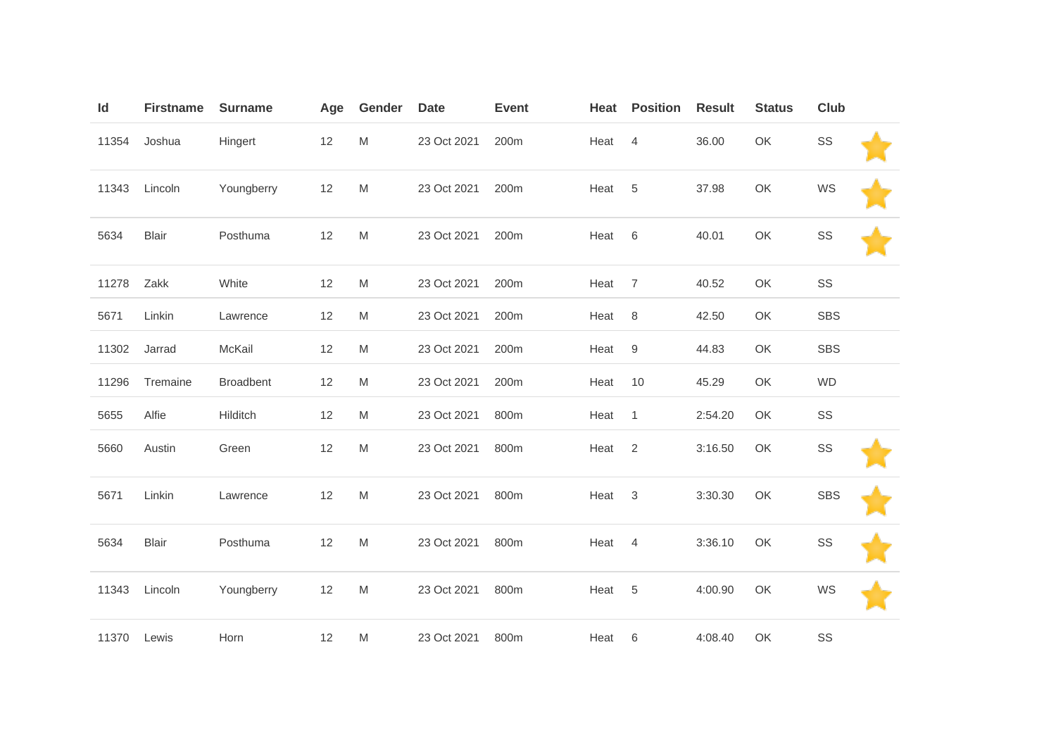| Id | Firstname | Surname | Age | Gender | Date | Event | Heat | Position | Result | Status | Club | |
|---|---|---|---|---|---|---|---|---|---|---|---|---|
| 11354 | Joshua | Hingert | 12 | M | 23 Oct 2021 | 200m | Heat | 4 | 36.00 | OK | SS | ⭐ |
| 11343 | Lincoln | Youngberry | 12 | M | 23 Oct 2021 | 200m | Heat | 5 | 37.98 | OK | WS | ⭐ |
| 5634 | Blair | Posthuma | 12 | M | 23 Oct 2021 | 200m | Heat | 6 | 40.01 | OK | SS | ⭐ |
| 11278 | Zakk | White | 12 | M | 23 Oct 2021 | 200m | Heat | 7 | 40.52 | OK | SS | |
| 5671 | Linkin | Lawrence | 12 | M | 23 Oct 2021 | 200m | Heat | 8 | 42.50 | OK | SBS | |
| 11302 | Jarrad | McKail | 12 | M | 23 Oct 2021 | 200m | Heat | 9 | 44.83 | OK | SBS | |
| 11296 | Tremaine | Broadbent | 12 | M | 23 Oct 2021 | 200m | Heat | 10 | 45.29 | OK | WD | |
| 5655 | Alfie | Hilditch | 12 | M | 23 Oct 2021 | 800m | Heat | 1 | 2:54.20 | OK | SS | |
| 5660 | Austin | Green | 12 | M | 23 Oct 2021 | 800m | Heat | 2 | 3:16.50 | OK | SS | ⭐ |
| 5671 | Linkin | Lawrence | 12 | M | 23 Oct 2021 | 800m | Heat | 3 | 3:30.30 | OK | SBS | ⭐ |
| 5634 | Blair | Posthuma | 12 | M | 23 Oct 2021 | 800m | Heat | 4 | 3:36.10 | OK | SS | ⭐ |
| 11343 | Lincoln | Youngberry | 12 | M | 23 Oct 2021 | 800m | Heat | 5 | 4:00.90 | OK | WS | ⭐ |
| 11370 | Lewis | Horn | 12 | M | 23 Oct 2021 | 800m | Heat | 6 | 4:08.40 | OK | SS | |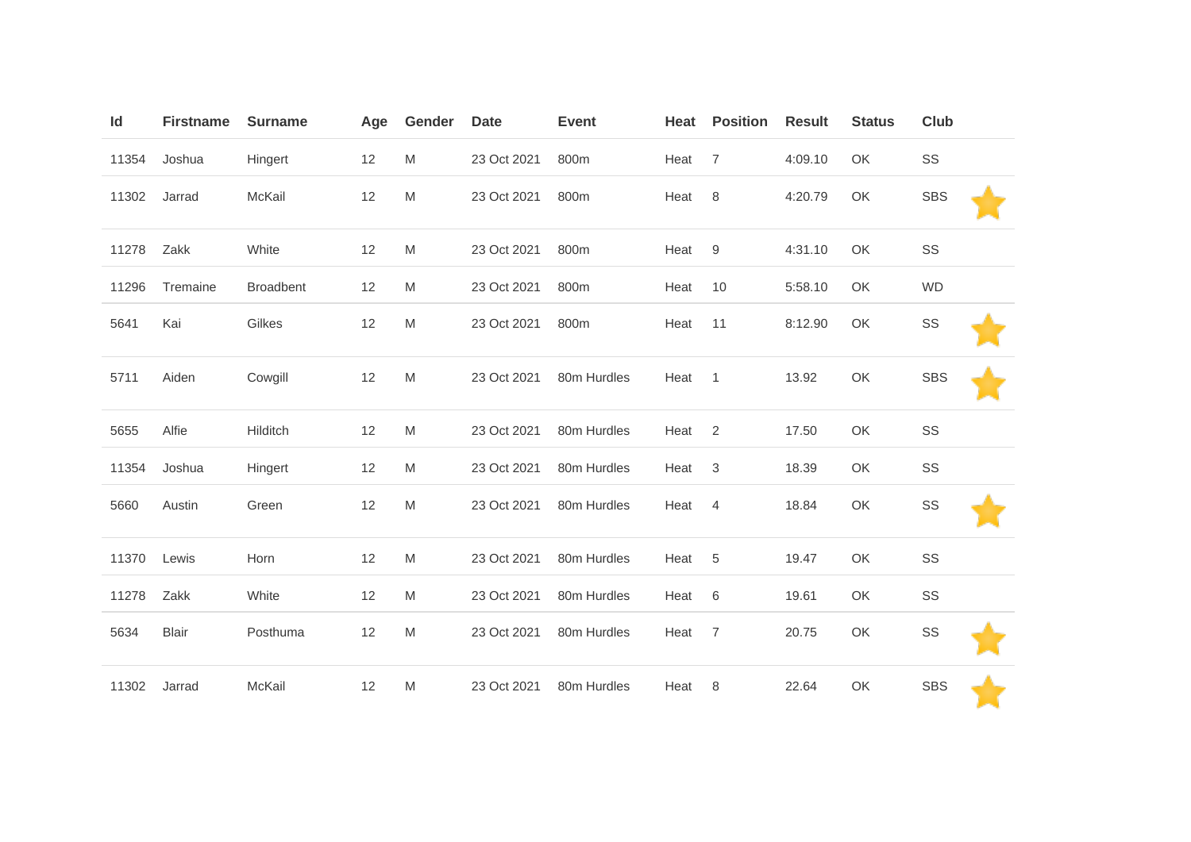| Id | Firstname | Surname | Age | Gender | Date | Event | Heat | Position | Result | Status | Club | |
|---|---|---|---|---|---|---|---|---|---|---|---|---|
| 11354 | Joshua | Hingert | 12 | M | 23 Oct 2021 | 800m | Heat | 7 | 4:09.10 | OK | SS | |
| 11302 | Jarrad | McKail | 12 | M | 23 Oct 2021 | 800m | Heat | 8 | 4:20.79 | OK | SBS | ⭐ |
| 11278 | Zakk | White | 12 | M | 23 Oct 2021 | 800m | Heat | 9 | 4:31.10 | OK | SS | |
| 11296 | Tremaine | Broadbent | 12 | M | 23 Oct 2021 | 800m | Heat | 10 | 5:58.10 | OK | WD | |
| 5641 | Kai | Gilkes | 12 | M | 23 Oct 2021 | 800m | Heat | 11 | 8:12.90 | OK | SS | ⭐ |
| 5711 | Aiden | Cowgill | 12 | M | 23 Oct 2021 | 80m Hurdles | Heat | 1 | 13.92 | OK | SBS | ⭐ |
| 5655 | Alfie | Hilditch | 12 | M | 23 Oct 2021 | 80m Hurdles | Heat | 2 | 17.50 | OK | SS | |
| 11354 | Joshua | Hingert | 12 | M | 23 Oct 2021 | 80m Hurdles | Heat | 3 | 18.39 | OK | SS | |
| 5660 | Austin | Green | 12 | M | 23 Oct 2021 | 80m Hurdles | Heat | 4 | 18.84 | OK | SS | ⭐ |
| 11370 | Lewis | Horn | 12 | M | 23 Oct 2021 | 80m Hurdles | Heat | 5 | 19.47 | OK | SS | |
| 11278 | Zakk | White | 12 | M | 23 Oct 2021 | 80m Hurdles | Heat | 6 | 19.61 | OK | SS | |
| 5634 | Blair | Posthuma | 12 | M | 23 Oct 2021 | 80m Hurdles | Heat | 7 | 20.75 | OK | SS | ⭐ |
| 11302 | Jarrad | McKail | 12 | M | 23 Oct 2021 | 80m Hurdles | Heat | 8 | 22.64 | OK | SBS | ⭐ |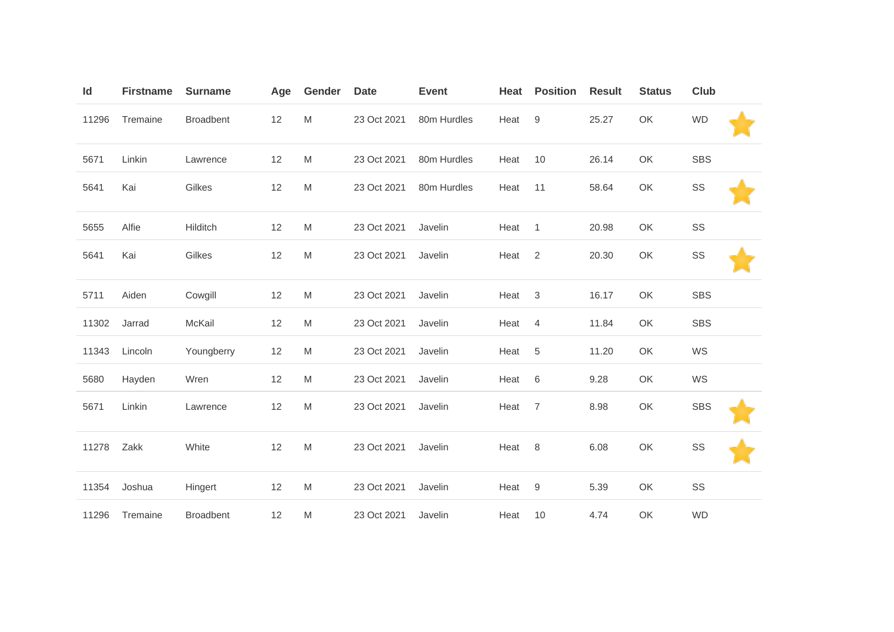| Id | Firstname | Surname | Age | Gender | Date | Event | Heat | Position | Result | Status | Club | |
|---|---|---|---|---|---|---|---|---|---|---|---|---|
| 11296 | Tremaine | Broadbent | 12 | M | 23 Oct 2021 | 80m Hurdles | Heat | 9 | 25.27 | OK | WD | ⭐ |
| 5671 | Linkin | Lawrence | 12 | M | 23 Oct 2021 | 80m Hurdles | Heat | 10 | 26.14 | OK | SBS | |
| 5641 | Kai | Gilkes | 12 | M | 23 Oct 2021 | 80m Hurdles | Heat | 11 | 58.64 | OK | SS | ⭐ |
| 5655 | Alfie | Hilditch | 12 | M | 23 Oct 2021 | Javelin | Heat | 1 | 20.98 | OK | SS | |
| 5641 | Kai | Gilkes | 12 | M | 23 Oct 2021 | Javelin | Heat | 2 | 20.30 | OK | SS | ⭐ |
| 5711 | Aiden | Cowgill | 12 | M | 23 Oct 2021 | Javelin | Heat | 3 | 16.17 | OK | SBS | |
| 11302 | Jarrad | McKail | 12 | M | 23 Oct 2021 | Javelin | Heat | 4 | 11.84 | OK | SBS | |
| 11343 | Lincoln | Youngberry | 12 | M | 23 Oct 2021 | Javelin | Heat | 5 | 11.20 | OK | WS | |
| 5680 | Hayden | Wren | 12 | M | 23 Oct 2021 | Javelin | Heat | 6 | 9.28 | OK | WS | |
| 5671 | Linkin | Lawrence | 12 | M | 23 Oct 2021 | Javelin | Heat | 7 | 8.98 | OK | SBS | ⭐ |
| 11278 | Zakk | White | 12 | M | 23 Oct 2021 | Javelin | Heat | 8 | 6.08 | OK | SS | ⭐ |
| 11354 | Joshua | Hingert | 12 | M | 23 Oct 2021 | Javelin | Heat | 9 | 5.39 | OK | SS | |
| 11296 | Tremaine | Broadbent | 12 | M | 23 Oct 2021 | Javelin | Heat | 10 | 4.74 | OK | WD | |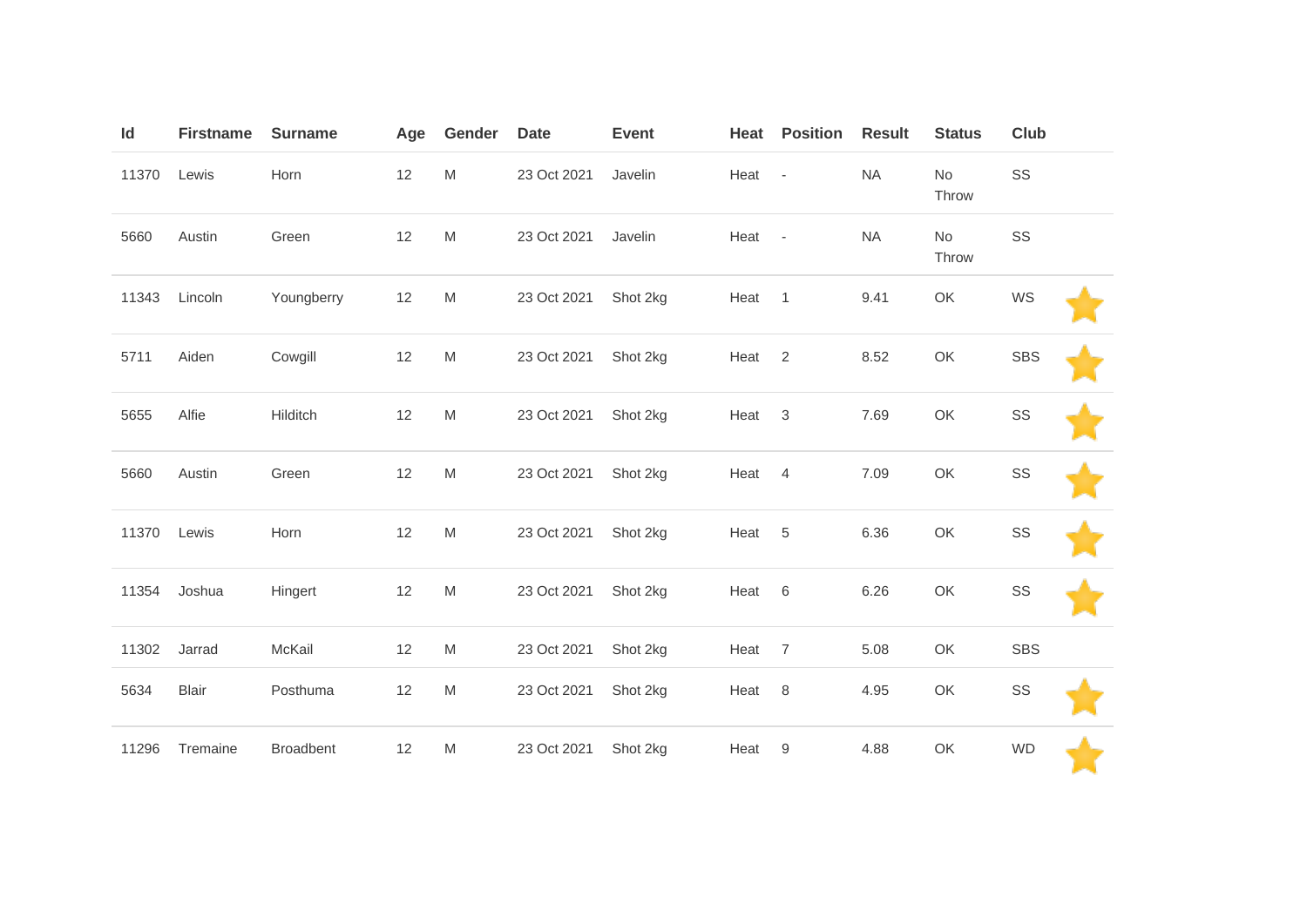| Id | Firstname | Surname | Age | Gender | Date | Event | Heat | Position | Result | Status | Club | |
|---|---|---|---|---|---|---|---|---|---|---|---|---|
| 11370 | Lewis | Horn | 12 | M | 23 Oct 2021 | Javelin | Heat | - | NA | No Throw | SS | |
| 5660 | Austin | Green | 12 | M | 23 Oct 2021 | Javelin | Heat | - | NA | No Throw | SS | |
| 11343 | Lincoln | Youngberry | 12 | M | 23 Oct 2021 | Shot 2kg | Heat | 1 | 9.41 | OK | WS | ⭐ |
| 5711 | Aiden | Cowgill | 12 | M | 23 Oct 2021 | Shot 2kg | Heat | 2 | 8.52 | OK | SBS | ⭐ |
| 5655 | Alfie | Hilditch | 12 | M | 23 Oct 2021 | Shot 2kg | Heat | 3 | 7.69 | OK | SS | ⭐ |
| 5660 | Austin | Green | 12 | M | 23 Oct 2021 | Shot 2kg | Heat | 4 | 7.09 | OK | SS | ⭐ |
| 11370 | Lewis | Horn | 12 | M | 23 Oct 2021 | Shot 2kg | Heat | 5 | 6.36 | OK | SS | ⭐ |
| 11354 | Joshua | Hingert | 12 | M | 23 Oct 2021 | Shot 2kg | Heat | 6 | 6.26 | OK | SS | ⭐ |
| 11302 | Jarrad | McKail | 12 | M | 23 Oct 2021 | Shot 2kg | Heat | 7 | 5.08 | OK | SBS | |
| 5634 | Blair | Posthuma | 12 | M | 23 Oct 2021 | Shot 2kg | Heat | 8 | 4.95 | OK | SS | ⭐ |
| 11296 | Tremaine | Broadbent | 12 | M | 23 Oct 2021 | Shot 2kg | Heat | 9 | 4.88 | OK | WD | ⭐ |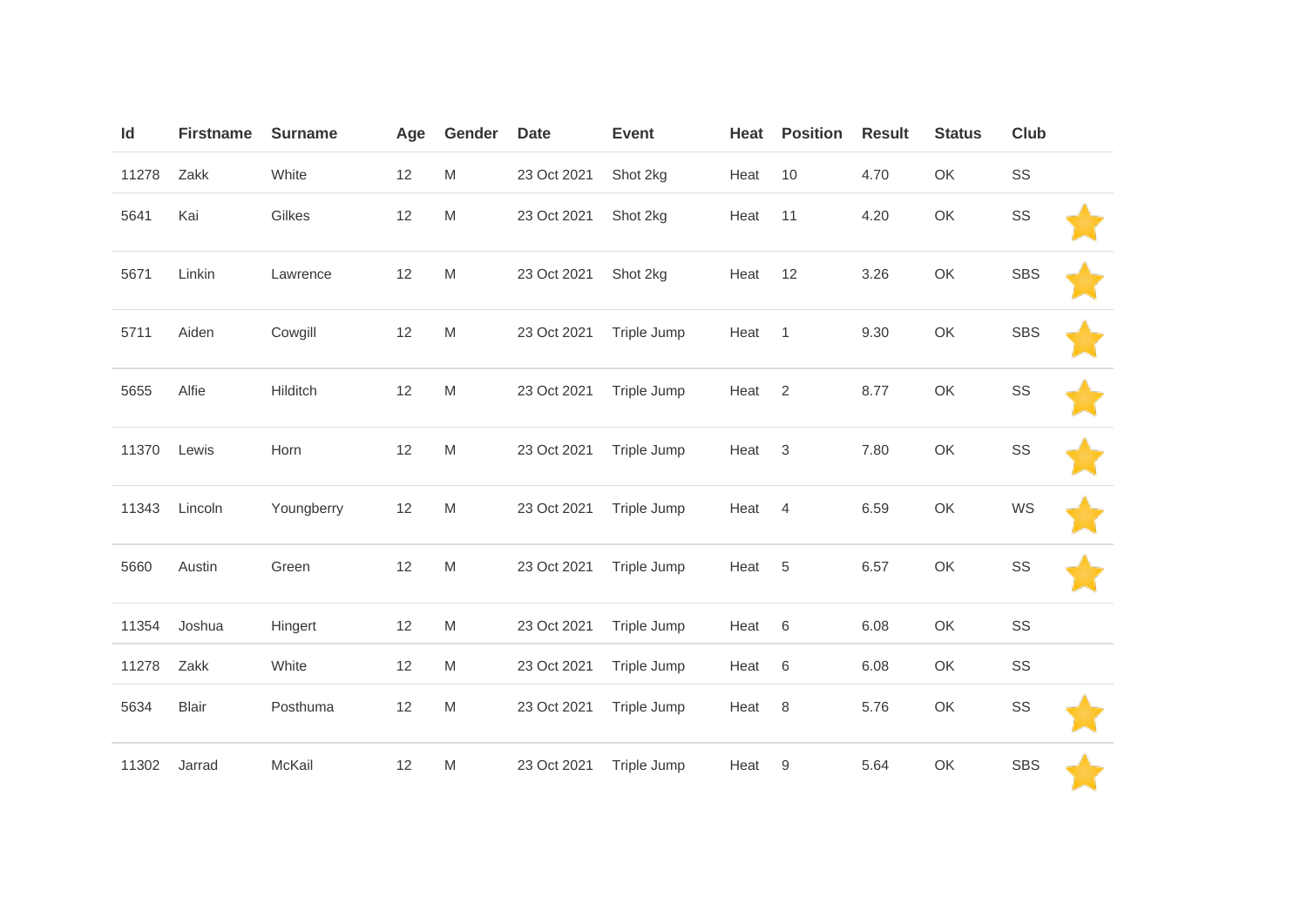| Id | Firstname | Surname | Age | Gender | Date | Event | Heat | Position | Result | Status | Club |
|---|---|---|---|---|---|---|---|---|---|---|---|
| 11278 | Zakk | White | 12 | M | 23 Oct 2021 | Shot 2kg | Heat | 10 | 4.70 | OK | SS |
| 5641 | Kai | Gilkes | 12 | M | 23 Oct 2021 | Shot 2kg | Heat | 11 | 4.20 | OK | SS |
| 5671 | Linkin | Lawrence | 12 | M | 23 Oct 2021 | Shot 2kg | Heat | 12 | 3.26 | OK | SBS |
| 5711 | Aiden | Cowgill | 12 | M | 23 Oct 2021 | Triple Jump | Heat | 1 | 9.30 | OK | SBS |
| 5655 | Alfie | Hilditch | 12 | M | 23 Oct 2021 | Triple Jump | Heat | 2 | 8.77 | OK | SS |
| 11370 | Lewis | Horn | 12 | M | 23 Oct 2021 | Triple Jump | Heat | 3 | 7.80 | OK | SS |
| 11343 | Lincoln | Youngberry | 12 | M | 23 Oct 2021 | Triple Jump | Heat | 4 | 6.59 | OK | WS |
| 5660 | Austin | Green | 12 | M | 23 Oct 2021 | Triple Jump | Heat | 5 | 6.57 | OK | SS |
| 11354 | Joshua | Hingert | 12 | M | 23 Oct 2021 | Triple Jump | Heat | 6 | 6.08 | OK | SS |
| 11278 | Zakk | White | 12 | M | 23 Oct 2021 | Triple Jump | Heat | 6 | 6.08 | OK | SS |
| 5634 | Blair | Posthuma | 12 | M | 23 Oct 2021 | Triple Jump | Heat | 8 | 5.76 | OK | SS |
| 11302 | Jarrad | McKail | 12 | M | 23 Oct 2021 | Triple Jump | Heat | 9 | 5.64 | OK | SBS |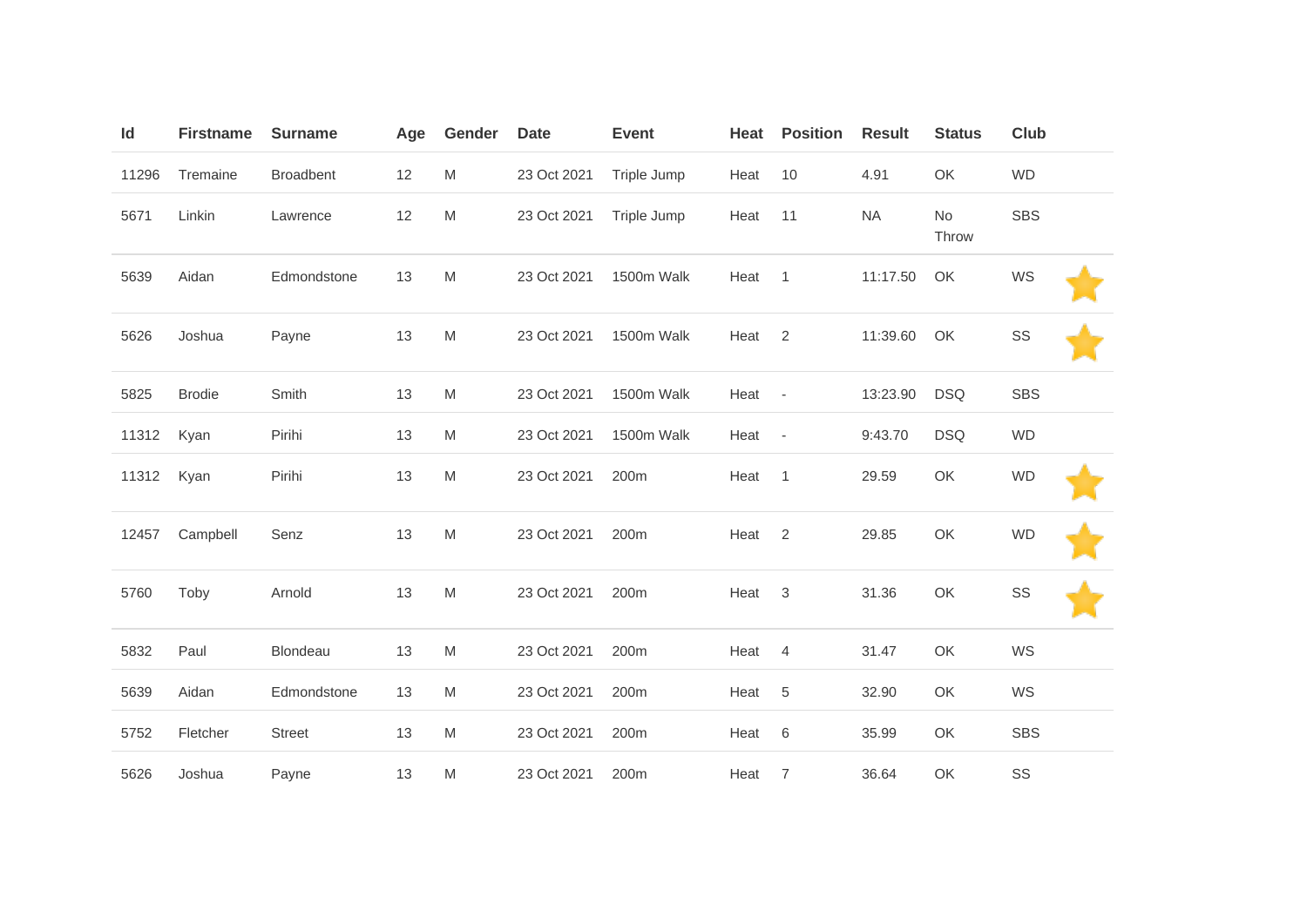| Id | Firstname | Surname | Age | Gender | Date | Event | Heat | Position | Result | Status | Club | |
|---|---|---|---|---|---|---|---|---|---|---|---|---|
| 11296 | Tremaine | Broadbent | 12 | M | 23 Oct 2021 | Triple Jump | Heat | 10 | 4.91 | OK | WD | |
| 5671 | Linkin | Lawrence | 12 | M | 23 Oct 2021 | Triple Jump | Heat | 11 | NA | No Throw | SBS | |
| 5639 | Aidan | Edmondstone | 13 | M | 23 Oct 2021 | 1500m Walk | Heat | 1 | 11:17.50 | OK | WS | ⭐ |
| 5626 | Joshua | Payne | 13 | M | 23 Oct 2021 | 1500m Walk | Heat | 2 | 11:39.60 | OK | SS | ⭐ |
| 5825 | Brodie | Smith | 13 | M | 23 Oct 2021 | 1500m Walk | Heat | - | 13:23.90 | DSQ | SBS | |
| 11312 | Kyan | Pirihi | 13 | M | 23 Oct 2021 | 1500m Walk | Heat | - | 9:43.70 | DSQ | WD | |
| 11312 | Kyan | Pirihi | 13 | M | 23 Oct 2021 | 200m | Heat | 1 | 29.59 | OK | WD | ⭐ |
| 12457 | Campbell | Senz | 13 | M | 23 Oct 2021 | 200m | Heat | 2 | 29.85 | OK | WD | ⭐ |
| 5760 | Toby | Arnold | 13 | M | 23 Oct 2021 | 200m | Heat | 3 | 31.36 | OK | SS | ⭐ |
| 5832 | Paul | Blondeau | 13 | M | 23 Oct 2021 | 200m | Heat | 4 | 31.47 | OK | WS | |
| 5639 | Aidan | Edmondstone | 13 | M | 23 Oct 2021 | 200m | Heat | 5 | 32.90 | OK | WS | |
| 5752 | Fletcher | Street | 13 | M | 23 Oct 2021 | 200m | Heat | 6 | 35.99 | OK | SBS | |
| 5626 | Joshua | Payne | 13 | M | 23 Oct 2021 | 200m | Heat | 7 | 36.64 | OK | SS | |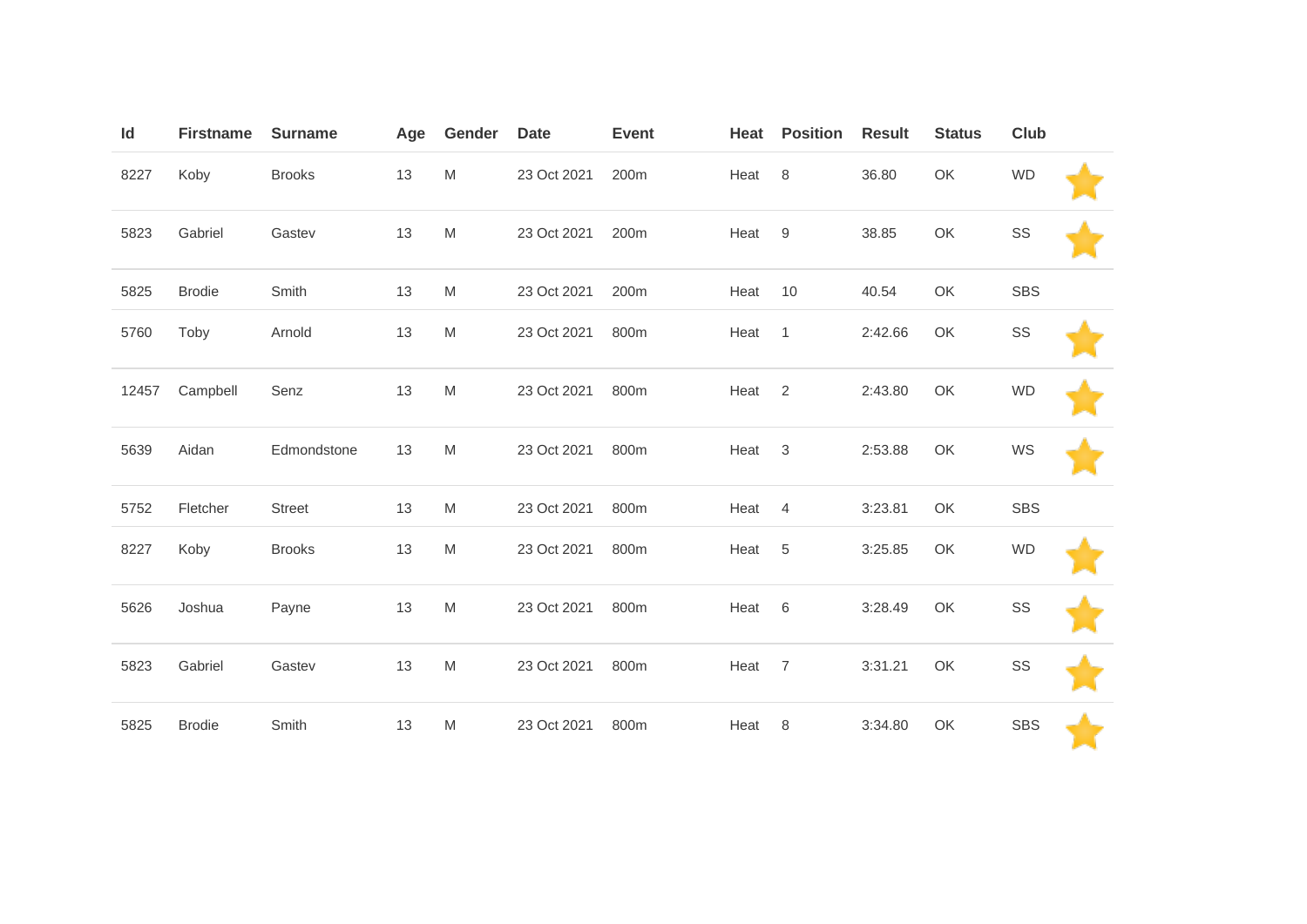| Id | Firstname | Surname | Age | Gender | Date | Event | Heat | Position | Result | Status | Club | |
|---|---|---|---|---|---|---|---|---|---|---|---|---|
| 8227 | Koby | Brooks | 13 | M | 23 Oct 2021 | 200m | Heat | 8 | 36.80 | OK | WD | ⭐ |
| 5823 | Gabriel | Gastev | 13 | M | 23 Oct 2021 | 200m | Heat | 9 | 38.85 | OK | SS | ⭐ |
| 5825 | Brodie | Smith | 13 | M | 23 Oct 2021 | 200m | Heat | 10 | 40.54 | OK | SBS | |
| 5760 | Toby | Arnold | 13 | M | 23 Oct 2021 | 800m | Heat | 1 | 2:42.66 | OK | SS | ⭐ |
| 12457 | Campbell | Senz | 13 | M | 23 Oct 2021 | 800m | Heat | 2 | 2:43.80 | OK | WD | ⭐ |
| 5639 | Aidan | Edmondstone | 13 | M | 23 Oct 2021 | 800m | Heat | 3 | 2:53.88 | OK | WS | ⭐ |
| 5752 | Fletcher | Street | 13 | M | 23 Oct 2021 | 800m | Heat | 4 | 3:23.81 | OK | SBS | |
| 8227 | Koby | Brooks | 13 | M | 23 Oct 2021 | 800m | Heat | 5 | 3:25.85 | OK | WD | ⭐ |
| 5626 | Joshua | Payne | 13 | M | 23 Oct 2021 | 800m | Heat | 6 | 3:28.49 | OK | SS | ⭐ |
| 5823 | Gabriel | Gastev | 13 | M | 23 Oct 2021 | 800m | Heat | 7 | 3:31.21 | OK | SS | ⭐ |
| 5825 | Brodie | Smith | 13 | M | 23 Oct 2021 | 800m | Heat | 8 | 3:34.80 | OK | SBS | ⭐ |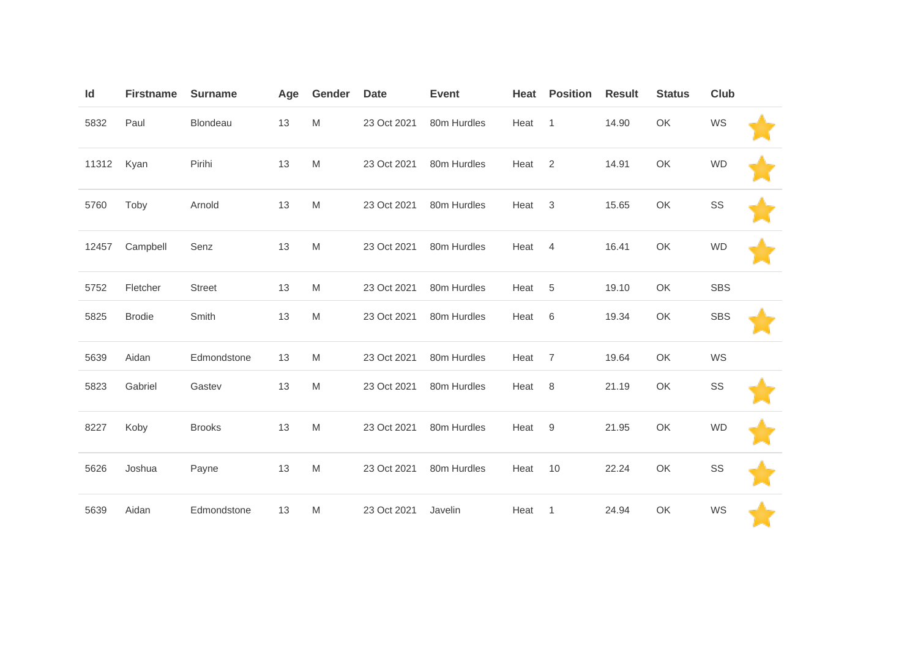| Id | Firstname | Surname | Age | Gender | Date | Event | Heat | Position | Result | Status | Club | |
|---|---|---|---|---|---|---|---|---|---|---|---|---|
| 5832 | Paul | Blondeau | 13 | M | 23 Oct 2021 | 80m Hurdles | Heat | 1 | 14.90 | OK | WS | ⭐ |
| 11312 | Kyan | Pirihi | 13 | M | 23 Oct 2021 | 80m Hurdles | Heat | 2 | 14.91 | OK | WD | ⭐ |
| 5760 | Toby | Arnold | 13 | M | 23 Oct 2021 | 80m Hurdles | Heat | 3 | 15.65 | OK | SS | ⭐ |
| 12457 | Campbell | Senz | 13 | M | 23 Oct 2021 | 80m Hurdles | Heat | 4 | 16.41 | OK | WD | ⭐ |
| 5752 | Fletcher | Street | 13 | M | 23 Oct 2021 | 80m Hurdles | Heat | 5 | 19.10 | OK | SBS | |
| 5825 | Brodie | Smith | 13 | M | 23 Oct 2021 | 80m Hurdles | Heat | 6 | 19.34 | OK | SBS | ⭐ |
| 5639 | Aidan | Edmondstone | 13 | M | 23 Oct 2021 | 80m Hurdles | Heat | 7 | 19.64 | OK | WS | |
| 5823 | Gabriel | Gastev | 13 | M | 23 Oct 2021 | 80m Hurdles | Heat | 8 | 21.19 | OK | SS | ⭐ |
| 8227 | Koby | Brooks | 13 | M | 23 Oct 2021 | 80m Hurdles | Heat | 9 | 21.95 | OK | WD | ⭐ |
| 5626 | Joshua | Payne | 13 | M | 23 Oct 2021 | 80m Hurdles | Heat | 10 | 22.24 | OK | SS | ⭐ |
| 5639 | Aidan | Edmondstone | 13 | M | 23 Oct 2021 | Javelin | Heat | 1 | 24.94 | OK | WS | ⭐ |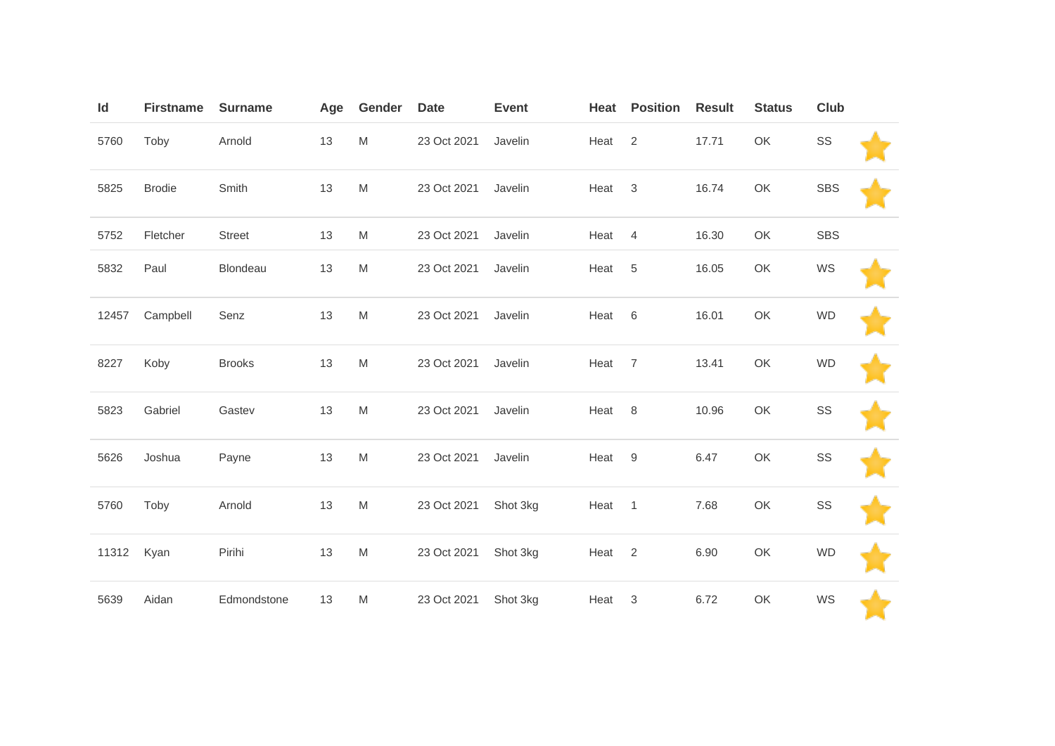| Id | Firstname | Surname | Age | Gender | Date | Event | Heat | Position | Result | Status | Club | |
|---|---|---|---|---|---|---|---|---|---|---|---|---|
| 5760 | Toby | Arnold | 13 | M | 23 Oct 2021 | Javelin | Heat | 2 | 17.71 | OK | SS | ⭐ |
| 5825 | Brodie | Smith | 13 | M | 23 Oct 2021 | Javelin | Heat | 3 | 16.74 | OK | SBS | ⭐ |
| 5752 | Fletcher | Street | 13 | M | 23 Oct 2021 | Javelin | Heat | 4 | 16.30 | OK | SBS | |
| 5832 | Paul | Blondeau | 13 | M | 23 Oct 2021 | Javelin | Heat | 5 | 16.05 | OK | WS | ⭐ |
| 12457 | Campbell | Senz | 13 | M | 23 Oct 2021 | Javelin | Heat | 6 | 16.01 | OK | WD | ⭐ |
| 8227 | Koby | Brooks | 13 | M | 23 Oct 2021 | Javelin | Heat | 7 | 13.41 | OK | WD | ⭐ |
| 5823 | Gabriel | Gastev | 13 | M | 23 Oct 2021 | Javelin | Heat | 8 | 10.96 | OK | SS | ⭐ |
| 5626 | Joshua | Payne | 13 | M | 23 Oct 2021 | Javelin | Heat | 9 | 6.47 | OK | SS | ⭐ |
| 5760 | Toby | Arnold | 13 | M | 23 Oct 2021 | Shot 3kg | Heat | 1 | 7.68 | OK | SS | ⭐ |
| 11312 | Kyan | Pirihi | 13 | M | 23 Oct 2021 | Shot 3kg | Heat | 2 | 6.90 | OK | WD | ⭐ |
| 5639 | Aidan | Edmondstone | 13 | M | 23 Oct 2021 | Shot 3kg | Heat | 3 | 6.72 | OK | WS | ⭐ |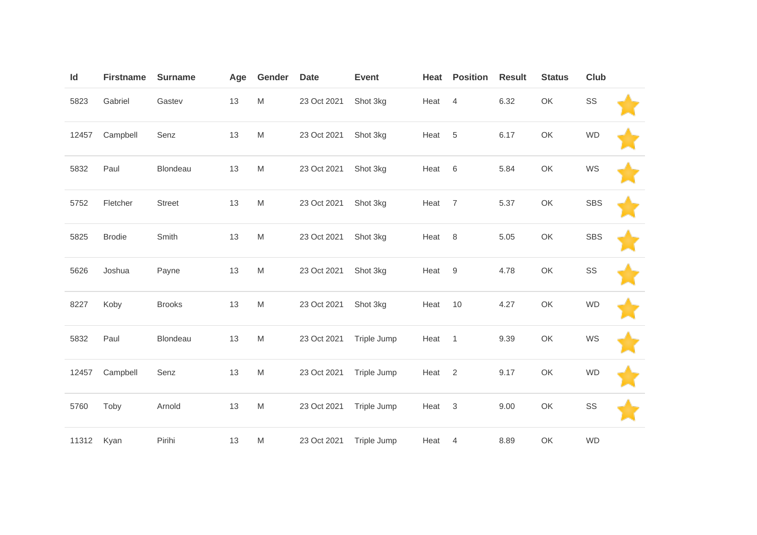| Id | Firstname | Surname | Age | Gender | Date | Event | Heat | Position | Result | Status | Club | |
|---|---|---|---|---|---|---|---|---|---|---|---|---|
| 5823 | Gabriel | Gastev | 13 | M | 23 Oct 2021 | Shot 3kg | Heat | 4 | 6.32 | OK | SS | ⭐ |
| 12457 | Campbell | Senz | 13 | M | 23 Oct 2021 | Shot 3kg | Heat | 5 | 6.17 | OK | WD | ⭐ |
| 5832 | Paul | Blondeau | 13 | M | 23 Oct 2021 | Shot 3kg | Heat | 6 | 5.84 | OK | WS | ⭐ |
| 5752 | Fletcher | Street | 13 | M | 23 Oct 2021 | Shot 3kg | Heat | 7 | 5.37 | OK | SBS | ⭐ |
| 5825 | Brodie | Smith | 13 | M | 23 Oct 2021 | Shot 3kg | Heat | 8 | 5.05 | OK | SBS | ⭐ |
| 5626 | Joshua | Payne | 13 | M | 23 Oct 2021 | Shot 3kg | Heat | 9 | 4.78 | OK | SS | ⭐ |
| 8227 | Koby | Brooks | 13 | M | 23 Oct 2021 | Shot 3kg | Heat | 10 | 4.27 | OK | WD | ⭐ |
| 5832 | Paul | Blondeau | 13 | M | 23 Oct 2021 | Triple Jump | Heat | 1 | 9.39 | OK | WS | ⭐ |
| 12457 | Campbell | Senz | 13 | M | 23 Oct 2021 | Triple Jump | Heat | 2 | 9.17 | OK | WD | ⭐ |
| 5760 | Toby | Arnold | 13 | M | 23 Oct 2021 | Triple Jump | Heat | 3 | 9.00 | OK | SS | ⭐ |
| 11312 | Kyan | Pirihi | 13 | M | 23 Oct 2021 | Triple Jump | Heat | 4 | 8.89 | OK | WD | |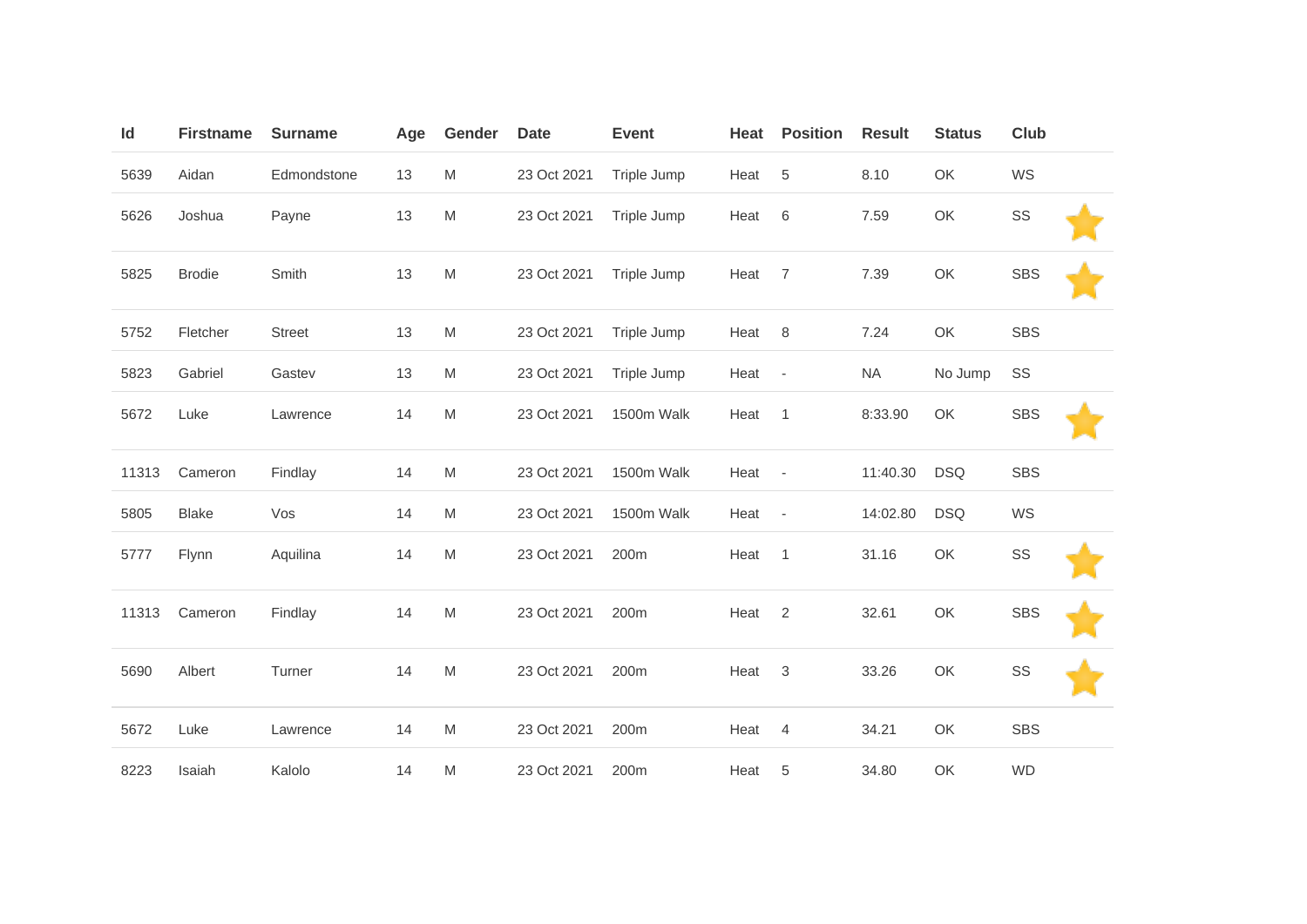| Id | Firstname | Surname | Age | Gender | Date | Event | Heat | Position | Result | Status | Club | |
|---|---|---|---|---|---|---|---|---|---|---|---|---|
| 5639 | Aidan | Edmondstone | 13 | M | 23 Oct 2021 | Triple Jump | Heat | 5 | 8.10 | OK | WS | |
| 5626 | Joshua | Payne | 13 | M | 23 Oct 2021 | Triple Jump | Heat | 6 | 7.59 | OK | SS | ⭐ |
| 5825 | Brodie | Smith | 13 | M | 23 Oct 2021 | Triple Jump | Heat | 7 | 7.39 | OK | SBS | ⭐ |
| 5752 | Fletcher | Street | 13 | M | 23 Oct 2021 | Triple Jump | Heat | 8 | 7.24 | OK | SBS | |
| 5823 | Gabriel | Gastev | 13 | M | 23 Oct 2021 | Triple Jump | Heat | - | NA | No Jump | SS | |
| 5672 | Luke | Lawrence | 14 | M | 23 Oct 2021 | 1500m Walk | Heat | 1 | 8:33.90 | OK | SBS | ⭐ |
| 11313 | Cameron | Findlay | 14 | M | 23 Oct 2021 | 1500m Walk | Heat | - | 11:40.30 | DSQ | SBS | |
| 5805 | Blake | Vos | 14 | M | 23 Oct 2021 | 1500m Walk | Heat | - | 14:02.80 | DSQ | WS | |
| 5777 | Flynn | Aquilina | 14 | M | 23 Oct 2021 | 200m | Heat | 1 | 31.16 | OK | SS | ⭐ |
| 11313 | Cameron | Findlay | 14 | M | 23 Oct 2021 | 200m | Heat | 2 | 32.61 | OK | SBS | ⭐ |
| 5690 | Albert | Turner | 14 | M | 23 Oct 2021 | 200m | Heat | 3 | 33.26 | OK | SS | ⭐ |
| 5672 | Luke | Lawrence | 14 | M | 23 Oct 2021 | 200m | Heat | 4 | 34.21 | OK | SBS | |
| 8223 | Isaiah | Kalolo | 14 | M | 23 Oct 2021 | 200m | Heat | 5 | 34.80 | OK | WD | |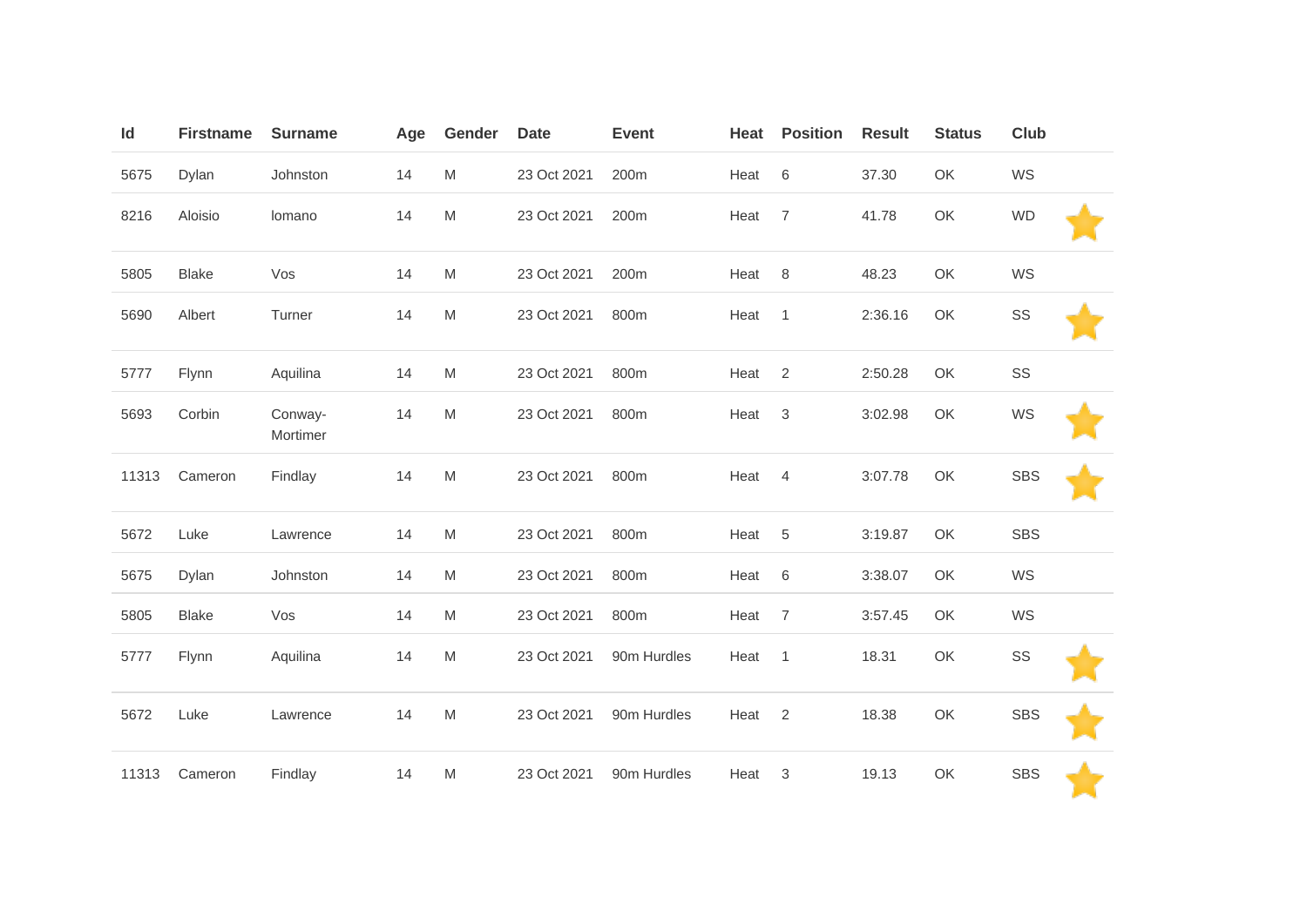| Id | Firstname | Surname | Age | Gender | Date | Event | Heat | Position | Result | Status | Club | |
|---|---|---|---|---|---|---|---|---|---|---|---|---|
| 5675 | Dylan | Johnston | 14 | M | 23 Oct 2021 | 200m | Heat | 6 | 37.30 | OK | WS | |
| 8216 | Aloisio | Iomano | 14 | M | 23 Oct 2021 | 200m | Heat | 7 | 41.78 | OK | WD | ⭐ |
| 5805 | Blake | Vos | 14 | M | 23 Oct 2021 | 200m | Heat | 8 | 48.23 | OK | WS | |
| 5690 | Albert | Turner | 14 | M | 23 Oct 2021 | 800m | Heat | 1 | 2:36.16 | OK | SS | ⭐ |
| 5777 | Flynn | Aquilina | 14 | M | 23 Oct 2021 | 800m | Heat | 2 | 2:50.28 | OK | SS | |
| 5693 | Corbin | Conway-Mortimer | 14 | M | 23 Oct 2021 | 800m | Heat | 3 | 3:02.98 | OK | WS | ⭐ |
| 11313 | Cameron | Findlay | 14 | M | 23 Oct 2021 | 800m | Heat | 4 | 3:07.78 | OK | SBS | ⭐ |
| 5672 | Luke | Lawrence | 14 | M | 23 Oct 2021 | 800m | Heat | 5 | 3:19.87 | OK | SBS | |
| 5675 | Dylan | Johnston | 14 | M | 23 Oct 2021 | 800m | Heat | 6 | 3:38.07 | OK | WS | |
| 5805 | Blake | Vos | 14 | M | 23 Oct 2021 | 800m | Heat | 7 | 3:57.45 | OK | WS | |
| 5777 | Flynn | Aquilina | 14 | M | 23 Oct 2021 | 90m Hurdles | Heat | 1 | 18.31 | OK | SS | ⭐ |
| 5672 | Luke | Lawrence | 14 | M | 23 Oct 2021 | 90m Hurdles | Heat | 2 | 18.38 | OK | SBS | ⭐ |
| 11313 | Cameron | Findlay | 14 | M | 23 Oct 2021 | 90m Hurdles | Heat | 3 | 19.13 | OK | SBS | ⭐ |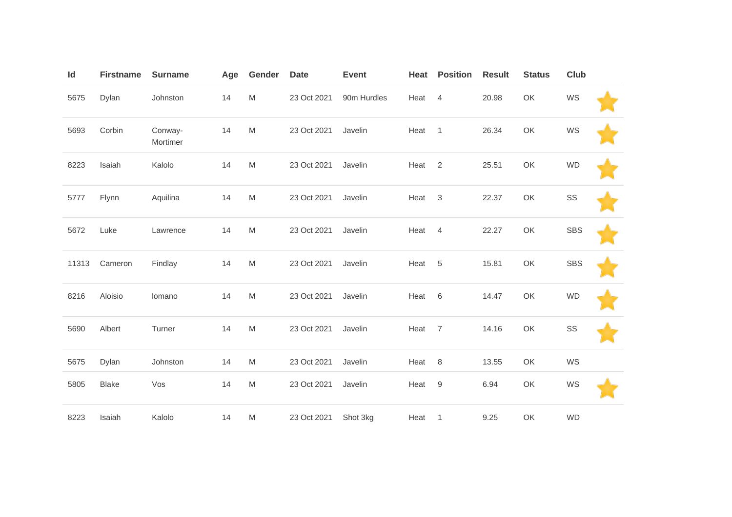| Id | Firstname | Surname | Age | Gender | Date | Event | Heat | Position | Result | Status | Club | |
|---|---|---|---|---|---|---|---|---|---|---|---|---|
| 5675 | Dylan | Johnston | 14 | M | 23 Oct 2021 | 90m Hurdles | Heat | 4 | 20.98 | OK | WS | ⭐ |
| 5693 | Corbin | Conway-Mortimer | 14 | M | 23 Oct 2021 | Javelin | Heat | 1 | 26.34 | OK | WS | ⭐ |
| 8223 | Isaiah | Kalolo | 14 | M | 23 Oct 2021 | Javelin | Heat | 2 | 25.51 | OK | WD | ⭐ |
| 5777 | Flynn | Aquilina | 14 | M | 23 Oct 2021 | Javelin | Heat | 3 | 22.37 | OK | SS | ⭐ |
| 5672 | Luke | Lawrence | 14 | M | 23 Oct 2021 | Javelin | Heat | 4 | 22.27 | OK | SBS | ⭐ |
| 11313 | Cameron | Findlay | 14 | M | 23 Oct 2021 | Javelin | Heat | 5 | 15.81 | OK | SBS | ⭐ |
| 8216 | Aloisio | Iomano | 14 | M | 23 Oct 2021 | Javelin | Heat | 6 | 14.47 | OK | WD | ⭐ |
| 5690 | Albert | Turner | 14 | M | 23 Oct 2021 | Javelin | Heat | 7 | 14.16 | OK | SS | ⭐ |
| 5675 | Dylan | Johnston | 14 | M | 23 Oct 2021 | Javelin | Heat | 8 | 13.55 | OK | WS | |
| 5805 | Blake | Vos | 14 | M | 23 Oct 2021 | Javelin | Heat | 9 | 6.94 | OK | WS | ⭐ |
| 8223 | Isaiah | Kalolo | 14 | M | 23 Oct 2021 | Shot 3kg | Heat | 1 | 9.25 | OK | WD | |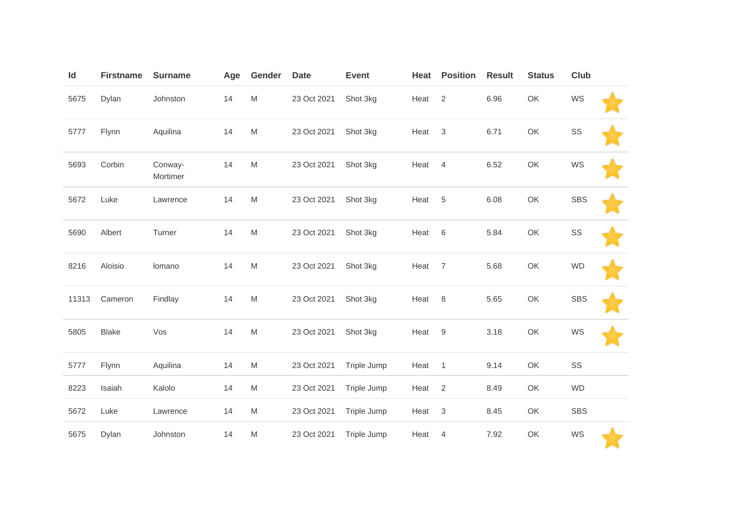| Id | Firstname | Surname | Age | Gender | Date | Event | Heat | Position | Result | Status | Club | |
|---|---|---|---|---|---|---|---|---|---|---|---|---|
| 5675 | Dylan | Johnston | 14 | M | 23 Oct 2021 | Shot 3kg | Heat | 2 | 6.96 | OK | WS | ⭐ |
| 5777 | Flynn | Aquilina | 14 | M | 23 Oct 2021 | Shot 3kg | Heat | 3 | 6.71 | OK | SS | ⭐ |
| 5693 | Corbin | Conway-Mortimer | 14 | M | 23 Oct 2021 | Shot 3kg | Heat | 4 | 6.52 | OK | WS | ⭐ |
| 5672 | Luke | Lawrence | 14 | M | 23 Oct 2021 | Shot 3kg | Heat | 5 | 6.08 | OK | SBS | ⭐ |
| 5690 | Albert | Turner | 14 | M | 23 Oct 2021 | Shot 3kg | Heat | 6 | 5.84 | OK | SS | ⭐ |
| 8216 | Aloisio | lomano | 14 | M | 23 Oct 2021 | Shot 3kg | Heat | 7 | 5.68 | OK | WD | ⭐ |
| 11313 | Cameron | Findlay | 14 | M | 23 Oct 2021 | Shot 3kg | Heat | 8 | 5.65 | OK | SBS | ⭐ |
| 5805 | Blake | Vos | 14 | M | 23 Oct 2021 | Shot 3kg | Heat | 9 | 3.18 | OK | WS | ⭐ |
| 5777 | Flynn | Aquilina | 14 | M | 23 Oct 2021 | Triple Jump | Heat | 1 | 9.14 | OK | SS | |
| 8223 | Isaiah | Kalolo | 14 | M | 23 Oct 2021 | Triple Jump | Heat | 2 | 8.49 | OK | WD | |
| 5672 | Luke | Lawrence | 14 | M | 23 Oct 2021 | Triple Jump | Heat | 3 | 8.45 | OK | SBS | |
| 5675 | Dylan | Johnston | 14 | M | 23 Oct 2021 | Triple Jump | Heat | 4 | 7.92 | OK | WS | ⭐ |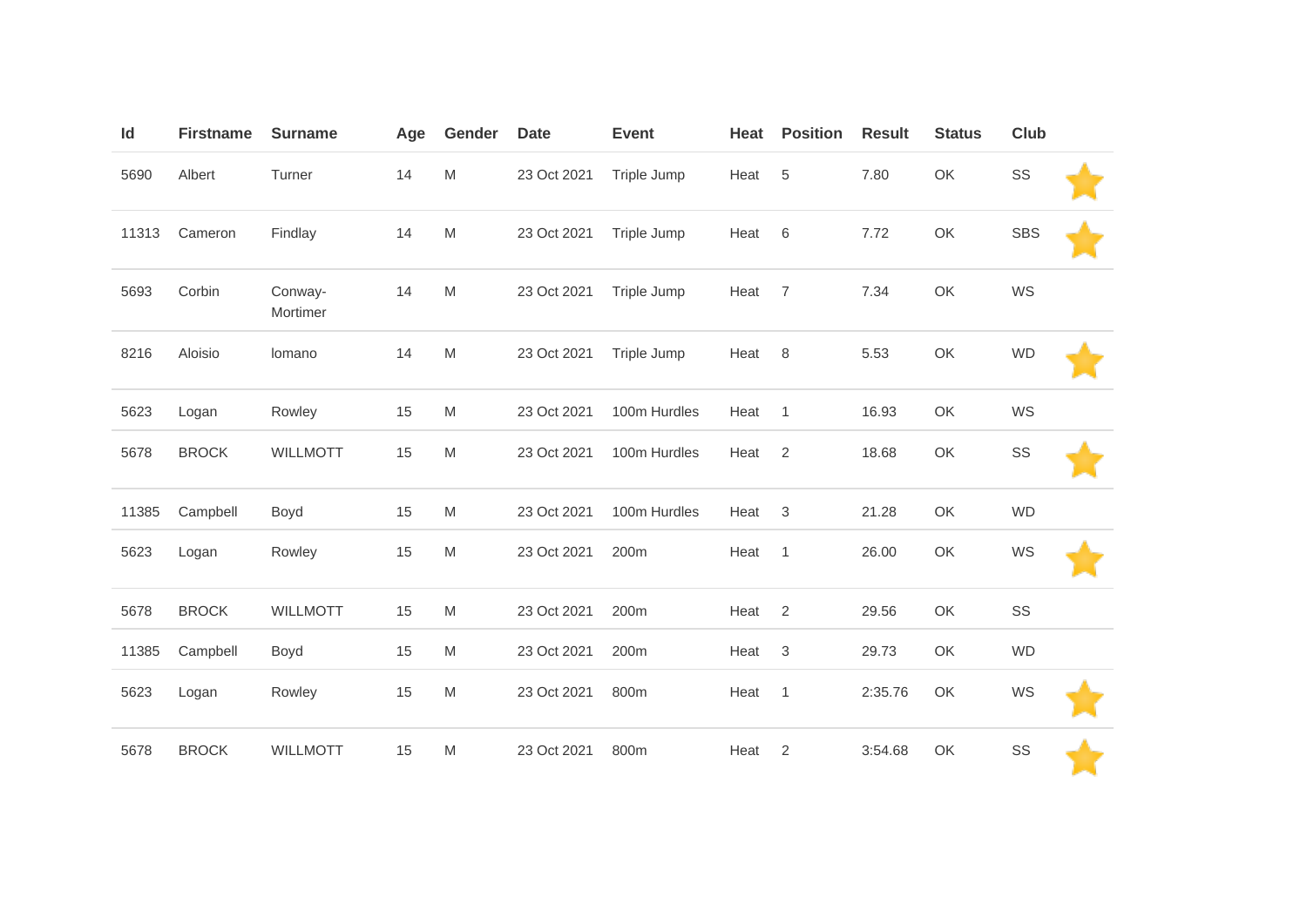| Id | Firstname | Surname | Age | Gender | Date | Event | Heat | Position | Result | Status | Club | |
|---|---|---|---|---|---|---|---|---|---|---|---|---|
| 5690 | Albert | Turner | 14 | M | 23 Oct 2021 | Triple Jump | Heat | 5 | 7.80 | OK | SS | ⭐ |
| 11313 | Cameron | Findlay | 14 | M | 23 Oct 2021 | Triple Jump | Heat | 6 | 7.72 | OK | SBS | ⭐ |
| 5693 | Corbin | Conway-Mortimer | 14 | M | 23 Oct 2021 | Triple Jump | Heat | 7 | 7.34 | OK | WS | |
| 8216 | Aloisio | Iomano | 14 | M | 23 Oct 2021 | Triple Jump | Heat | 8 | 5.53 | OK | WD | ⭐ |
| 5623 | Logan | Rowley | 15 | M | 23 Oct 2021 | 100m Hurdles | Heat | 1 | 16.93 | OK | WS | |
| 5678 | BROCK | WILLMOTT | 15 | M | 23 Oct 2021 | 100m Hurdles | Heat | 2 | 18.68 | OK | SS | ⭐ |
| 11385 | Campbell | Boyd | 15 | M | 23 Oct 2021 | 100m Hurdles | Heat | 3 | 21.28 | OK | WD | |
| 5623 | Logan | Rowley | 15 | M | 23 Oct 2021 | 200m | Heat | 1 | 26.00 | OK | WS | ⭐ |
| 5678 | BROCK | WILLMOTT | 15 | M | 23 Oct 2021 | 200m | Heat | 2 | 29.56 | OK | SS | |
| 11385 | Campbell | Boyd | 15 | M | 23 Oct 2021 | 200m | Heat | 3 | 29.73 | OK | WD | |
| 5623 | Logan | Rowley | 15 | M | 23 Oct 2021 | 800m | Heat | 1 | 2:35.76 | OK | WS | ⭐ |
| 5678 | BROCK | WILLMOTT | 15 | M | 23 Oct 2021 | 800m | Heat | 2 | 3:54.68 | OK | SS | ⭐ |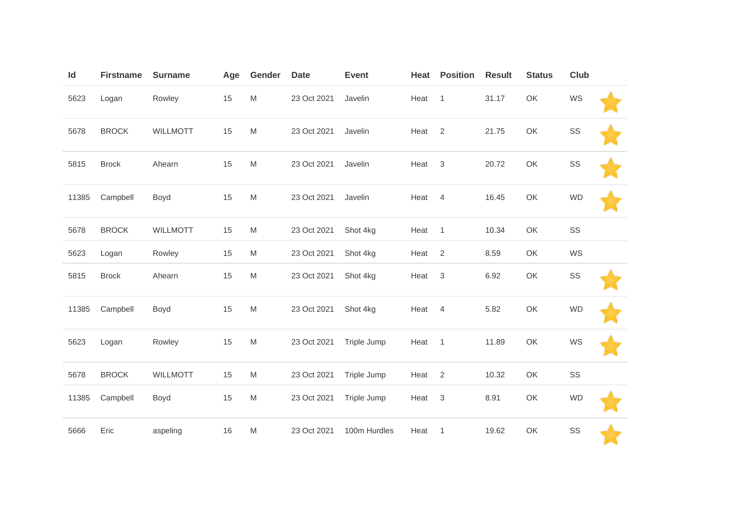| Id | Firstname | Surname | Age | Gender | Date | Event | Heat | Position | Result | Status | Club | |
|---|---|---|---|---|---|---|---|---|---|---|---|---|
| 5623 | Logan | Rowley | 15 | M | 23 Oct 2021 | Javelin | Heat | 1 | 31.17 | OK | WS | |
| 5678 | BROCK | WILLMOTT | 15 | M | 23 Oct 2021 | Javelin | Heat | 2 | 21.75 | OK | SS | |
| 5815 | Brock | Ahearn | 15 | M | 23 Oct 2021 | Javelin | Heat | 3 | 20.72 | OK | SS | |
| 11385 | Campbell | Boyd | 15 | M | 23 Oct 2021 | Javelin | Heat | 4 | 16.45 | OK | WD | |
| 5678 | BROCK | WILLMOTT | 15 | M | 23 Oct 2021 | Shot 4kg | Heat | 1 | 10.34 | OK | SS | |
| 5623 | Logan | Rowley | 15 | M | 23 Oct 2021 | Shot 4kg | Heat | 2 | 8.59 | OK | WS | |
| 5815 | Brock | Ahearn | 15 | M | 23 Oct 2021 | Shot 4kg | Heat | 3 | 6.92 | OK | SS | |
| 11385 | Campbell | Boyd | 15 | M | 23 Oct 2021 | Shot 4kg | Heat | 4 | 5.82 | OK | WD | |
| 5623 | Logan | Rowley | 15 | M | 23 Oct 2021 | Triple Jump | Heat | 1 | 11.89 | OK | WS | |
| 5678 | BROCK | WILLMOTT | 15 | M | 23 Oct 2021 | Triple Jump | Heat | 2 | 10.32 | OK | SS | |
| 11385 | Campbell | Boyd | 15 | M | 23 Oct 2021 | Triple Jump | Heat | 3 | 8.91 | OK | WD | |
| 5666 | Eric | aspeling | 16 | M | 23 Oct 2021 | 100m Hurdles | Heat | 1 | 19.62 | OK | SS | |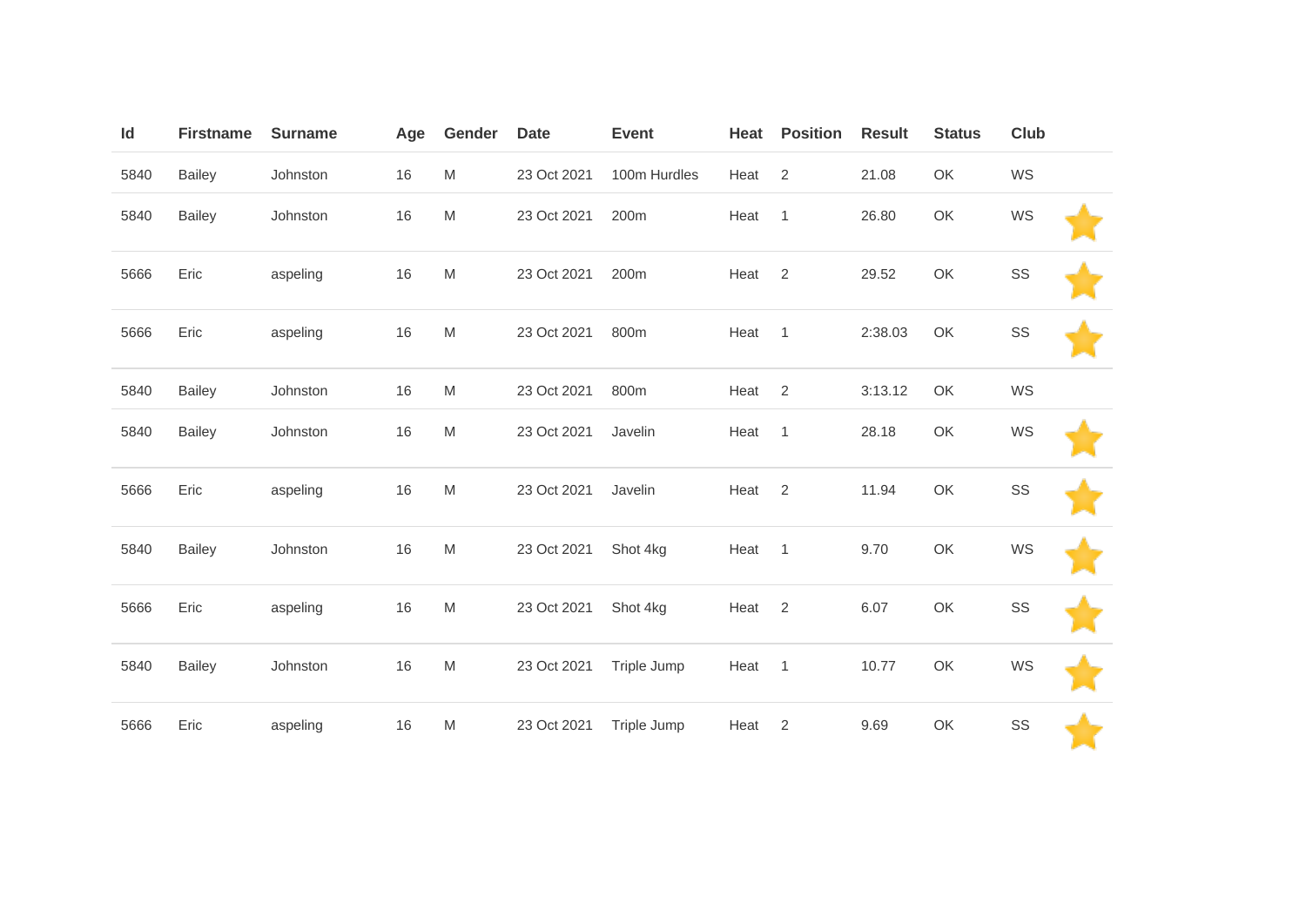| Id | Firstname | Surname | Age | Gender | Date | Event | Heat | Position | Result | Status | Club | |
|---|---|---|---|---|---|---|---|---|---|---|---|---|
| 5840 | Bailey | Johnston | 16 | M | 23 Oct 2021 | 100m Hurdles | Heat | 2 | 21.08 | OK | WS | |
| 5840 | Bailey | Johnston | 16 | M | 23 Oct 2021 | 200m | Heat | 1 | 26.80 | OK | WS | ⭐ |
| 5666 | Eric | aspeling | 16 | M | 23 Oct 2021 | 200m | Heat | 2 | 29.52 | OK | SS | ⭐ |
| 5666 | Eric | aspeling | 16 | M | 23 Oct 2021 | 800m | Heat | 1 | 2:38.03 | OK | SS | ⭐ |
| 5840 | Bailey | Johnston | 16 | M | 23 Oct 2021 | 800m | Heat | 2 | 3:13.12 | OK | WS | |
| 5840 | Bailey | Johnston | 16 | M | 23 Oct 2021 | Javelin | Heat | 1 | 28.18 | OK | WS | ⭐ |
| 5666 | Eric | aspeling | 16 | M | 23 Oct 2021 | Javelin | Heat | 2 | 11.94 | OK | SS | ⭐ |
| 5840 | Bailey | Johnston | 16 | M | 23 Oct 2021 | Shot 4kg | Heat | 1 | 9.70 | OK | WS | ⭐ |
| 5666 | Eric | aspeling | 16 | M | 23 Oct 2021 | Shot 4kg | Heat | 2 | 6.07 | OK | SS | ⭐ |
| 5840 | Bailey | Johnston | 16 | M | 23 Oct 2021 | Triple Jump | Heat | 1 | 10.77 | OK | WS | ⭐ |
| 5666 | Eric | aspeling | 16 | M | 23 Oct 2021 | Triple Jump | Heat | 2 | 9.69 | OK | SS | ⭐ |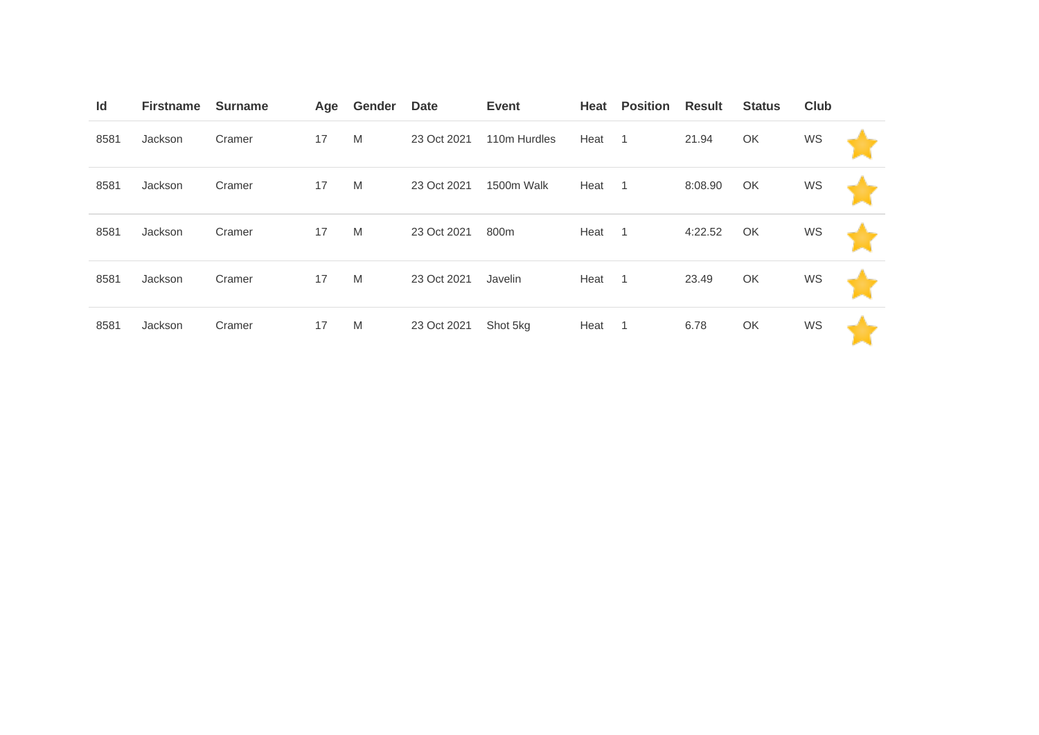| Id | Firstname | Surname | Age | Gender | Date | Event | Heat | Position | Result | Status | Club | |
|---|---|---|---|---|---|---|---|---|---|---|---|---|
| 8581 | Jackson | Cramer | 17 | M | 23 Oct 2021 | 110m Hurdles | Heat | 1 | 21.94 | OK | WS | |
| 8581 | Jackson | Cramer | 17 | M | 23 Oct 2021 | 1500m Walk | Heat | 1 | 8:08.90 | OK | WS | |
| 8581 | Jackson | Cramer | 17 | M | 23 Oct 2021 | 800m | Heat | 1 | 4:22.52 | OK | WS | |
| 8581 | Jackson | Cramer | 17 | M | 23 Oct 2021 | Javelin | Heat | 1 | 23.49 | OK | WS | |
| 8581 | Jackson | Cramer | 17 | M | 23 Oct 2021 | Shot 5kg | Heat | 1 | 6.78 | OK | WS | |